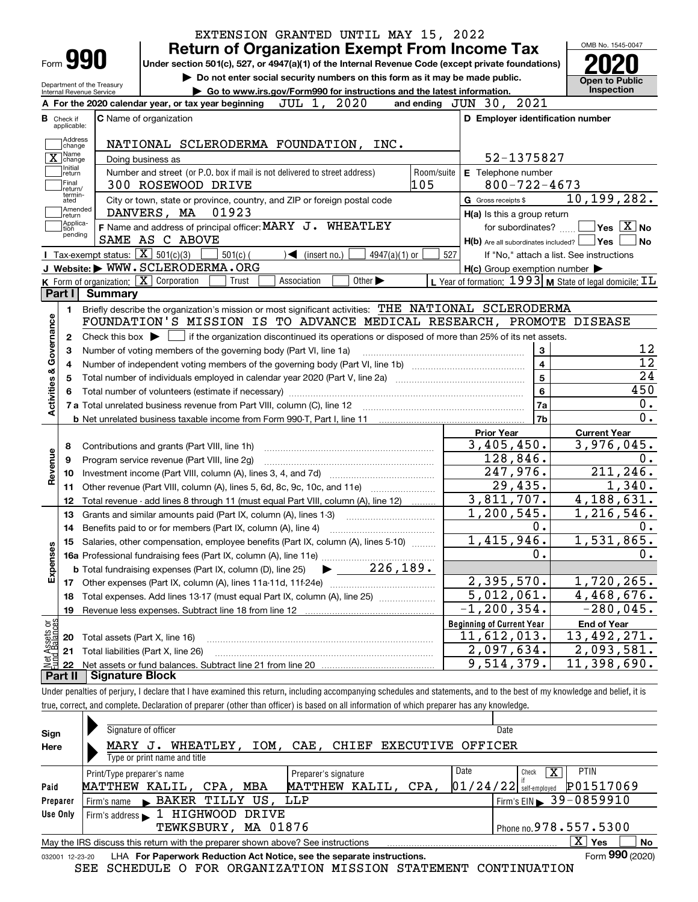EXTENSION GRANTED UNTIL MAY 15, 2022

Form **990**

# Return of Organization Exempt From Income Tax

Under section 501(c), 527, or 4947(a)(1) of the Internal Revenue Code (except private foundations)

▶ Do not enter social security numbers on this form as it may be made public.

▶ Go to www.irs.gov/Form990 for instructions and the latest information.

Department of the Treasury
Internal Revenue Service

OMB No. 1545-0047

**2020**

**Open to Public Inspection**

**A** For the 2020 calendar year, or tax year beginning JUL 1, 2020 and ending JUN 30, 2021

**B** Check if applicable:
- Address change
- [X] Name change
- Initial return
- Final return/terminated
- Amended return
- Application pending

**C** Name of organization: NATIONAL SCLERODERMA FOUNDATION, INC.

Doing business as

Number and street (or P.O. box if mail is not delivered to street address): 300 ROSEWOOD DRIVE — Room/suite: 105

City or town, state or province, country, and ZIP or foreign postal code: DANVERS, MA 01923

**D** Employer identification number: 52-1375827

**E** Telephone number: 800-722-4673

**G** Gross receipts $ 10,199,282.

**F** Name and address of principal officer: MARY J. WHEATLEY
SAME AS C ABOVE

**H(a)** Is this a group return for subordinates? [ ] Yes [X] No

**H(b)** Are all subordinates included? [ ] Yes [ ] No
If "No," attach a list. See instructions

**H(c)** Group exemption number ▶

**I** Tax-exempt status: [X] 501(c)(3) [ ] 501(c) ( ) ◀ (insert no.) [ ] 4947(a)(1) or [ ] 527

**J** Website: ▶ WWW.SCLERODERMA.ORG

**K** Form of organization: [X] Corporation [ ] Trust [ ] Association [ ] Other ▶

**L** Year of formation: 1993 **M** State of legal domicile: IL

## Part I Summary

**Activities & Governance**

1. Briefly describe the organization's mission or most significant activities: THE NATIONAL SCLERODERMA FOUNDATION'S MISSION IS TO ADVANCE MEDICAL RESEARCH, PROMOTE DISEASE
2. Check this box ▶ [ ] if the organization discontinued its operations or disposed of more than 25% of its net assets.

| Line | Description | No. | Value |
|---|---|---|---|
| 3 | Number of voting members of the governing body (Part VI, line 1a) | 3 | 12 |
| 4 | Number of independent voting members of the governing body (Part VI, line 1b) | 4 | 12 |
| 5 | Total number of individuals employed in calendar year 2020 (Part V, line 2a) | 5 | 24 |
| 6 | Total number of volunteers (estimate if necessary) | 6 | 450 |
| 7a | Total unrelated business revenue from Part VIII, column (C), line 12 | 7a | 0. |
| 7b | Net unrelated business taxable income from Form 990-T, Part I, line 11 | 7b | 0. |

| Line | Description | Prior Year | Current Year |
|---|---|---|---|
| | **Revenue** | | |
| 8 | Contributions and grants (Part VIII, line 1h) | 3,405,450. | 3,976,045. |
| 9 | Program service revenue (Part VIII, line 2g) | 128,846. | 0. |
| 10 | Investment income (Part VIII, column (A), lines 3, 4, and 7d) | 247,976. | 211,246. |
| 11 | Other revenue (Part VIII, column (A), lines 5, 6d, 8c, 9c, 10c, and 11e) | 29,435. | 1,340. |
| 12 | Total revenue - add lines 8 through 11 (must equal Part VIII, column (A), line 12) | 3,811,707. | 4,188,631. |
| | **Expenses** | | |
| 13 | Grants and similar amounts paid (Part IX, column (A), lines 1-3) | 1,200,545. | 1,216,546. |
| 14 | Benefits paid to or for members (Part IX, column (A), line 4) | 0. | 0. |
| 15 | Salaries, other compensation, employee benefits (Part IX, column (A), lines 5-10) | 1,415,946. | 1,531,865. |
| 16a | Professional fundraising fees (Part IX, column (A), line 11e) | 0. | 0. |
| b | Total fundraising expenses (Part IX, column (D), line 25) ▶ 226,189. | | |
| 17 | Other expenses (Part IX, column (A), lines 11a-11d, 11f-24e) | 2,395,570. | 1,720,265. |
| 18 | Total expenses. Add lines 13-17 (must equal Part IX, column (A), line 25) | 5,012,061. | 4,468,676. |
| 19 | Revenue less expenses. Subtract line 18 from line 12 | -1,200,354. | -280,045. |

| Line | Net Assets or Fund Balances | Beginning of Current Year | End of Year |
|---|---|---|---|
| 20 | Total assets (Part X, line 16) | 11,612,013. | 13,492,271. |
| 21 | Total liabilities (Part X, line 26) | 2,097,634. | 2,093,581. |
| 22 | Net assets or fund balances. Subtract line 21 from line 20 | 9,514,379. | 11,398,690. |

## Part II Signature Block

Under penalties of perjury, I declare that I have examined this return, including accompanying schedules and statements, and to the best of my knowledge and belief, it is true, correct, and complete. Declaration of preparer (other than officer) is based on all information of which preparer has any knowledge.

**Sign Here**

Signature of officer — Date

MARY J. WHEATLEY, IOM, CAE, CHIEF EXECUTIVE OFFICER
Type or print name and title

**Paid Preparer Use Only**

| Print/Type preparer's name | Preparer's signature | Date | Check if self-employed | PTIN |
|---|---|---|---|---|
| MATTHEW KALIL, CPA, MBA | MATTHEW KALIL, CPA, | 01/24/22 | [X] | P01517069 |

Firm's name ▶ BAKER TILLY US, LLP — Firm's EIN ▶ 39-0859910

Firm's address ▶ 1 HIGHWOOD DRIVE, TEWKSBURY, MA 01876 — Phone no. 978.557.5300

May the IRS discuss this return with the preparer shown above? See instructions [X] Yes [ ] No

032001 12-23-20 LHA For Paperwork Reduction Act Notice, see the separate instructions. Form **990** (2020)

SEE SCHEDULE O FOR ORGANIZATION MISSION STATEMENT CONTINUATION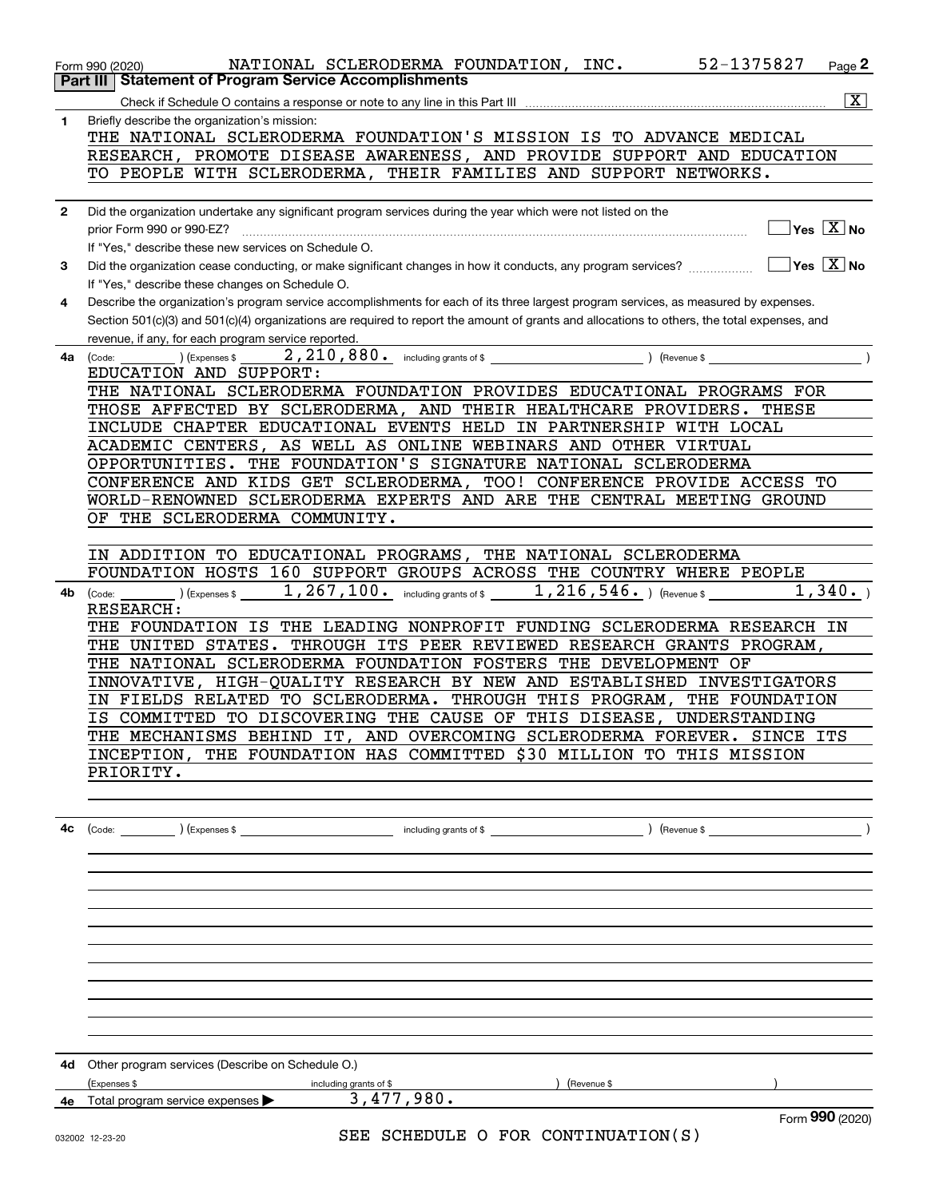Form 990 (2020) NATIONAL SCLERODERMA FOUNDATION, INC. 52-1375827 Page 2

## Part III Statement of Program Service Accomplishments

Check if Schedule O contains a response or note to any line in this Part III [X]

**1** Briefly describe the organization's mission:

THE NATIONAL SCLERODERMA FOUNDATION'S MISSION IS TO ADVANCE MEDICAL RESEARCH, PROMOTE DISEASE AWARENESS, AND PROVIDE SUPPORT AND EDUCATION TO PEOPLE WITH SCLERODERMA, THEIR FAMILIES AND SUPPORT NETWORKS.

**2** Did the organization undertake any significant program services during the year which were not listed on the prior Form 990 or 990-EZ? [ ] Yes [X] No

If "Yes," describe these new services on Schedule O.

**3** Did the organization cease conducting, or make significant changes in how it conducts, any program services? [ ] Yes [X] No

If "Yes," describe these changes on Schedule O.

**4** Describe the organization's program service accomplishments for each of its three largest program services, as measured by expenses. Section 501(c)(3) and 501(c)(4) organizations are required to report the amount of grants and allocations to others, the total expenses, and revenue, if any, for each program service reported.

**4a** (Code: ) (Expenses $ 2,210,880. including grants of $ ) (Revenue $ )

EDUCATION AND SUPPORT:

THE NATIONAL SCLERODERMA FOUNDATION PROVIDES EDUCATIONAL PROGRAMS FOR THOSE AFFECTED BY SCLERODERMA, AND THEIR HEALTHCARE PROVIDERS. THESE INCLUDE CHAPTER EDUCATIONAL EVENTS HELD IN PARTNERSHIP WITH LOCAL ACADEMIC CENTERS, AS WELL AS ONLINE WEBINARS AND OTHER VIRTUAL OPPORTUNITIES. THE FOUNDATION'S SIGNATURE NATIONAL SCLERODERMA CONFERENCE AND KIDS GET SCLERODERMA, TOO! CONFERENCE PROVIDE ACCESS TO WORLD-RENOWNED SCLERODERMA EXPERTS AND ARE THE CENTRAL MEETING GROUND OF THE SCLERODERMA COMMUNITY.

IN ADDITION TO EDUCATIONAL PROGRAMS, THE NATIONAL SCLERODERMA FOUNDATION HOSTS 160 SUPPORT GROUPS ACROSS THE COUNTRY WHERE PEOPLE

**4b** (Code: ) (Expenses $ 1,267,100. including grants of $ 1,216,546. ) (Revenue $ 1,340. )

RESEARCH:

THE FOUNDATION IS THE LEADING NONPROFIT FUNDING SCLERODERMA RESEARCH IN THE UNITED STATES. THROUGH ITS PEER REVIEWED RESEARCH GRANTS PROGRAM, THE NATIONAL SCLERODERMA FOUNDATION FOSTERS THE DEVELOPMENT OF INNOVATIVE, HIGH-QUALITY RESEARCH BY NEW AND ESTABLISHED INVESTIGATORS IN FIELDS RELATED TO SCLERODERMA. THROUGH THIS PROGRAM, THE FOUNDATION IS COMMITTED TO DISCOVERING THE CAUSE OF THIS DISEASE, UNDERSTANDING THE MECHANISMS BEHIND IT, AND OVERCOMING SCLERODERMA FOREVER. SINCE ITS INCEPTION, THE FOUNDATION HAS COMMITTED $30 MILLION TO THIS MISSION PRIORITY.

**4c** (Code: ) (Expenses $ including grants of $ ) (Revenue $ )

**4d** Other program services (Describe on Schedule O.)

(Expenses $ including grants of $ ) (Revenue $ )

**4e** Total program service expenses 3,477,980.

Form 990 (2020)

SEE SCHEDULE O FOR CONTINUATION(S)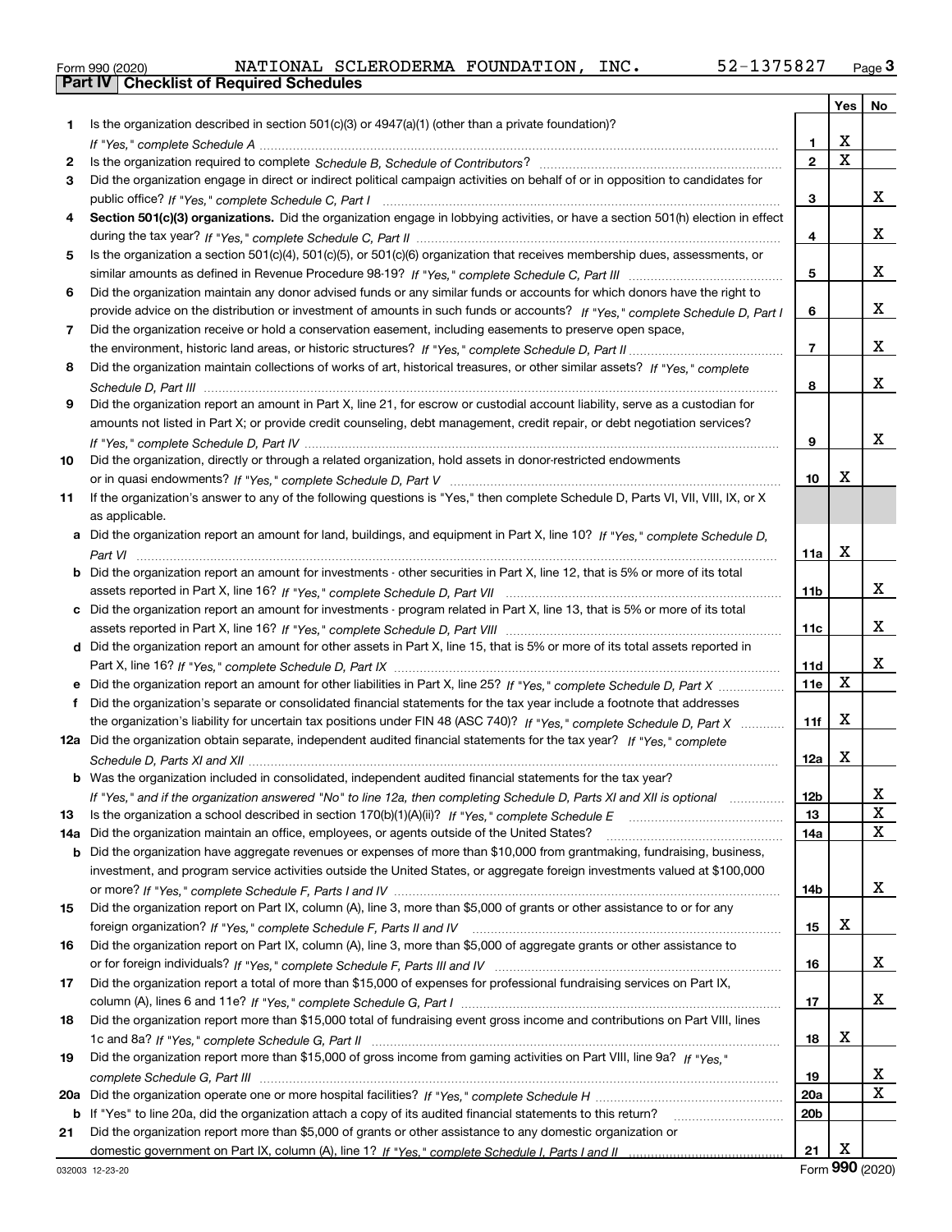Form 990 (2020) NATIONAL SCLERODERMA FOUNDATION, INC. 52-1375827

## Part IV | Checklist of Required Schedules

| | | | Yes | No |
|---|---|---|---|---|
| 1 | Is the organization described in section 501(c)(3) or 4947(a)(1) (other than a private foundation)? *If "Yes," complete Schedule A* | 1 | X | |
| 2 | Is the organization required to complete *Schedule B, Schedule of Contributors*? | 2 | X | |
| 3 | Did the organization engage in direct or indirect political campaign activities on behalf of or in opposition to candidates for public office? *If "Yes," complete Schedule C, Part I* | 3 | | X |
| 4 | **Section 501(c)(3) organizations.** Did the organization engage in lobbying activities, or have a section 501(h) election in effect during the tax year? *If "Yes," complete Schedule C, Part II* | 4 | | X |
| 5 | Is the organization a section 501(c)(4), 501(c)(5), or 501(c)(6) organization that receives membership dues, assessments, or similar amounts as defined in Revenue Procedure 98-19? *If "Yes," complete Schedule C, Part III* | 5 | | X |
| 6 | Did the organization maintain any donor advised funds or any similar funds or accounts for which donors have the right to provide advice on the distribution or investment of amounts in such funds or accounts? *If "Yes," complete Schedule D, Part I* | 6 | | X |
| 7 | Did the organization receive or hold a conservation easement, including easements to preserve open space, the environment, historic land areas, or historic structures? *If "Yes," complete Schedule D, Part II* | 7 | | X |
| 8 | Did the organization maintain collections of works of art, historical treasures, or other similar assets? *If "Yes," complete Schedule D, Part III* | 8 | | X |
| 9 | Did the organization report an amount in Part X, line 21, for escrow or custodial account liability, serve as a custodian for amounts not listed in Part X; or provide credit counseling, debt management, credit repair, or debt negotiation services? *If "Yes," complete Schedule D, Part IV* | 9 | | X |
| 10 | Did the organization, directly or through a related organization, hold assets in donor-restricted endowments or in quasi endowments? *If "Yes," complete Schedule D, Part V* | 10 | X | |
| 11 | If the organization's answer to any of the following questions is "Yes," then complete Schedule D, Parts VI, VII, VIII, IX, or X as applicable. | | | |
| a | Did the organization report an amount for land, buildings, and equipment in Part X, line 10? *If "Yes," complete Schedule D, Part VI* | 11a | X | |
| b | Did the organization report an amount for investments - other securities in Part X, line 12, that is 5% or more of its total assets reported in Part X, line 16? *If "Yes," complete Schedule D, Part VII* | 11b | | X |
| c | Did the organization report an amount for investments - program related in Part X, line 13, that is 5% or more of its total assets reported in Part X, line 16? *If "Yes," complete Schedule D, Part VIII* | 11c | | X |
| d | Did the organization report an amount for other assets in Part X, line 15, that is 5% or more of its total assets reported in Part X, line 16? *If "Yes," complete Schedule D, Part IX* | 11d | | X |
| e | Did the organization report an amount for other liabilities in Part X, line 25? *If "Yes," complete Schedule D, Part X* | 11e | X | |
| f | Did the organization's separate or consolidated financial statements for the tax year include a footnote that addresses the organization's liability for uncertain tax positions under FIN 48 (ASC 740)? *If "Yes," complete Schedule D, Part X* | 11f | X | |
| 12a | Did the organization obtain separate, independent audited financial statements for the tax year? *If "Yes," complete Schedule D, Parts XI and XII* | 12a | X | |
| b | Was the organization included in consolidated, independent audited financial statements for the tax year? *If "Yes," and if the organization answered "No" to line 12a, then completing Schedule D, Parts XI and XII is optional* | 12b | | X |
| 13 | Is the organization a school described in section 170(b)(1)(A)(ii)? *If "Yes," complete Schedule E* | 13 | | X |
| 14a | Did the organization maintain an office, employees, or agents outside of the United States? | 14a | | X |
| b | Did the organization have aggregate revenues or expenses of more than $10,000 from grantmaking, fundraising, business, investment, and program service activities outside the United States, or aggregate foreign investments valued at $100,000 or more? *If "Yes," complete Schedule F, Parts I and IV* | 14b | | X |
| 15 | Did the organization report on Part IX, column (A), line 3, more than $5,000 of grants or other assistance to or for any foreign organization? *If "Yes," complete Schedule F, Parts II and IV* | 15 | X | |
| 16 | Did the organization report on Part IX, column (A), line 3, more than $5,000 of aggregate grants or other assistance to or for foreign individuals? *If "Yes," complete Schedule F, Parts III and IV* | 16 | | X |
| 17 | Did the organization report a total of more than $15,000 of expenses for professional fundraising services on Part IX, column (A), lines 6 and 11e? *If "Yes," complete Schedule G, Part I* | 17 | | X |
| 18 | Did the organization report more than $15,000 total of fundraising event gross income and contributions on Part VIII, lines 1c and 8a? *If "Yes," complete Schedule G, Part II* | 18 | X | |
| 19 | Did the organization report more than $15,000 of gross income from gaming activities on Part VIII, line 9a? *If "Yes," complete Schedule G, Part III* | 19 | | X |
| 20a | Did the organization operate one or more hospital facilities? *If "Yes," complete Schedule H* | 20a | | X |
| b | If "Yes" to line 20a, did the organization attach a copy of its audited financial statements to this return? | 20b | | |
| 21 | Did the organization report more than $5,000 of grants or other assistance to any domestic organization or domestic government on Part IX, column (A), line 1? *If "Yes," complete Schedule I, Parts I and II* | 21 | X | |

032003 12-23-20 Form **990** (2020)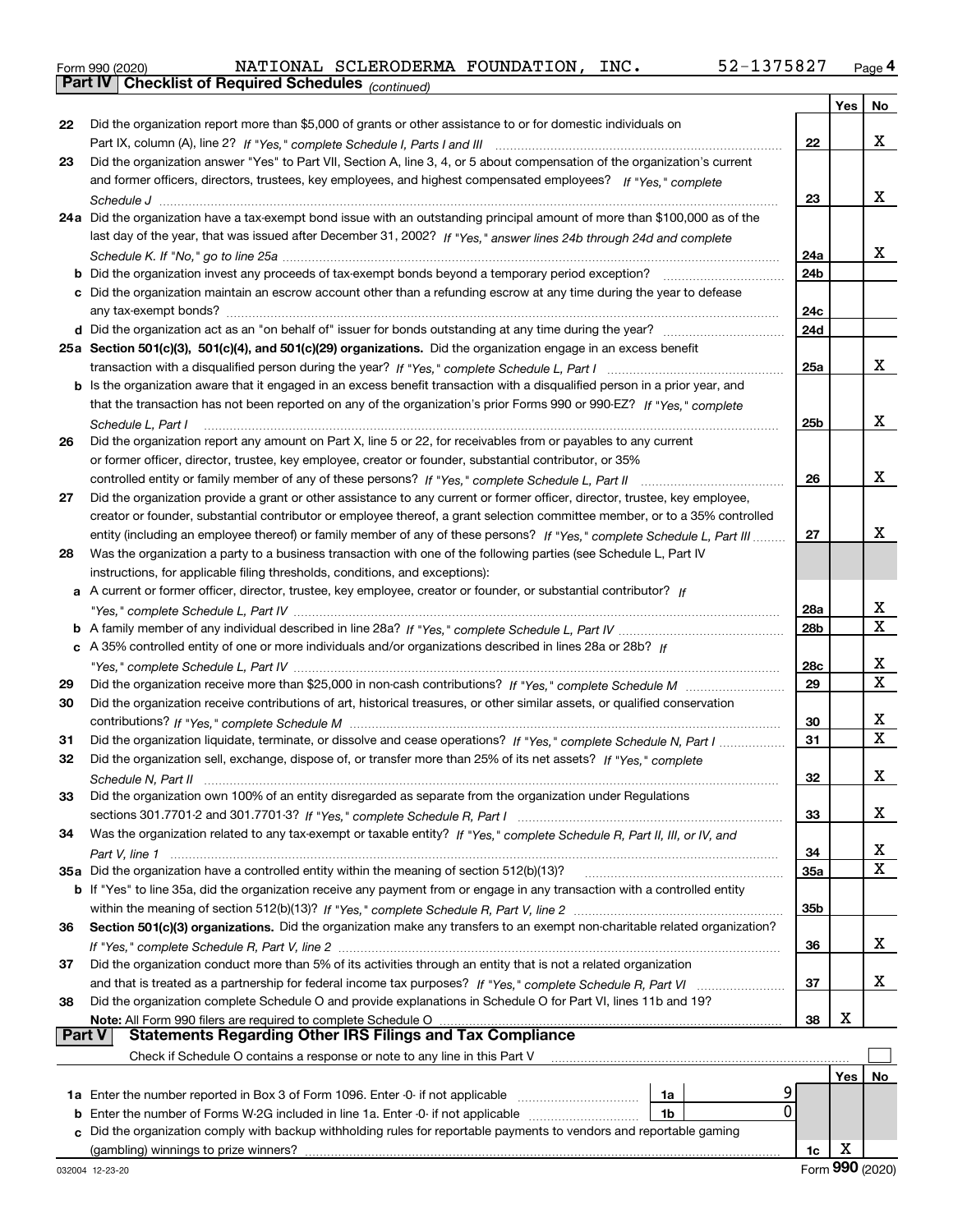Form 990 (2020) NATIONAL SCLERODERMA FOUNDATION, INC. 52-1375827 Page 4

**Part IV | Checklist of Required Schedules** *(continued)*

| | | | Yes | No |
|---|---|---|---|---|
| 22 | Did the organization report more than $5,000 of grants or other assistance to or for domestic individuals on Part IX, column (A), line 2? *If "Yes," complete Schedule I, Parts I and III* | 22 | | X |
| 23 | Did the organization answer "Yes" to Part VII, Section A, line 3, 4, or 5 about compensation of the organization's current and former officers, directors, trustees, key employees, and highest compensated employees? *If "Yes," complete Schedule J* | 23 | | X |
| 24a | Did the organization have a tax-exempt bond issue with an outstanding principal amount of more than $100,000 as of the last day of the year, that was issued after December 31, 2002? *If "Yes," answer lines 24b through 24d and complete Schedule K. If "No," go to line 25a* | 24a | | X |
| b | Did the organization invest any proceeds of tax-exempt bonds beyond a temporary period exception? | 24b | | |
| c | Did the organization maintain an escrow account other than a refunding escrow at any time during the year to defease any tax-exempt bonds? | 24c | | |
| d | Did the organization act as an "on behalf of" issuer for bonds outstanding at any time during the year? | 24d | | |
| 25a | **Section 501(c)(3), 501(c)(4), and 501(c)(29) organizations.** Did the organization engage in an excess benefit transaction with a disqualified person during the year? *If "Yes," complete Schedule L, Part I* | 25a | | X |
| b | Is the organization aware that it engaged in an excess benefit transaction with a disqualified person in a prior year, and that the transaction has not been reported on any of the organization's prior Forms 990 or 990-EZ? *If "Yes," complete Schedule L, Part I* | 25b | | X |
| 26 | Did the organization report any amount on Part X, line 5 or 22, for receivables from or payables to any current or former officer, director, trustee, key employee, creator or founder, substantial contributor, or 35% controlled entity or family member of any of these persons? *If "Yes," complete Schedule L, Part II* | 26 | | X |
| 27 | Did the organization provide a grant or other assistance to any current or former officer, director, trustee, key employee, creator or founder, substantial contributor or employee thereof, a grant selection committee member, or to a 35% controlled entity (including an employee thereof) or family member of any of these persons? *If "Yes," complete Schedule L, Part III* | 27 | | X |
| 28 | Was the organization a party to a business transaction with one of the following parties (see Schedule L, Part IV instructions, for applicable filing thresholds, conditions, and exceptions): | | | |
| a | A current or former officer, director, trustee, key employee, creator or founder, or substantial contributor? *If "Yes," complete Schedule L, Part IV* | 28a | | X |
| b | A family member of any individual described in line 28a? *If "Yes," complete Schedule L, Part IV* | 28b | | X |
| c | A 35% controlled entity of one or more individuals and/or organizations described in lines 28a or 28b? *If "Yes," complete Schedule L, Part IV* | 28c | | X |
| 29 | Did the organization receive more than $25,000 in non-cash contributions? *If "Yes," complete Schedule M* | 29 | | X |
| 30 | Did the organization receive contributions of art, historical treasures, or other similar assets, or qualified conservation contributions? *If "Yes," complete Schedule M* | 30 | | X |
| 31 | Did the organization liquidate, terminate, or dissolve and cease operations? *If "Yes," complete Schedule N, Part I* | 31 | | X |
| 32 | Did the organization sell, exchange, dispose of, or transfer more than 25% of its net assets? *If "Yes," complete Schedule N, Part II* | 32 | | X |
| 33 | Did the organization own 100% of an entity disregarded as separate from the organization under Regulations sections 301.7701-2 and 301.7701-3? *If "Yes," complete Schedule R, Part I* | 33 | | X |
| 34 | Was the organization related to any tax-exempt or taxable entity? *If "Yes," complete Schedule R, Part II, III, or IV, and Part V, line 1* | 34 | | X |
| 35a | Did the organization have a controlled entity within the meaning of section 512(b)(13)? | 35a | | X |
| b | If "Yes" to line 35a, did the organization receive any payment from or engage in any transaction with a controlled entity within the meaning of section 512(b)(13)? *If "Yes," complete Schedule R, Part V, line 2* | 35b | | |
| 36 | **Section 501(c)(3) organizations.** Did the organization make any transfers to an exempt non-charitable related organization? *If "Yes," complete Schedule R, Part V, line 2* | 36 | | X |
| 37 | Did the organization conduct more than 5% of its activities through an entity that is not a related organization and that is treated as a partnership for federal income tax purposes? *If "Yes," complete Schedule R, Part VI* | 37 | | X |
| 38 | Did the organization complete Schedule O and provide explanations in Schedule O for Part VI, lines 11b and 19? **Note:** All Form 990 filers are required to complete Schedule O | 38 | X | |

**Part V | Statements Regarding Other IRS Filings and Tax Compliance**

Check if Schedule O contains a response or note to any line in this Part V ☐

| | | | | | Yes | No |
|---|---|---|---|---|---|---|
| 1a | Enter the number reported in Box 3 of Form 1096. Enter -0- if not applicable | 1a | 9 | | | |
| b | Enter the number of Forms W-2G included in line 1a. Enter -0- if not applicable | 1b | 0 | | | |
| c | Did the organization comply with backup withholding rules for reportable payments to vendors and reportable gaming (gambling) winnings to prize winners? | | | 1c | X | |

032004 12-23-20 Form **990** (2020)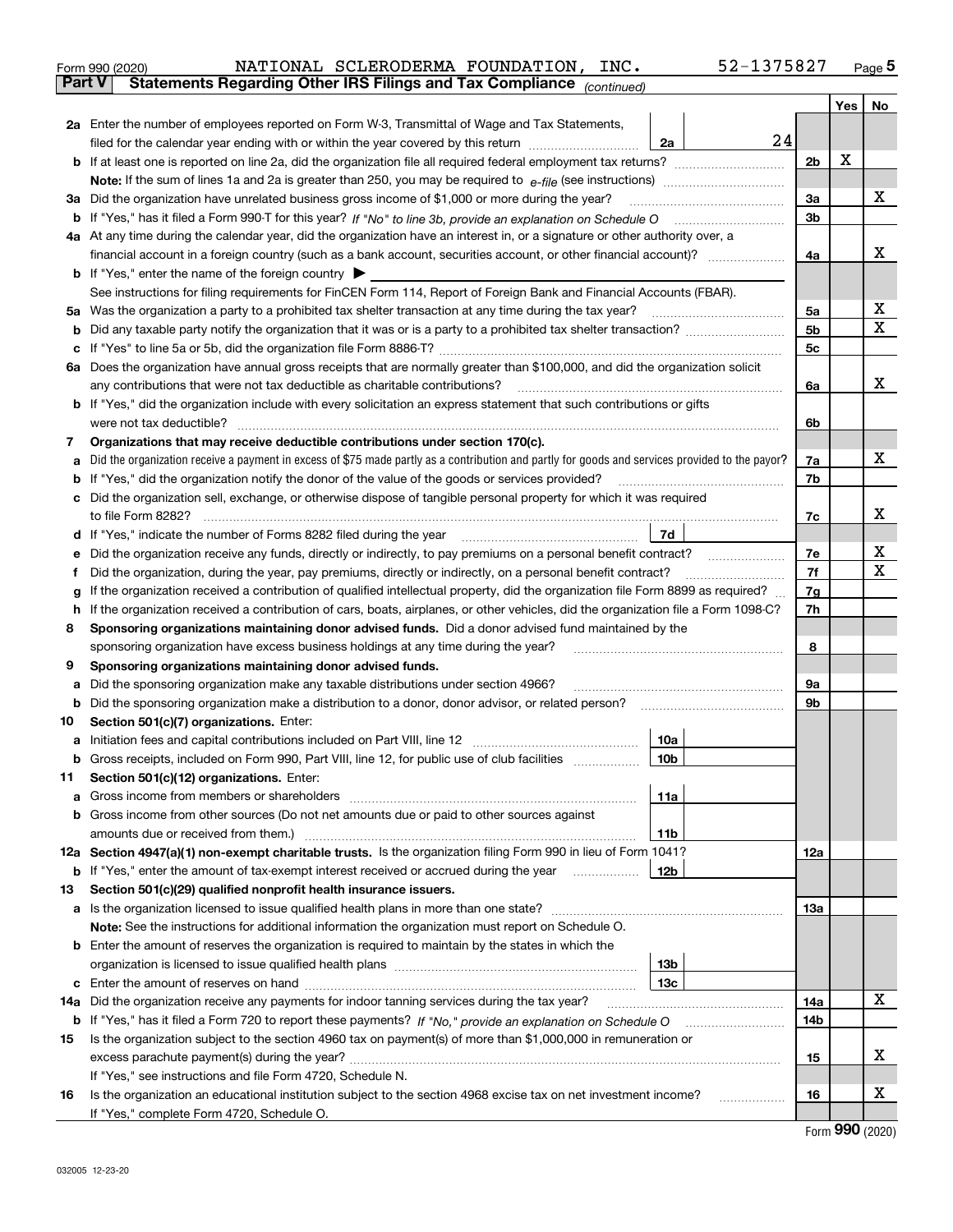Form 990 (2020) NATIONAL SCLERODERMA FOUNDATION, INC. 52-1375827

**Part V Statements Regarding Other IRS Filings and Tax Compliance** *(continued)*

| | | | | Yes | No |
|---|---|---|---|---|---|
| **2a** | Enter the number of employees reported on Form W-3, Transmittal of Wage and Tax Statements, filed for the calendar year ending with or within the year covered by this return | 2a | 24 | | |
| **b** | If at least one is reported on line 2a, did the organization file all required federal employment tax returns? | | 2b | X | |
| | **Note:** If the sum of lines 1a and 2a is greater than 250, you may be required to *e-file* (see instructions) | | | | |
| **3a** | Did the organization have unrelated business gross income of $1,000 or more during the year? | | 3a | | X |
| **b** | If "Yes," has it filed a Form 990-T for this year? *If "No" to line 3b, provide an explanation on Schedule O* | | 3b | | |
| **4a** | At any time during the calendar year, did the organization have an interest in, or a signature or other authority over, a financial account in a foreign country (such as a bank account, securities account, or other financial account)? | | 4a | | X |
| **b** | If "Yes," enter the name of the foreign country ▶ | | | | |
| | See instructions for filing requirements for FinCEN Form 114, Report of Foreign Bank and Financial Accounts (FBAR). | | | | |
| **5a** | Was the organization a party to a prohibited tax shelter transaction at any time during the tax year? | | 5a | | X |
| **b** | Did any taxable party notify the organization that it was or is a party to a prohibited tax shelter transaction? | | 5b | | X |
| **c** | If "Yes" to line 5a or 5b, did the organization file Form 8886-T? | | 5c | | |
| **6a** | Does the organization have annual gross receipts that are normally greater than $100,000, and did the organization solicit any contributions that were not tax deductible as charitable contributions? | | 6a | | X |
| **b** | If "Yes," did the organization include with every solicitation an express statement that such contributions or gifts were not tax deductible? | | 6b | | |
| **7** | **Organizations that may receive deductible contributions under section 170(c).** | | | | |
| **a** | Did the organization receive a payment in excess of $75 made partly as a contribution and partly for goods and services provided to the payor? | | 7a | | X |
| **b** | If "Yes," did the organization notify the donor of the value of the goods or services provided? | | 7b | | |
| **c** | Did the organization sell, exchange, or otherwise dispose of tangible personal property for which it was required to file Form 8282? | | 7c | | X |
| **d** | If "Yes," indicate the number of Forms 8282 filed during the year | 7d | | | |
| **e** | Did the organization receive any funds, directly or indirectly, to pay premiums on a personal benefit contract? | | 7e | | X |
| **f** | Did the organization, during the year, pay premiums, directly or indirectly, on a personal benefit contract? | | 7f | | X |
| **g** | If the organization received a contribution of qualified intellectual property, did the organization file Form 8899 as required? | | 7g | | |
| **h** | If the organization received a contribution of cars, boats, airplanes, or other vehicles, did the organization file a Form 1098-C? | | 7h | | |
| **8** | **Sponsoring organizations maintaining donor advised funds.** Did a donor advised fund maintained by the sponsoring organization have excess business holdings at any time during the year? | | 8 | | |
| **9** | **Sponsoring organizations maintaining donor advised funds.** | | | | |
| **a** | Did the sponsoring organization make any taxable distributions under section 4966? | | 9a | | |
| **b** | Did the sponsoring organization make a distribution to a donor, donor advisor, or related person? | | 9b | | |
| **10** | **Section 501(c)(7) organizations.** Enter: | | | | |
| **a** | Initiation fees and capital contributions included on Part VIII, line 12 | 10a | | | |
| **b** | Gross receipts, included on Form 990, Part VIII, line 12, for public use of club facilities | 10b | | | |
| **11** | **Section 501(c)(12) organizations.** Enter: | | | | |
| **a** | Gross income from members or shareholders | 11a | | | |
| **b** | Gross income from other sources (Do not net amounts due or paid to other sources against amounts due or received from them.) | 11b | | | |
| **12a** | **Section 4947(a)(1) non-exempt charitable trusts.** Is the organization filing Form 990 in lieu of Form 1041? | | 12a | | |
| **b** | If "Yes," enter the amount of tax-exempt interest received or accrued during the year | 12b | | | |
| **13** | **Section 501(c)(29) qualified nonprofit health insurance issuers.** | | | | |
| **a** | Is the organization licensed to issue qualified health plans in more than one state? | | 13a | | |
| | **Note:** See the instructions for additional information the organization must report on Schedule O. | | | | |
| **b** | Enter the amount of reserves the organization is required to maintain by the states in which the organization is licensed to issue qualified health plans | 13b | | | |
| **c** | Enter the amount of reserves on hand | 13c | | | |
| **14a** | Did the organization receive any payments for indoor tanning services during the tax year? | | 14a | | X |
| **b** | If "Yes," has it filed a Form 720 to report these payments? *If "No," provide an explanation on Schedule O* | | 14b | | |
| **15** | Is the organization subject to the section 4960 tax on payment(s) of more than $1,000,000 in remuneration or excess parachute payment(s) during the year? | | 15 | | X |
| | If "Yes," see instructions and file Form 4720, Schedule N. | | | | |
| **16** | Is the organization an educational institution subject to the section 4968 excise tax on net investment income? | | 16 | | X |
| | If "Yes," complete Form 4720, Schedule O. | | | | |

Form **990** (2020)

032005 12-23-20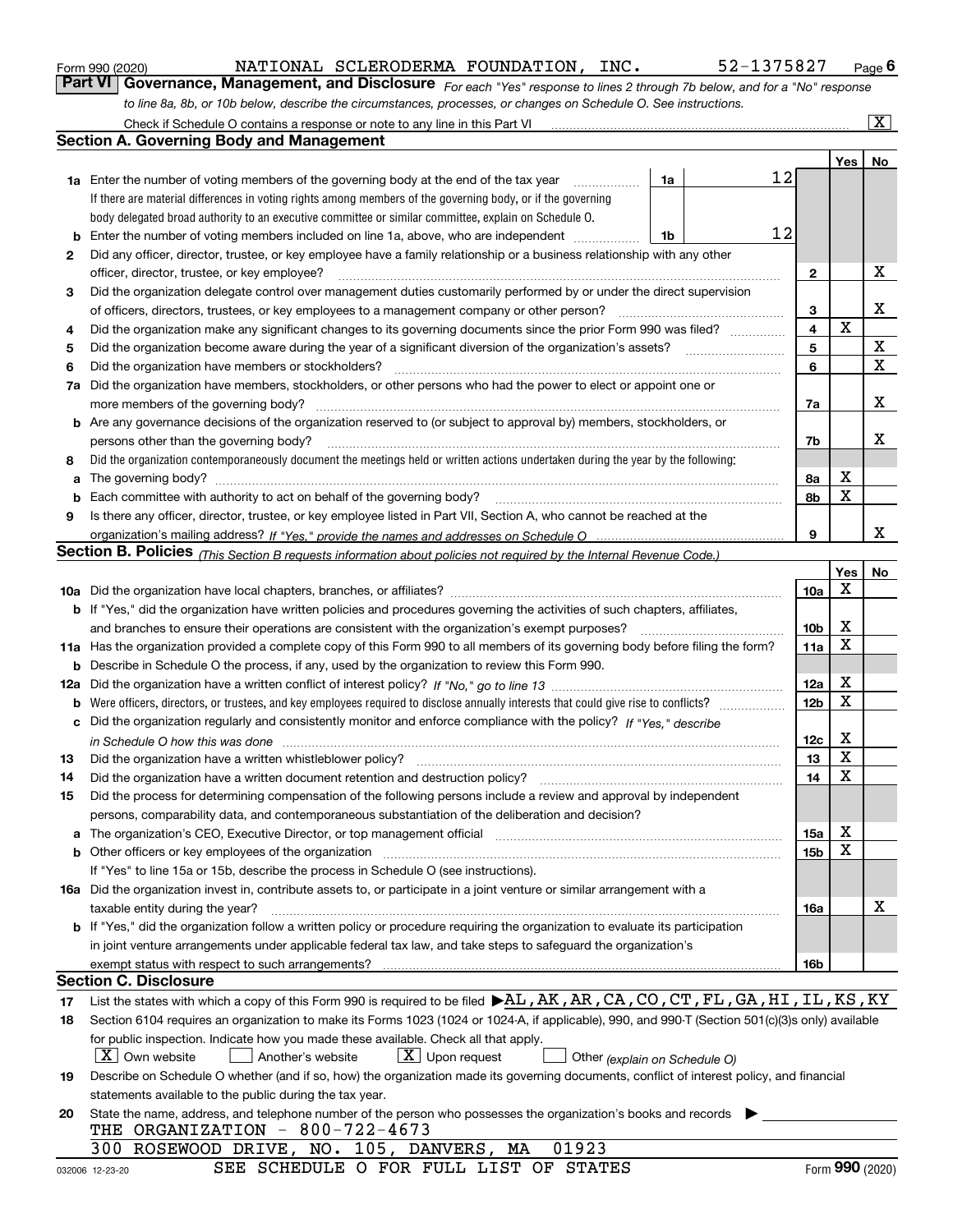Form 990 (2020) NATIONAL SCLERODERMA FOUNDATION, INC. 52-1375827 Page 6

**Part VI Governance, Management, and Disclosure** *For each "Yes" response to lines 2 through 7b below, and for a "No" response to line 8a, 8b, or 10b below, describe the circumstances, processes, or changes on Schedule O. See instructions.*

Check if Schedule O contains a response or note to any line in this Part VI ..... [X]

## Section A. Governing Body and Management

| | | | | Yes | No |
|---|---|---|---|---|---|
| **1a** | Enter the number of voting members of the governing body at the end of the tax year ..... **1a** | 12 | | | |
| | If there are material differences in voting rights among members of the governing body, or if the governing body delegated broad authority to an executive committee or similar committee, explain on Schedule O. | | | | |
| **b** | Enter the number of voting members included on line 1a, above, who are independent ..... **1b** | 12 | | | |
| **2** | Did any officer, director, trustee, or key employee have a family relationship or a business relationship with any other officer, director, trustee, or key employee? | | 2 | | X |
| **3** | Did the organization delegate control over management duties customarily performed by or under the direct supervision of officers, directors, trustees, or key employees to a management company or other person? | | 3 | | X |
| **4** | Did the organization make any significant changes to its governing documents since the prior Form 990 was filed? | | 4 | X | |
| **5** | Did the organization become aware during the year of a significant diversion of the organization's assets? | | 5 | | X |
| **6** | Did the organization have members or stockholders? | | 6 | | X |
| **7a** | Did the organization have members, stockholders, or other persons who had the power to elect or appoint one or more members of the governing body? | | 7a | | X |
| **b** | Are any governance decisions of the organization reserved to (or subject to approval by) members, stockholders, or persons other than the governing body? | | 7b | | X |
| **8** | Did the organization contemporaneously document the meetings held or written actions undertaken during the year by the following: | | | | |
| **a** | The governing body? | | 8a | X | |
| **b** | Each committee with authority to act on behalf of the governing body? | | 8b | X | |
| **9** | Is there any officer, director, trustee, or key employee listed in Part VII, Section A, who cannot be reached at the organization's mailing address? *If "Yes," provide the names and addresses on Schedule O* | | 9 | | X |

## Section B. Policies *(This Section B requests information about policies not required by the Internal Revenue Code.)*

| | | | Yes | No |
|---|---|---|---|---|
| **10a** | Did the organization have local chapters, branches, or affiliates? | 10a | X | |
| **b** | If "Yes," did the organization have written policies and procedures governing the activities of such chapters, affiliates, and branches to ensure their operations are consistent with the organization's exempt purposes? | 10b | X | |
| **11a** | Has the organization provided a complete copy of this Form 990 to all members of its governing body before filing the form? | 11a | X | |
| **b** | Describe in Schedule O the process, if any, used by the organization to review this Form 990. | | | |
| **12a** | Did the organization have a written conflict of interest policy? *If "No," go to line 13* | 12a | X | |
| **b** | Were officers, directors, or trustees, and key employees required to disclose annually interests that could give rise to conflicts? | 12b | X | |
| **c** | Did the organization regularly and consistently monitor and enforce compliance with the policy? *If "Yes," describe in Schedule O how this was done* | 12c | X | |
| **13** | Did the organization have a written whistleblower policy? | 13 | X | |
| **14** | Did the organization have a written document retention and destruction policy? | 14 | X | |
| **15** | Did the process for determining compensation of the following persons include a review and approval by independent persons, comparability data, and contemporaneous substantiation of the deliberation and decision? | | | |
| **a** | The organization's CEO, Executive Director, or top management official | 15a | X | |
| **b** | Other officers or key employees of the organization | 15b | X | |
| | If "Yes" to line 15a or 15b, describe the process in Schedule O (see instructions). | | | |
| **16a** | Did the organization invest in, contribute assets to, or participate in a joint venture or similar arrangement with a taxable entity during the year? | 16a | | X |
| **b** | If "Yes," did the organization follow a written policy or procedure requiring the organization to evaluate its participation in joint venture arrangements under applicable federal tax law, and take steps to safeguard the organization's exempt status with respect to such arrangements? | 16b | | |

## Section C. Disclosure

**17** List the states with which a copy of this Form 990 is required to be filed ▶AL,AK,AR,CA,CO,CT,FL,GA,HI,IL,KS,KY

**18** Section 6104 requires an organization to make its Forms 1023 (1024 or 1024-A, if applicable), 990, and 990-T (Section 501(c)(3)s only) available for public inspection. Indicate how you made these available. Check all that apply.

[X] Own website [ ] Another's website [X] Upon request [ ] Other *(explain on Schedule O)*

**19** Describe on Schedule O whether (and if so, how) the organization made its governing documents, conflict of interest policy, and financial statements available to the public during the tax year.

**20** State the name, address, and telephone number of the person who possesses the organization's books and records ▶

THE ORGANIZATION - 800-722-4673
300 ROSEWOOD DRIVE, NO. 105, DANVERS, MA 01923

SEE SCHEDULE O FOR FULL LIST OF STATES

032006 12-23-20 Form **990** (2020)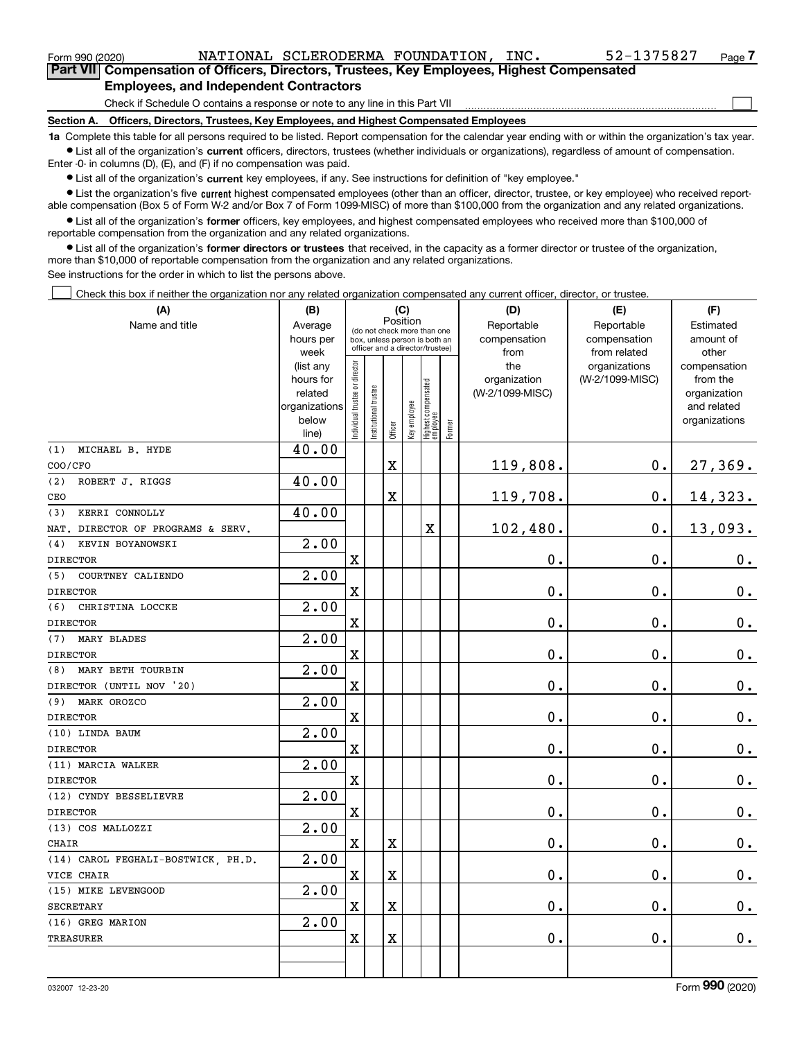Form 990 (2020) NATIONAL SCLERODERMA FOUNDATION, INC. 52-1375827 Page 7

**Part VII Compensation of Officers, Directors, Trustees, Key Employees, Highest Compensated Employees, and Independent Contractors**

Check if Schedule O contains a response or note to any line in this Part VII

**Section A. Officers, Directors, Trustees, Key Employees, and Highest Compensated Employees**

**1a** Complete this table for all persons required to be listed. Report compensation for the calendar year ending with or within the organization's tax year.

- List all of the organization's **current** officers, directors, trustees (whether individuals or organizations), regardless of amount of compensation. Enter -0- in columns (D), (E), and (F) if no compensation was paid.
- List all of the organization's **current** key employees, if any. See instructions for definition of "key employee."
- List the organization's five **current** highest compensated employees (other than an officer, director, trustee, or key employee) who received reportable compensation (Box 5 of Form W-2 and/or Box 7 of Form 1099-MISC) of more than $100,000 from the organization and any related organizations.
- List all of the organization's **former** officers, key employees, and highest compensated employees who received more than $100,000 of reportable compensation from the organization and any related organizations.
- List all of the organization's **former directors or trustees** that received, in the capacity as a former director or trustee of the organization, more than $10,000 of reportable compensation from the organization and any related organizations.

See instructions for the order in which to list the persons above.

Check this box if neither the organization nor any related organization compensated any current officer, director, or trustee.

| (A) Name and title | (B) Average hours per week (list any hours for related organizations below line) | (C) Position: Individual trustee or director | Institutional trustee | Officer | Key employee | Highest compensated employee | Former | (D) Reportable compensation from the organization (W-2/1099-MISC) | (E) Reportable compensation from related organizations (W-2/1099-MISC) | (F) Estimated amount of other compensation from the organization and related organizations |
|---|---|---|---|---|---|---|---|---|---|---|
| (1) MICHAEL B. HYDE<br>COO/CFO | 40.00 | | | X | | | | 119,808. | 0. | 27,369. |
| (2) ROBERT J. RIGGS<br>CEO | 40.00 | | | X | | | | 119,708. | 0. | 14,323. |
| (3) KERRI CONNOLLY<br>NAT. DIRECTOR OF PROGRAMS & SERV. | 40.00 | | | | | X | | 102,480. | 0. | 13,093. |
| (4) KEVIN BOYANOWSKI<br>DIRECTOR | 2.00 | X | | | | | | 0. | 0. | 0. |
| (5) COURTNEY CALIENDO<br>DIRECTOR | 2.00 | X | | | | | | 0. | 0. | 0. |
| (6) CHRISTINA LOCCKE<br>DIRECTOR | 2.00 | X | | | | | | 0. | 0. | 0. |
| (7) MARY BLADES<br>DIRECTOR | 2.00 | X | | | | | | 0. | 0. | 0. |
| (8) MARY BETH TOURBIN<br>DIRECTOR (UNTIL NOV '20) | 2.00 | X | | | | | | 0. | 0. | 0. |
| (9) MARK OROZCO<br>DIRECTOR | 2.00 | X | | | | | | 0. | 0. | 0. |
| (10) LINDA BAUM<br>DIRECTOR | 2.00 | X | | | | | | 0. | 0. | 0. |
| (11) MARCIA WALKER<br>DIRECTOR | 2.00 | X | | | | | | 0. | 0. | 0. |
| (12) CYNDY BESSELIEVRE<br>DIRECTOR | 2.00 | X | | | | | | 0. | 0. | 0. |
| (13) COS MALLOZZI<br>CHAIR | 2.00 | X | | X | | | | 0. | 0. | 0. |
| (14) CAROL FEGHALI-BOSTWICK, PH.D.<br>VICE CHAIR | 2.00 | X | | X | | | | 0. | 0. | 0. |
| (15) MIKE LEVENGOOD<br>SECRETARY | 2.00 | X | | X | | | | 0. | 0. | 0. |
| (16) GREG MARION<br>TREASURER | 2.00 | X | | X | | | | 0. | 0. | 0. |

032007 12-23-20 Form **990** (2020)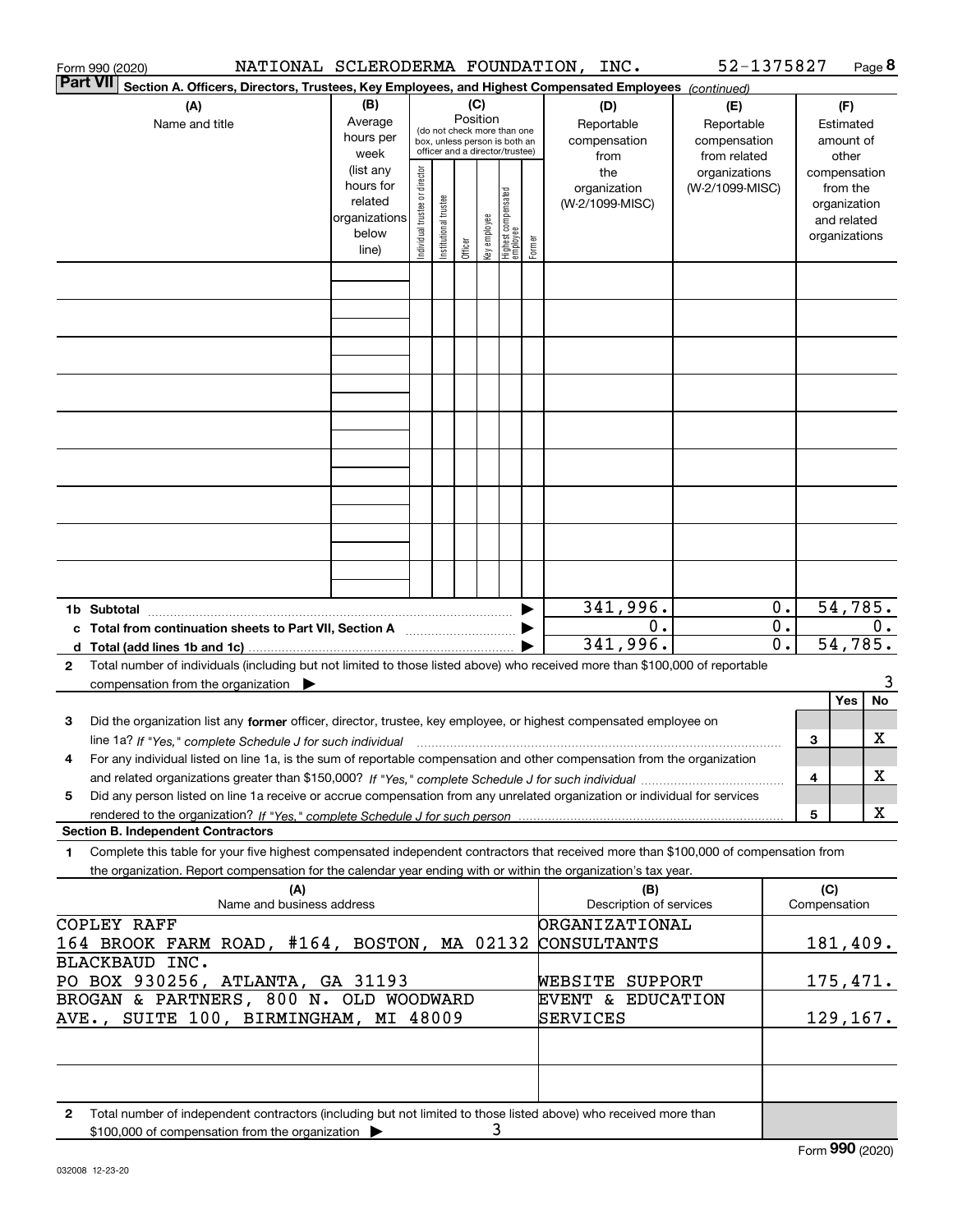Form 990 (2020) NATIONAL SCLERODERMA FOUNDATION, INC. 52-1375827 Page 8

**Part VII Section A. Officers, Directors, Trustees, Key Employees, and Highest Compensated Employees** *(continued)*

| (A) Name and title | (B) Average hours per week (list any hours for related organizations below line) | (C) Position (do not check more than one box, unless person is both an officer and a director/trustee): Individual trustee or director | Institutional trustee | Officer | Key employee | Highest compensated employee | Former | (D) Reportable compensation from the organization (W-2/1099-MISC) | (E) Reportable compensation from related organizations (W-2/1099-MISC) | (F) Estimated amount of other compensation from the organization and related organizations |
|---|---|---|---|---|---|---|---|---|---|---|
| | | | | | | | | | | |
| **1b Subtotal** | | | | | | | | 341,996. | 0. | 54,785. |
| **c Total from continuation sheets to Part VII, Section A** | | | | | | | | 0. | 0. | 0. |
| **d Total (add lines 1b and 1c)** | | | | | | | | 341,996. | 0. | 54,785. |

**2** Total number of individuals (including but not limited to those listed above) who received more than $100,000 of reportable compensation from the organization ▶ 3

| | | Yes | No |
|---|---|---|---|
| **3** Did the organization list any **former** officer, director, trustee, key employee, or highest compensated employee on line 1a? *If "Yes," complete Schedule J for such individual* | 3 | | X |
| **4** For any individual listed on line 1a, is the sum of reportable compensation and other compensation from the organization and related organizations greater than $150,000? *If "Yes," complete Schedule J for such individual* | 4 | | X |
| **5** Did any person listed on line 1a receive or accrue compensation from any unrelated organization or individual for services rendered to the organization? *If "Yes," complete Schedule J for such person* | 5 | | X |

**Section B. Independent Contractors**

**1** Complete this table for your five highest compensated independent contractors that received more than $100,000 of compensation from the organization. Report compensation for the calendar year ending with or within the organization's tax year.

| (A) Name and business address | (B) Description of services | (C) Compensation |
|---|---|---|
| COPLEY RAFF 164 BROOK FARM ROAD, #164, BOSTON, MA 02132 | ORGANIZATIONAL CONSULTANTS | 181,409. |
| BLACKBAUD INC. PO BOX 930256, ATLANTA, GA 31193 | WEBSITE SUPPORT | 175,471. |
| BROGAN & PARTNERS, 800 N. OLD WOODWARD AVE., SUITE 100, BIRMINGHAM, MI 48009 | EVENT & EDUCATION SERVICES | 129,167. |
| | | |
| | | |

**2** Total number of independent contractors (including but not limited to those listed above) who received more than $100,000 of compensation from the organization ▶ 3

032008 12-23-20 Form **990** (2020)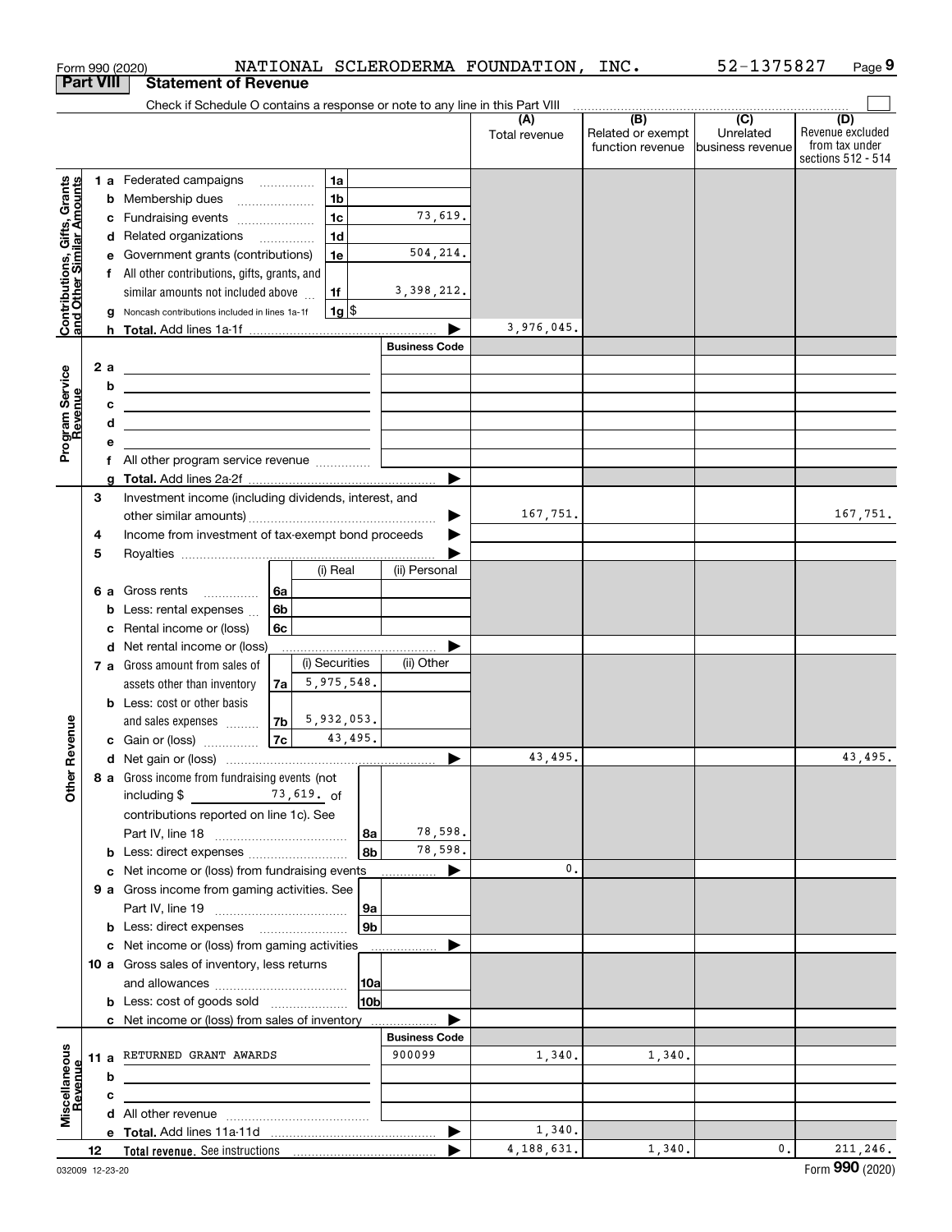Form 990 (2020) NATIONAL SCLERODERMA FOUNDATION, INC. 52-1375827 Page 9

## Part VIII Statement of Revenue

Check if Schedule O contains a response or note to any line in this Part VIII

| | | | (A) Total revenue | (B) Related or exempt function revenue | (C) Unrelated business revenue | (D) Revenue excluded from tax under sections 512 - 514 |
|---|---|---|---|---|---|---|
| **Contributions, Gifts, Grants and Other Similar Amounts** | 1 a Federated campaigns | 1a | | | | |
| | b Membership dues | 1b | | | | |
| | c Fundraising events | 1c 73,619. | | | | |
| | d Related organizations | 1d | | | | |
| | e Government grants (contributions) | 1e 504,214. | | | | |
| | f All other contributions, gifts, grants, and similar amounts not included above | 1f 3,398,212. | | | | |
| | g Noncash contributions included in lines 1a-1f | 1g $ | | | | |
| | h **Total.** Add lines 1a-1f | | 3,976,045. | | | |
| **Program Service Revenue** | | Business Code | | | | |
| | 2 a | | | | | |
| | b | | | | | |
| | c | | | | | |
| | d | | | | | |
| | e | | | | | |
| | f All other program service revenue | | | | | |
| | g **Total.** Add lines 2a-2f | | | | | |
| **Other Revenue** | 3 Investment income (including dividends, interest, and other similar amounts) | | 167,751. | | | 167,751. |
| | 4 Income from investment of tax-exempt bond proceeds | | | | | |
| | 5 Royalties | | | | | |
| | | (i) Real / (ii) Personal | | | | |
| | 6 a Gross rents | 6a | | | | |
| | b Less: rental expenses | 6b | | | | |
| | c Rental income or (loss) | 6c | | | | |
| | d Net rental income or (loss) | | | | | |
| | | (i) Securities / (ii) Other | | | | |
| | 7 a Gross amount from sales of assets other than inventory | 7a 5,975,548. | | | | |
| | b Less: cost or other basis and sales expenses | 7b 5,932,053. | | | | |
| | c Gain or (loss) | 7c 43,495. | | | | |
| | d Net gain or (loss) | | 43,495. | | | 43,495. |
| | 8 a Gross income from fundraising events (not including $ 73,619. of contributions reported on line 1c). See Part IV, line 18 | 8a 78,598. | | | | |
| | b Less: direct expenses | 8b 78,598. | | | | |
| | c Net income or (loss) from fundraising events | | 0. | | | |
| | 9 a Gross income from gaming activities. See Part IV, line 19 | 9a | | | | |
| | b Less: direct expenses | 9b | | | | |
| | c Net income or (loss) from gaming activities | | | | | |
| | 10 a Gross sales of inventory, less returns and allowances | 10a | | | | |
| | b Less: cost of goods sold | 10b | | | | |
| | c Net income or (loss) from sales of inventory | | | | | |
| **Miscellaneous Revenue** | | Business Code | | | | |
| | 11 a RETURNED GRANT AWARDS | 900099 | 1,340. | 1,340. | | |
| | b | | | | | |
| | c | | | | | |
| | d All other revenue | | | | | |
| | e **Total.** Add lines 11a-11d | | 1,340. | | | |
| | 12 **Total revenue.** See instructions | | 4,188,631. | 1,340. | 0. | 211,246. |

032009 12-23-20 Form **990** (2020)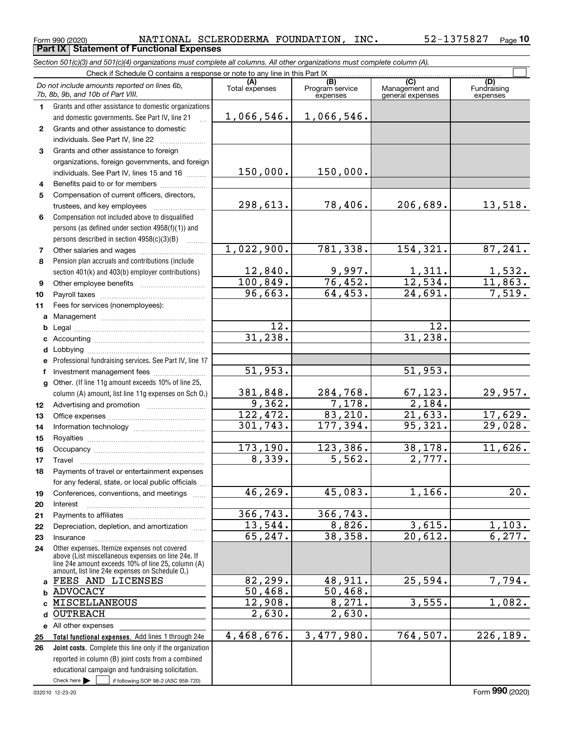Form 990 (2020) NATIONAL SCLERODERMA FOUNDATION, INC. 52-1375827 Page 10

**Part IX Statement of Functional Expenses**

*Section 501(c)(3) and 501(c)(4) organizations must complete all columns. All other organizations must complete column (A).*

Check if Schedule O contains a response or note to any line in this Part IX

| | *Do not include amounts reported on lines 6b, 7b, 8b, 9b, and 10b of Part VIII.* | (A) Total expenses | (B) Program service expenses | (C) Management and general expenses | (D) Fundraising expenses |
|---|---|---|---|---|---|
| 1 | Grants and other assistance to domestic organizations and domestic governments. See Part IV, line 21 | 1,066,546. | 1,066,546. | | |
| 2 | Grants and other assistance to domestic individuals. See Part IV, line 22 | | | | |
| 3 | Grants and other assistance to foreign organizations, foreign governments, and foreign individuals. See Part IV, lines 15 and 16 | 150,000. | 150,000. | | |
| 4 | Benefits paid to or for members | | | | |
| 5 | Compensation of current officers, directors, trustees, and key employees | 298,613. | 78,406. | 206,689. | 13,518. |
| 6 | Compensation not included above to disqualified persons (as defined under section 4958(f)(1)) and persons described in section 4958(c)(3)(B) | | | | |
| 7 | Other salaries and wages | 1,022,900. | 781,338. | 154,321. | 87,241. |
| 8 | Pension plan accruals and contributions (include section 401(k) and 403(b) employer contributions) | 12,840. | 9,997. | 1,311. | 1,532. |
| 9 | Other employee benefits | 100,849. | 76,452. | 12,534. | 11,863. |
| 10 | Payroll taxes | 96,663. | 64,453. | 24,691. | 7,519. |
| 11 | Fees for services (nonemployees): | | | | |
| a | Management | | | | |
| b | Legal | 12. | | 12. | |
| c | Accounting | 31,238. | | 31,238. | |
| d | Lobbying | | | | |
| e | Professional fundraising services. See Part IV, line 17 | | | | |
| f | Investment management fees | 51,953. | | 51,953. | |
| g | Other. (If line 11g amount exceeds 10% of line 25, column (A) amount, list line 11g expenses on Sch O.) | 381,848. | 284,768. | 67,123. | 29,957. |
| 12 | Advertising and promotion | 9,362. | 7,178. | 2,184. | |
| 13 | Office expenses | 122,472. | 83,210. | 21,633. | 17,629. |
| 14 | Information technology | 301,743. | 177,394. | 95,321. | 29,028. |
| 15 | Royalties | | | | |
| 16 | Occupancy | 173,190. | 123,386. | 38,178. | 11,626. |
| 17 | Travel | 8,339. | 5,562. | 2,777. | |
| 18 | Payments of travel or entertainment expenses for any federal, state, or local public officials | | | | |
| 19 | Conferences, conventions, and meetings | 46,269. | 45,083. | 1,166. | 20. |
| 20 | Interest | | | | |
| 21 | Payments to affiliates | 366,743. | 366,743. | | |
| 22 | Depreciation, depletion, and amortization | 13,544. | 8,826. | 3,615. | 1,103. |
| 23 | Insurance | 65,247. | 38,358. | 20,612. | 6,277. |
| 24 | Other expenses. Itemize expenses not covered above (List miscellaneous expenses on line 24e. If line 24e amount exceeds 10% of line 25, column (A) amount, list line 24e expenses on Schedule O.) | | | | |
| a | FEES AND LICENSES | 82,299. | 48,911. | 25,594. | 7,794. |
| b | ADVOCACY | 50,468. | 50,468. | | |
| c | MISCELLANEOUS | 12,908. | 8,271. | 3,555. | 1,082. |
| d | OUTREACH | 2,630. | 2,630. | | |
| e | All other expenses | | | | |
| 25 | **Total functional expenses.** Add lines 1 through 24e | 4,468,676. | 3,477,980. | 764,507. | 226,189. |
| 26 | **Joint costs.** Complete this line only if the organization reported in column (B) joint costs from a combined educational campaign and fundraising solicitation. Check here ☐ if following SOP 98-2 (ASC 958-720) | | | | |

032010 12-23-20 Form **990** (2020)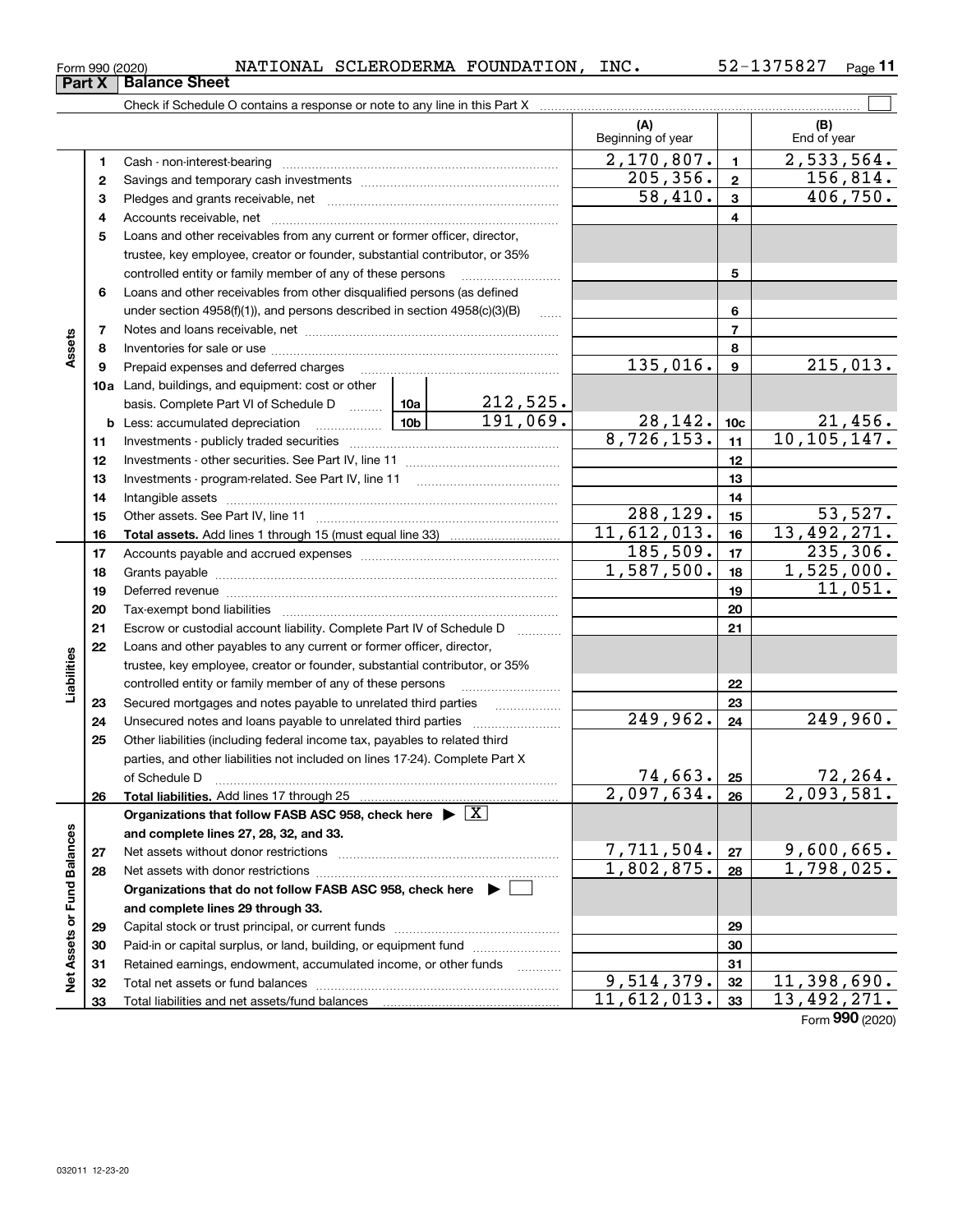Form 990 (2020) NATIONAL SCLERODERMA FOUNDATION, INC. 52-1375827

## Part X | Balance Sheet

Check if Schedule O contains a response or note to any line in this Part X

| | | Line description | | | (A) Beginning of year | | (B) End of year |
|---|---|---|---|---|---|---|---|
| Assets | 1 | Cash - non-interest-bearing | | | 2,170,807. | 1 | 2,533,564. |
| | 2 | Savings and temporary cash investments | | | 205,356. | 2 | 156,814. |
| | 3 | Pledges and grants receivable, net | | | 58,410. | 3 | 406,750. |
| | 4 | Accounts receivable, net | | | | 4 | |
| | 5 | Loans and other receivables from any current or former officer, director, trustee, key employee, creator or founder, substantial contributor, or 35% controlled entity or family member of any of these persons | | | | 5 | |
| | 6 | Loans and other receivables from other disqualified persons (as defined under section 4958(f)(1)), and persons described in section 4958(c)(3)(B) | | | | 6 | |
| | 7 | Notes and loans receivable, net | | | | 7 | |
| | 8 | Inventories for sale or use | | | | 8 | |
| | 9 | Prepaid expenses and deferred charges | | | 135,016. | 9 | 215,013. |
| | 10a | Land, buildings, and equipment: cost or other basis. Complete Part VI of Schedule D | 10a | 212,525. | | | |
| | b | Less: accumulated depreciation | 10b | 191,069. | 28,142. | 10c | 21,456. |
| | 11 | Investments - publicly traded securities | | | 8,726,153. | 11 | 10,105,147. |
| | 12 | Investments - other securities. See Part IV, line 11 | | | | 12 | |
| | 13 | Investments - program-related. See Part IV, line 11 | | | | 13 | |
| | 14 | Intangible assets | | | | 14 | |
| | 15 | Other assets. See Part IV, line 11 | | | 288,129. | 15 | 53,527. |
| | 16 | **Total assets.** Add lines 1 through 15 (must equal line 33) | | | 11,612,013. | 16 | 13,492,271. |
| Liabilities | 17 | Accounts payable and accrued expenses | | | 185,509. | 17 | 235,306. |
| | 18 | Grants payable | | | 1,587,500. | 18 | 1,525,000. |
| | 19 | Deferred revenue | | | | 19 | 11,051. |
| | 20 | Tax-exempt bond liabilities | | | | 20 | |
| | 21 | Escrow or custodial account liability. Complete Part IV of Schedule D | | | | 21 | |
| | 22 | Loans and other payables to any current or former officer, director, trustee, key employee, creator or founder, substantial contributor, or 35% controlled entity or family member of any of these persons | | | | 22 | |
| | 23 | Secured mortgages and notes payable to unrelated third parties | | | | 23 | |
| | 24 | Unsecured notes and loans payable to unrelated third parties | | | 249,962. | 24 | 249,960. |
| | 25 | Other liabilities (including federal income tax, payables to related third parties, and other liabilities not included on lines 17-24). Complete Part X of Schedule D | | | 74,663. | 25 | 72,264. |
| | 26 | **Total liabilities.** Add lines 17 through 25 | | | 2,097,634. | 26 | 2,093,581. |
| Net Assets or Fund Balances | | **Organizations that follow FASB ASC 958, check here** ▶ [X] **and complete lines 27, 28, 32, and 33.** | | | | | |
| | 27 | Net assets without donor restrictions | | | 7,711,504. | 27 | 9,600,665. |
| | 28 | Net assets with donor restrictions | | | 1,802,875. | 28 | 1,798,025. |
| | | **Organizations that do not follow FASB ASC 958, check here** ▶ [ ] **and complete lines 29 through 33.** | | | | | |
| | 29 | Capital stock or trust principal, or current funds | | | | 29 | |
| | 30 | Paid-in or capital surplus, or land, building, or equipment fund | | | | 30 | |
| | 31 | Retained earnings, endowment, accumulated income, or other funds | | | | 31 | |
| | 32 | Total net assets or fund balances | | | 9,514,379. | 32 | 11,398,690. |
| | 33 | Total liabilities and net assets/fund balances | | | 11,612,013. | 33 | 13,492,271. |

Form **990** (2020)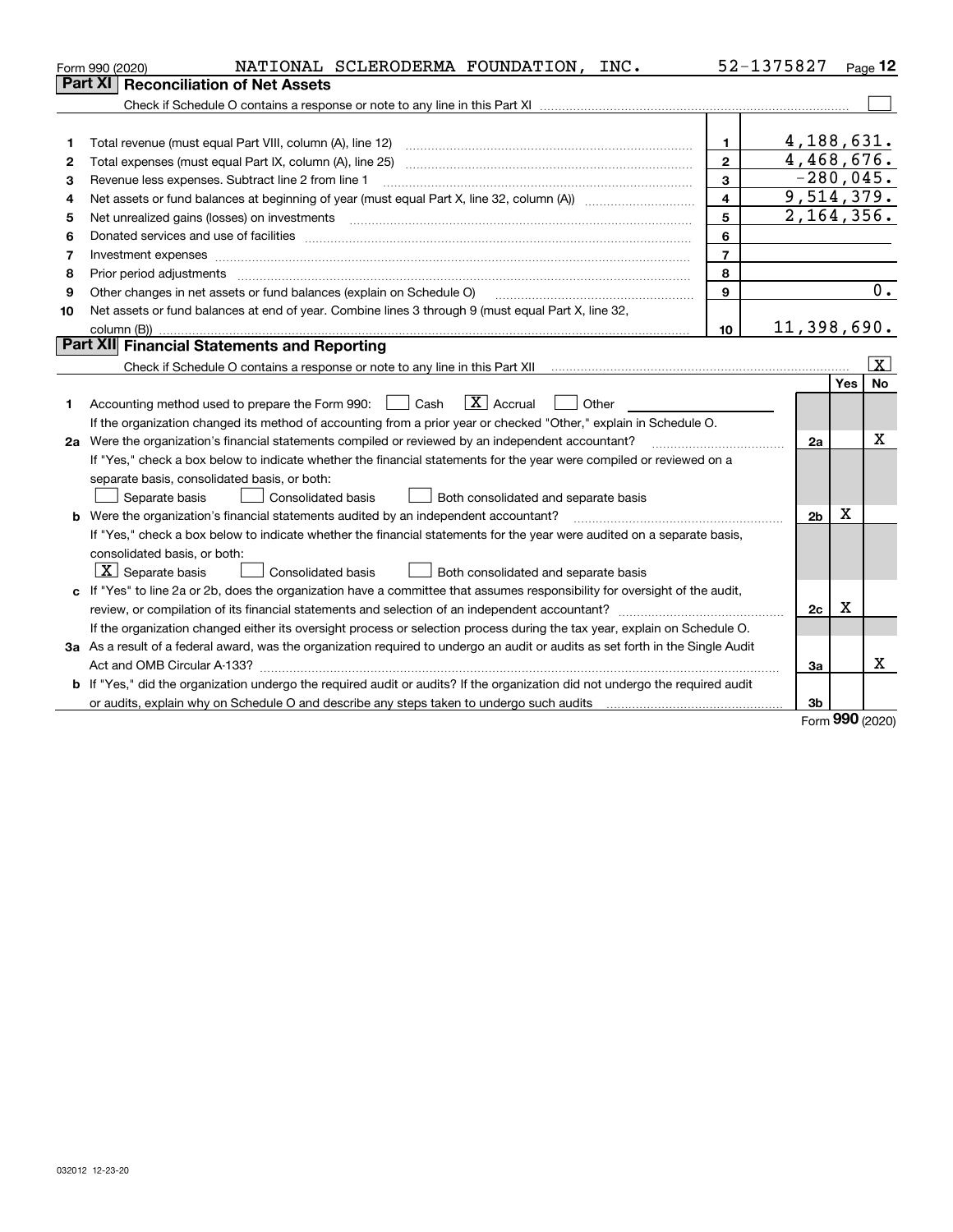Form 990 (2020) NATIONAL SCLERODERMA FOUNDATION, INC. 52-1375827

## Part XI Reconciliation of Net Assets

Check if Schedule O contains a response or note to any line in this Part XI ☐

| | | | |
|---|---|---|---|
| 1 | Total revenue (must equal Part VIII, column (A), line 12) | 1 | 4,188,631. |
| 2 | Total expenses (must equal Part IX, column (A), line 25) | 2 | 4,468,676. |
| 3 | Revenue less expenses. Subtract line 2 from line 1 | 3 | -280,045. |
| 4 | Net assets or fund balances at beginning of year (must equal Part X, line 32, column (A)) | 4 | 9,514,379. |
| 5 | Net unrealized gains (losses) on investments | 5 | 2,164,356. |
| 6 | Donated services and use of facilities | 6 | |
| 7 | Investment expenses | 7 | |
| 8 | Prior period adjustments | 8 | |
| 9 | Other changes in net assets or fund balances (explain on Schedule O) | 9 | 0. |
| 10 | Net assets or fund balances at end of year. Combine lines 3 through 9 (must equal Part X, line 32, column (B)) | 10 | 11,398,690. |

## Part XII Financial Statements and Reporting

Check if Schedule O contains a response or note to any line in this Part XII ☒

| | | | Yes | No |
|---|---|---|---|---|
| 1 | Accounting method used to prepare the Form 990: ☐ Cash ☒ Accrual ☐ Other<br>If the organization changed its method of accounting from a prior year or checked "Other," explain in Schedule O. | | | |
| 2a | Were the organization's financial statements compiled or reviewed by an independent accountant?<br>If "Yes," check a box below to indicate whether the financial statements for the year were compiled or reviewed on a separate basis, consolidated basis, or both:<br>☐ Separate basis ☐ Consolidated basis ☐ Both consolidated and separate basis | 2a | | X |
| b | Were the organization's financial statements audited by an independent accountant?<br>If "Yes," check a box below to indicate whether the financial statements for the year were audited on a separate basis, consolidated basis, or both:<br>☒ Separate basis ☐ Consolidated basis ☐ Both consolidated and separate basis | 2b | X | |
| c | If "Yes" to line 2a or 2b, does the organization have a committee that assumes responsibility for oversight of the audit, review, or compilation of its financial statements and selection of an independent accountant?<br>If the organization changed either its oversight process or selection process during the tax year, explain on Schedule O. | 2c | X | |
| 3a | As a result of a federal award, was the organization required to undergo an audit or audits as set forth in the Single Audit Act and OMB Circular A-133? | 3a | | X |
| b | If "Yes," did the organization undergo the required audit or audits? If the organization did not undergo the required audit or audits, explain why on Schedule O and describe any steps taken to undergo such audits | 3b | | |

Form 990 (2020)

032012 12-23-20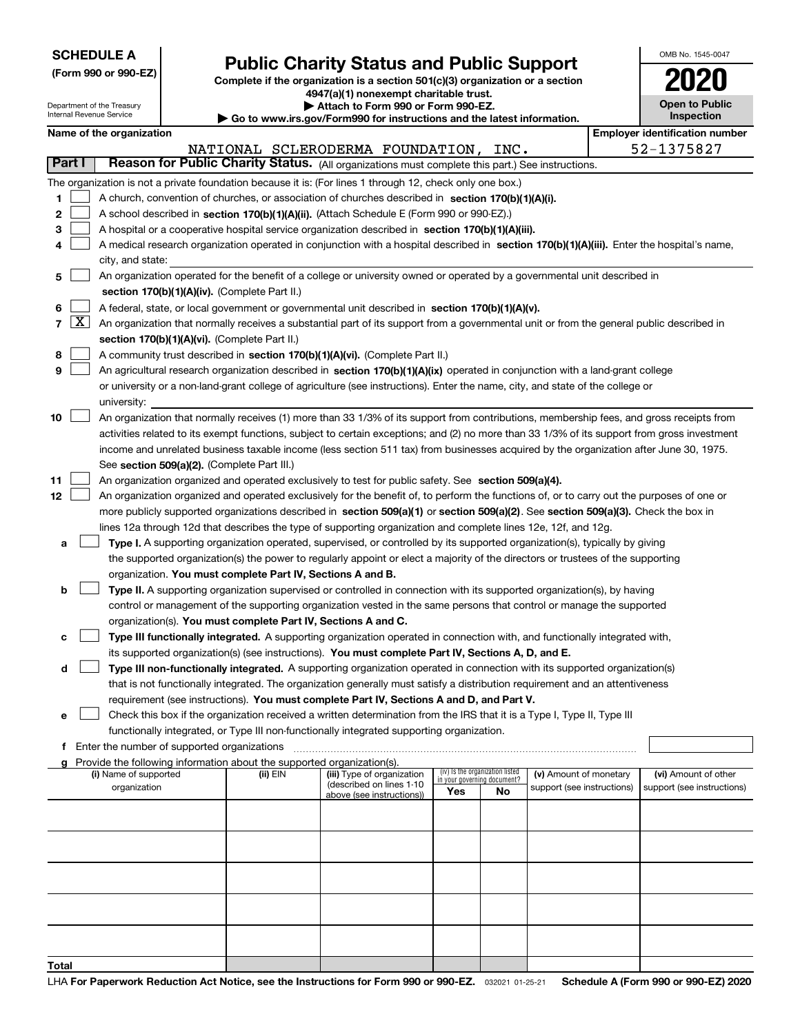**SCHEDULE A**
**(Form 990 or 990-EZ)**

Department of the Treasury
Internal Revenue Service

# Public Charity Status and Public Support

**Complete if the organization is a section 501(c)(3) organization or a section 4947(a)(1) nonexempt charitable trust.**
**▶ Attach to Form 990 or Form 990-EZ.**
**▶ Go to www.irs.gov/Form990 for instructions and the latest information.**

OMB No. 1545-0047

**2020**

**Open to Public Inspection**

**Name of the organization**: NATIONAL SCLERODERMA FOUNDATION, INC.
**Employer identification number**: 52-1375827

## Part I — Reason for Public Charity Status. (All organizations must complete this part.) See instructions.

The organization is not a private foundation because it is: (For lines 1 through 12, check only one box.)

1. [ ] A church, convention of churches, or association of churches described in **section 170(b)(1)(A)(i).**
2. [ ] A school described in **section 170(b)(1)(A)(ii).** (Attach Schedule E (Form 990 or 990-EZ).)
3. [ ] A hospital or a cooperative hospital service organization described in **section 170(b)(1)(A)(iii).**
4. [ ] A medical research organization operated in conjunction with a hospital described in **section 170(b)(1)(A)(iii).** Enter the hospital's name, city, and state:
5. [ ] An organization operated for the benefit of a college or university owned or operated by a governmental unit described in **section 170(b)(1)(A)(iv).** (Complete Part II.)
6. [ ] A federal, state, or local government or governmental unit described in **section 170(b)(1)(A)(v).**
7. [X] An organization that normally receives a substantial part of its support from a governmental unit or from the general public described in **section 170(b)(1)(A)(vi).** (Complete Part II.)
8. [ ] A community trust described in **section 170(b)(1)(A)(vi).** (Complete Part II.)
9. [ ] An agricultural research organization described in **section 170(b)(1)(A)(ix)** operated in conjunction with a land-grant college or university or a non-land-grant college of agriculture (see instructions). Enter the name, city, and state of the college or university:
10. [ ] An organization that normally receives (1) more than 33 1/3% of its support from contributions, membership fees, and gross receipts from activities related to its exempt functions, subject to certain exceptions; and (2) no more than 33 1/3% of its support from gross investment income and unrelated business taxable income (less section 511 tax) from businesses acquired by the organization after June 30, 1975. See **section 509(a)(2).** (Complete Part III.)
11. [ ] An organization organized and operated exclusively to test for public safety. See **section 509(a)(4).**
12. [ ] An organization organized and operated exclusively for the benefit of, to perform the functions of, or to carry out the purposes of one or more publicly supported organizations described in **section 509(a)(1)** or **section 509(a)(2)**. See **section 509(a)(3).** Check the box in lines 12a through 12d that describes the type of supporting organization and complete lines 12e, 12f, and 12g.
   - **a** [ ] **Type I.** A supporting organization operated, supervised, or controlled by its supported organization(s), typically by giving the supported organization(s) the power to regularly appoint or elect a majority of the directors or trustees of the supporting organization. **You must complete Part IV, Sections A and B.**
   - **b** [ ] **Type II.** A supporting organization supervised or controlled in connection with its supported organization(s), by having control or management of the supporting organization vested in the same persons that control or manage the supported organization(s). **You must complete Part IV, Sections A and C.**
   - **c** [ ] **Type III functionally integrated.** A supporting organization operated in connection with, and functionally integrated with, its supported organization(s) (see instructions). **You must complete Part IV, Sections A, D, and E.**
   - **d** [ ] **Type III non-functionally integrated.** A supporting organization operated in connection with its supported organization(s) that is not functionally integrated. The organization generally must satisfy a distribution requirement and an attentiveness requirement (see instructions). **You must complete Part IV, Sections A and D, and Part V.**
   - **e** [ ] Check this box if the organization received a written determination from the IRS that it is a Type I, Type II, Type III functionally integrated, or Type III non-functionally integrated supporting organization.
   - **f** Enter the number of supported organizations
   - **g** Provide the following information about the supported organization(s).

| (i) Name of supported organization | (ii) EIN | (iii) Type of organization (described on lines 1-10 above (see instructions)) | (iv) Is the organization listed in your governing document? Yes | No | (v) Amount of monetary support (see instructions) | (vi) Amount of other support (see instructions) |
|---|---|---|---|---|---|---|
| | | | | | | |
| | | | | | | |
| | | | | | | |
| | | | | | | |
| | | | | | | |
| **Total** | | | | | | |

LHA **For Paperwork Reduction Act Notice, see the Instructions for Form 990 or 990-EZ.** 032021 01-25-21 **Schedule A (Form 990 or 990-EZ) 2020**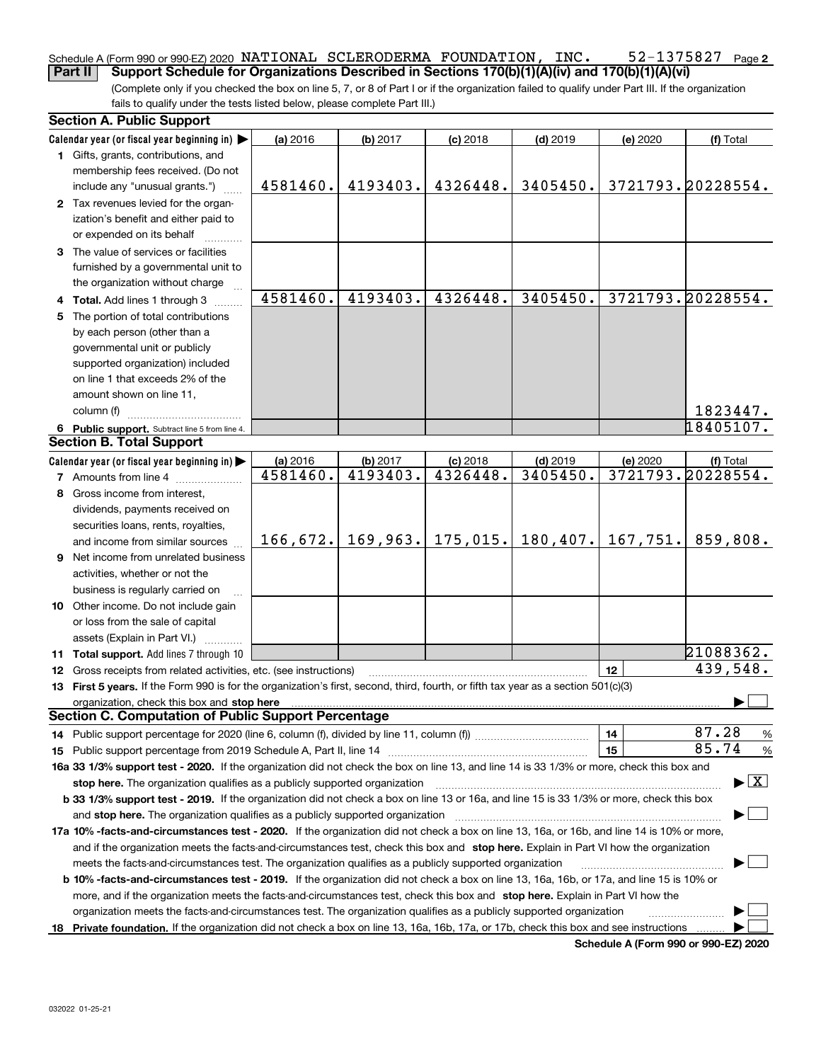Schedule A (Form 990 or 990-EZ) 2020 NATIONAL SCLERODERMA FOUNDATION, INC. 52-1375827 Page 2

**Part II Support Schedule for Organizations Described in Sections 170(b)(1)(A)(iv) and 170(b)(1)(A)(vi)**

(Complete only if you checked the box on line 5, 7, or 8 of Part I or if the organization failed to qualify under Part III. If the organization fails to qualify under the tests listed below, please complete Part III.)

## Section A. Public Support

| Calendar year (or fiscal year beginning in) ▶ | (a) 2016 | (b) 2017 | (c) 2018 | (d) 2019 | (e) 2020 | (f) Total |
|---|---|---|---|---|---|---|
| **1** Gifts, grants, contributions, and membership fees received. (Do not include any "unusual grants.") | 4581460. | 4193403. | 4326448. | 3405450. | 3721793. | 20228554. |
| **2** Tax revenues levied for the organization's benefit and either paid to or expended on its behalf | | | | | | |
| **3** The value of services or facilities furnished by a governmental unit to the organization without charge | | | | | | |
| **4 Total.** Add lines 1 through 3 | 4581460. | 4193403. | 4326448. | 3405450. | 3721793. | 20228554. |
| **5** The portion of total contributions by each person (other than a governmental unit or publicly supported organization) included on line 1 that exceeds 2% of the amount shown on line 11, column (f) | | | | | | 1823447. |
| **6 Public support.** Subtract line 5 from line 4. | | | | | | 18405107. |

## Section B. Total Support

| Calendar year (or fiscal year beginning in) ▶ | (a) 2016 | (b) 2017 | (c) 2018 | (d) 2019 | (e) 2020 | (f) Total |
|---|---|---|---|---|---|---|
| **7** Amounts from line 4 | 4581460. | 4193403. | 4326448. | 3405450. | 3721793. | 20228554. |
| **8** Gross income from interest, dividends, payments received on securities loans, rents, royalties, and income from similar sources | 166,672. | 169,963. | 175,015. | 180,407. | 167,751. | 859,808. |
| **9** Net income from unrelated business activities, whether or not the business is regularly carried on | | | | | | |
| **10** Other income. Do not include gain or loss from the sale of capital assets (Explain in Part VI.) | | | | | | |
| **11 Total support.** Add lines 7 through 10 | | | | | | 21088362. |

**12** Gross receipts from related activities, etc. (see instructions) | **12** | 439,548.

**13 First 5 years.** If the Form 990 is for the organization's first, second, third, fourth, or fifth tax year as a section 501(c)(3) organization, check this box and **stop here** ▶ ☐

## Section C. Computation of Public Support Percentage

**14** Public support percentage for 2020 (line 6, column (f), divided by line 11, column (f)) | **14** | 87.28 %

**15** Public support percentage from 2019 Schedule A, Part II, line 14 | **15** | 85.74 %

**16a 33 1/3% support test - 2020.** If the organization did not check the box on line 13, and line 14 is 33 1/3% or more, check this box and **stop here.** The organization qualifies as a publicly supported organization ▶ ☒

**b 33 1/3% support test - 2019.** If the organization did not check a box on line 13 or 16a, and line 15 is 33 1/3% or more, check this box and **stop here.** The organization qualifies as a publicly supported organization ▶ ☐

**17a 10% -facts-and-circumstances test - 2020.** If the organization did not check a box on line 13, 16a, or 16b, and line 14 is 10% or more, and if the organization meets the facts-and-circumstances test, check this box and **stop here.** Explain in Part VI how the organization meets the facts-and-circumstances test. The organization qualifies as a publicly supported organization ▶ ☐

**b 10% -facts-and-circumstances test - 2019.** If the organization did not check a box on line 13, 16a, 16b, or 17a, and line 15 is 10% or more, and if the organization meets the facts-and-circumstances test, check this box and **stop here.** Explain in Part VI how the organization meets the facts-and-circumstances test. The organization qualifies as a publicly supported organization ▶ ☐

**18 Private foundation.** If the organization did not check a box on line 13, 16a, 16b, 17a, or 17b, check this box and see instructions ▶ ☐

**Schedule A (Form 990 or 990-EZ) 2020**

032022 01-25-21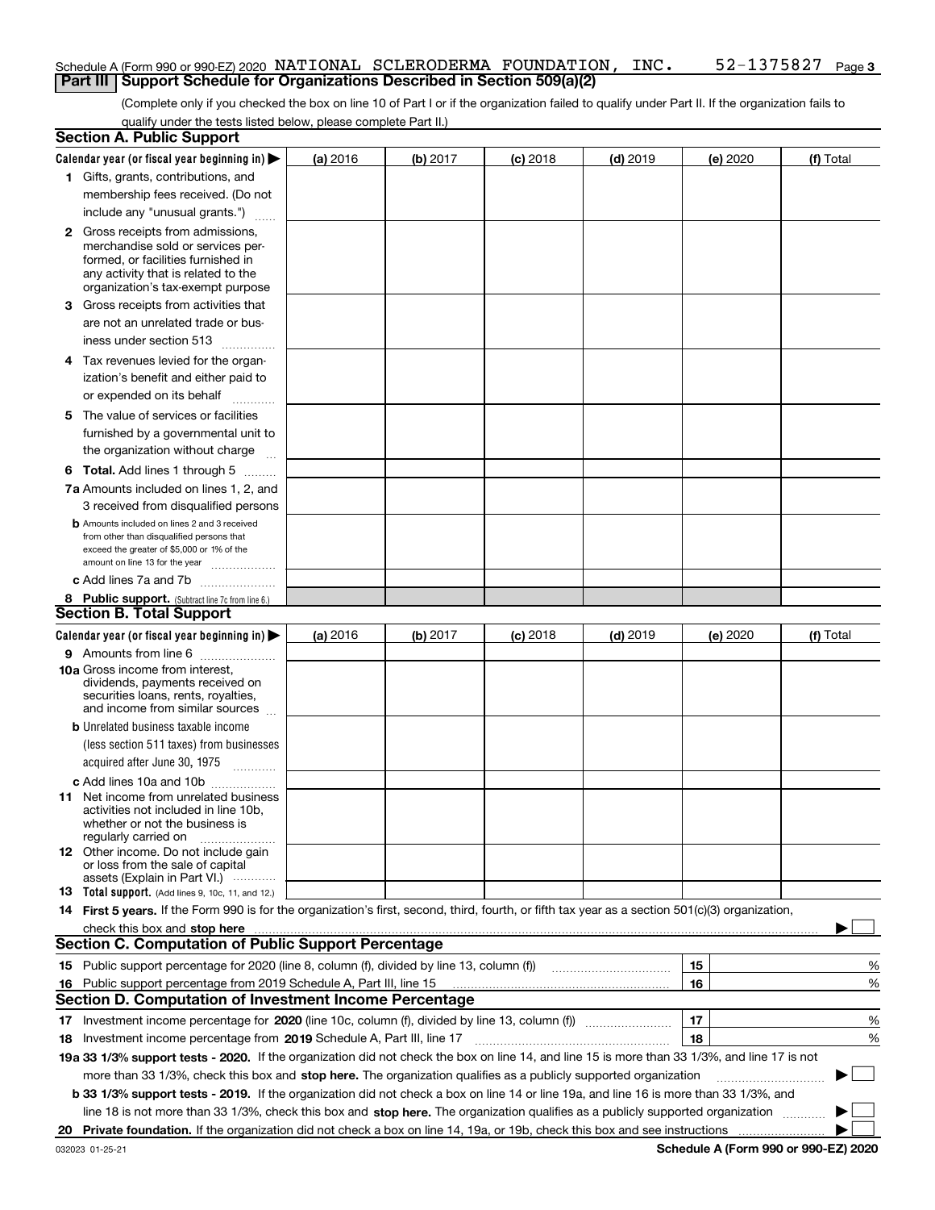Schedule A (Form 990 or 990-EZ) 2020 NATIONAL SCLERODERMA FOUNDATION, INC. 52-1375827 Page 3

## Part III | Support Schedule for Organizations Described in Section 509(a)(2)

(Complete only if you checked the box on line 10 of Part I or if the organization failed to qualify under Part II. If the organization fails to qualify under the tests listed below, please complete Part II.)

### Section A. Public Support

| Calendar year (or fiscal year beginning in) ▶ | (a) 2016 | (b) 2017 | (c) 2018 | (d) 2019 | (e) 2020 | (f) Total |
|---|---|---|---|---|---|---|
| 1 Gifts, grants, contributions, and membership fees received. (Do not include any "unusual grants.") | | | | | | |
| 2 Gross receipts from admissions, merchandise sold or services performed, or facilities furnished in any activity that is related to the organization's tax-exempt purpose | | | | | | |
| 3 Gross receipts from activities that are not an unrelated trade or business under section 513 | | | | | | |
| 4 Tax revenues levied for the organization's benefit and either paid to or expended on its behalf | | | | | | |
| 5 The value of services or facilities furnished by a governmental unit to the organization without charge | | | | | | |
| 6 **Total.** Add lines 1 through 5 | | | | | | |
| 7a Amounts included on lines 1, 2, and 3 received from disqualified persons | | | | | | |
| b Amounts included on lines 2 and 3 received from other than disqualified persons that exceed the greater of $5,000 or 1% of the amount on line 13 for the year | | | | | | |
| c Add lines 7a and 7b | | | | | | |
| 8 **Public support.** (Subtract line 7c from line 6.) | | | | | | |

### Section B. Total Support

| Calendar year (or fiscal year beginning in) ▶ | (a) 2016 | (b) 2017 | (c) 2018 | (d) 2019 | (e) 2020 | (f) Total |
|---|---|---|---|---|---|---|
| 9 Amounts from line 6 | | | | | | |
| 10a Gross income from interest, dividends, payments received on securities loans, rents, royalties, and income from similar sources | | | | | | |
| b Unrelated business taxable income (less section 511 taxes) from businesses acquired after June 30, 1975 | | | | | | |
| c Add lines 10a and 10b | | | | | | |
| 11 Net income from unrelated business activities not included in line 10b, whether or not the business is regularly carried on | | | | | | |
| 12 Other income. Do not include gain or loss from the sale of capital assets (Explain in Part VI.) | | | | | | |
| 13 **Total support.** (Add lines 9, 10c, 11, and 12.) | | | | | | |

14 **First 5 years.** If the Form 990 is for the organization's first, second, third, fourth, or fifth tax year as a section 501(c)(3) organization, check this box and **stop here** ▶ ☐

### Section C. Computation of Public Support Percentage

| | | | |
|---|---|---|---|
| 15 | Public support percentage for 2020 (line 8, column (f), divided by line 13, column (f)) | 15 | % |
| 16 | Public support percentage from 2019 Schedule A, Part III, line 15 | 16 | % |

### Section D. Computation of Investment Income Percentage

| | | | |
|---|---|---|---|
| 17 | Investment income percentage for **2020** (line 10c, column (f), divided by line 13, column (f)) | 17 | % |
| 18 | Investment income percentage from **2019** Schedule A, Part III, line 17 | 18 | % |

**19a 33 1/3% support tests - 2020.** If the organization did not check the box on line 14, and line 15 is more than 33 1/3%, and line 17 is not more than 33 1/3%, check this box and **stop here.** The organization qualifies as a publicly supported organization ▶ ☐

**b 33 1/3% support tests - 2019.** If the organization did not check a box on line 14 or line 19a, and line 16 is more than 33 1/3%, and line 18 is not more than 33 1/3%, check this box and **stop here.** The organization qualifies as a publicly supported organization ▶ ☐

**20 Private foundation.** If the organization did not check a box on line 14, 19a, or 19b, check this box and see instructions ▶ ☐

032023 01-25-21 **Schedule A (Form 990 or 990-EZ) 2020**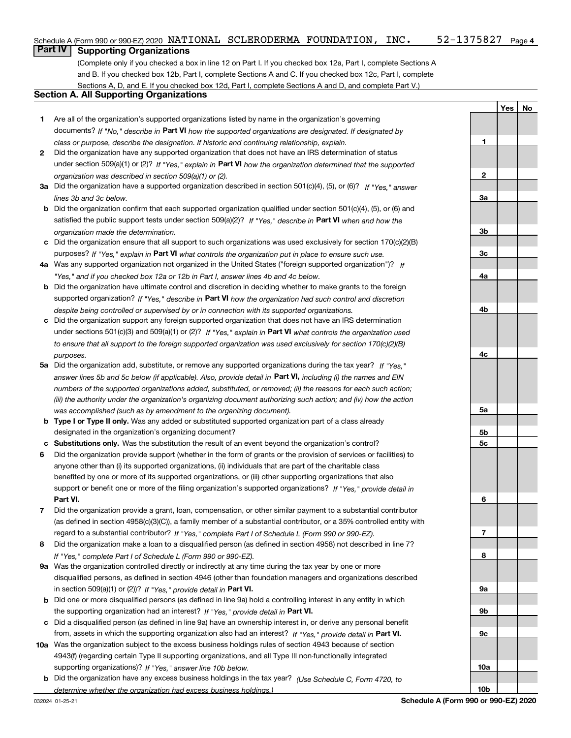Schedule A (Form 990 or 990-EZ) 2020 NATIONAL SCLERODERMA FOUNDATION, INC. 52-1375827 Page 4

## Part IV Supporting Organizations

(Complete only if you checked a box in line 12 on Part I. If you checked box 12a, Part I, complete Sections A and B. If you checked box 12b, Part I, complete Sections A and C. If you checked box 12c, Part I, complete Sections A, D, and E. If you checked box 12d, Part I, complete Sections A and D, and complete Part V.)

### Section A. All Supporting Organizations

| | | | Yes | No |
|---|---|---|---|---|
| 1 | Are all of the organization's supported organizations listed by name in the organization's governing documents? *If "No," describe in* **Part VI** *how the supported organizations are designated. If designated by class or purpose, describe the designation. If historic and continuing relationship, explain.* | 1 | | |
| 2 | Did the organization have any supported organization that does not have an IRS determination of status under section 509(a)(1) or (2)? *If "Yes," explain in* **Part VI** *how the organization determined that the supported organization was described in section 509(a)(1) or (2).* | 2 | | |
| 3a | Did the organization have a supported organization described in section 501(c)(4), (5), or (6)? *If "Yes," answer lines 3b and 3c below.* | 3a | | |
| b | Did the organization confirm that each supported organization qualified under section 501(c)(4), (5), or (6) and satisfied the public support tests under section 509(a)(2)? *If "Yes," describe in* **Part VI** *when and how the organization made the determination.* | 3b | | |
| c | Did the organization ensure that all support to such organizations was used exclusively for section 170(c)(2)(B) purposes? *If "Yes," explain in* **Part VI** *what controls the organization put in place to ensure such use.* | 3c | | |
| 4a | Was any supported organization not organized in the United States ("foreign supported organization")? *If "Yes," and if you checked box 12a or 12b in Part I, answer lines 4b and 4c below.* | 4a | | |
| b | Did the organization have ultimate control and discretion in deciding whether to make grants to the foreign supported organization? *If "Yes," describe in* **Part VI** *how the organization had such control and discretion despite being controlled or supervised by or in connection with its supported organizations.* | 4b | | |
| c | Did the organization support any foreign supported organization that does not have an IRS determination under sections 501(c)(3) and 509(a)(1) or (2)? *If "Yes," explain in* **Part VI** *what controls the organization used to ensure that all support to the foreign supported organization was used exclusively for section 170(c)(2)(B) purposes.* | 4c | | |
| 5a | Did the organization add, substitute, or remove any supported organizations during the tax year? *If "Yes," answer lines 5b and 5c below (if applicable). Also, provide detail in* **Part VI,** *including (i) the names and EIN numbers of the supported organizations added, substituted, or removed; (ii) the reasons for each such action; (iii) the authority under the organization's organizing document authorizing such action; and (iv) how the action was accomplished (such as by amendment to the organizing document).* | 5a | | |
| b | **Type I or Type II only.** Was any added or substituted supported organization part of a class already designated in the organization's organizing document? | 5b | | |
| c | **Substitutions only.** Was the substitution the result of an event beyond the organization's control? | 5c | | |
| 6 | Did the organization provide support (whether in the form of grants or the provision of services or facilities) to anyone other than (i) its supported organizations, (ii) individuals that are part of the charitable class benefited by one or more of its supported organizations, or (iii) other supporting organizations that also support or benefit one or more of the filing organization's supported organizations? *If "Yes," provide detail in* **Part VI.** | 6 | | |
| 7 | Did the organization provide a grant, loan, compensation, or other similar payment to a substantial contributor (as defined in section 4958(c)(3)(C)), a family member of a substantial contributor, or a 35% controlled entity with regard to a substantial contributor? *If "Yes," complete Part I of Schedule L (Form 990 or 990-EZ).* | 7 | | |
| 8 | Did the organization make a loan to a disqualified person (as defined in section 4958) not described in line 7? *If "Yes," complete Part I of Schedule L (Form 990 or 990-EZ).* | 8 | | |
| 9a | Was the organization controlled directly or indirectly at any time during the tax year by one or more disqualified persons, as defined in section 4946 (other than foundation managers and organizations described in section 509(a)(1) or (2))? *If "Yes," provide detail in* **Part VI.** | 9a | | |
| b | Did one or more disqualified persons (as defined in line 9a) hold a controlling interest in any entity in which the supporting organization had an interest? *If "Yes," provide detail in* **Part VI.** | 9b | | |
| c | Did a disqualified person (as defined in line 9a) have an ownership interest in, or derive any personal benefit from, assets in which the supporting organization also had an interest? *If "Yes," provide detail in* **Part VI.** | 9c | | |
| 10a | Was the organization subject to the excess business holdings rules of section 4943 because of section 4943(f) (regarding certain Type II supporting organizations, and all Type III non-functionally integrated supporting organizations)? *If "Yes," answer line 10b below.* | 10a | | |
| b | Did the organization have any excess business holdings in the tax year? *(Use Schedule C, Form 4720, to determine whether the organization had excess business holdings.)* | 10b | | |

032024 01-25-21 **Schedule A (Form 990 or 990-EZ) 2020**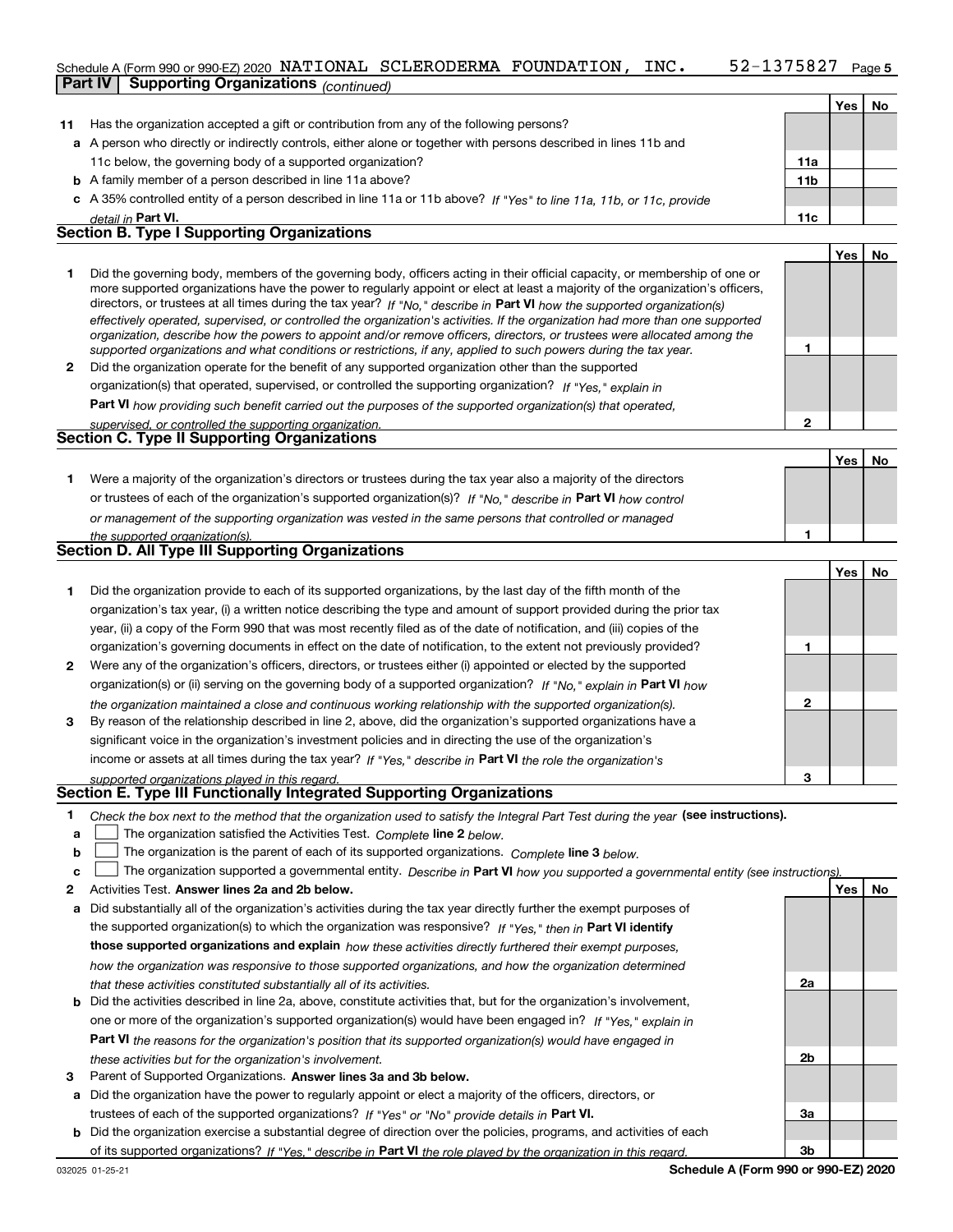Schedule A (Form 990 or 990-EZ) 2020 NATIONAL SCLERODERMA FOUNDATION, INC. 52-1375827 Page 5

**Part IV Supporting Organizations** *(continued)*

| | | | Yes | No |
|---|---|---|---|---|
| **11** | Has the organization accepted a gift or contribution from any of the following persons? | | | |
| **a** | A person who directly or indirectly controls, either alone or together with persons described in lines 11b and 11c below, the governing body of a supported organization? | **11a** | | |
| **b** | A family member of a person described in line 11a above? | **11b** | | |
| **c** | A 35% controlled entity of a person described in line 11a or 11b above? *If "Yes" to line 11a, 11b, or 11c, provide detail in* **Part VI.** | **11c** | | |

**Section B. Type I Supporting Organizations**

| | | | Yes | No |
|---|---|---|---|---|
| **1** | Did the governing body, members of the governing body, officers acting in their official capacity, or membership of one or more supported organizations have the power to regularly appoint or elect at least a majority of the organization's officers, directors, or trustees at all times during the tax year? *If "No," describe in* **Part VI** *how the supported organization(s) effectively operated, supervised, or controlled the organization's activities. If the organization had more than one supported organization, describe how the powers to appoint and/or remove officers, directors, or trustees were allocated among the supported organizations and what conditions or restrictions, if any, applied to such powers during the tax year.* | **1** | | |
| **2** | Did the organization operate for the benefit of any supported organization other than the supported organization(s) that operated, supervised, or controlled the supporting organization? *If "Yes," explain in* **Part VI** *how providing such benefit carried out the purposes of the supported organization(s) that operated, supervised, or controlled the supporting organization.* | **2** | | |

**Section C. Type II Supporting Organizations**

| | | | Yes | No |
|---|---|---|---|---|
| **1** | Were a majority of the organization's directors or trustees during the tax year also a majority of the directors or trustees of each of the organization's supported organization(s)? *If "No," describe in* **Part VI** *how control or management of the supporting organization was vested in the same persons that controlled or managed the supported organization(s).* | **1** | | |

**Section D. All Type III Supporting Organizations**

| | | | Yes | No |
|---|---|---|---|---|
| **1** | Did the organization provide to each of its supported organizations, by the last day of the fifth month of the organization's tax year, (i) a written notice describing the type and amount of support provided during the prior tax year, (ii) a copy of the Form 990 that was most recently filed as of the date of notification, and (iii) copies of the organization's governing documents in effect on the date of notification, to the extent not previously provided? | **1** | | |
| **2** | Were any of the organization's officers, directors, or trustees either (i) appointed or elected by the supported organization(s) or (ii) serving on the governing body of a supported organization? *If "No," explain in* **Part VI** *how the organization maintained a close and continuous working relationship with the supported organization(s).* | **2** | | |
| **3** | By reason of the relationship described in line 2, above, did the organization's supported organizations have a significant voice in the organization's investment policies and in directing the use of the organization's income or assets at all times during the tax year? *If "Yes," describe in* **Part VI** *the role the organization's supported organizations played in this regard.* | **3** | | |

**Section E. Type III Functionally Integrated Supporting Organizations**

**1** *Check the box next to the method that the organization used to satisfy the Integral Part Test during the year* **(see instructions).**

**a** ☐ The organization satisfied the Activities Test. *Complete* **line 2** *below.*

**b** ☐ The organization is the parent of each of its supported organizations. *Complete* **line 3** *below.*

**c** ☐ The organization supported a governmental entity. *Describe in* **Part VI** *how you supported a governmental entity (see instructions).*

| | | | Yes | No |
|---|---|---|---|---|
| **2** | Activities Test. **Answer lines 2a and 2b below.** | | | |
| **a** | Did substantially all of the organization's activities during the tax year directly further the exempt purposes of the supported organization(s) to which the organization was responsive? *If "Yes," then in* **Part VI identify those supported organizations and explain** *how these activities directly furthered their exempt purposes, how the organization was responsive to those supported organizations, and how the organization determined that these activities constituted substantially all of its activities.* | **2a** | | |
| **b** | Did the activities described in line 2a, above, constitute activities that, but for the organization's involvement, one or more of the organization's supported organization(s) would have been engaged in? *If "Yes," explain in* **Part VI** *the reasons for the organization's position that its supported organization(s) would have engaged in these activities but for the organization's involvement.* | **2b** | | |
| **3** | Parent of Supported Organizations. **Answer lines 3a and 3b below.** | | | |
| **a** | Did the organization have the power to regularly appoint or elect a majority of the officers, directors, or trustees of each of the supported organizations? *If "Yes" or "No" provide details in* **Part VI.** | **3a** | | |
| **b** | Did the organization exercise a substantial degree of direction over the policies, programs, and activities of each of its supported organizations? *If "Yes," describe in* **Part VI** *the role played by the organization in this regard.* | **3b** | | |

032025 01-25-21 **Schedule A (Form 990 or 990-EZ) 2020**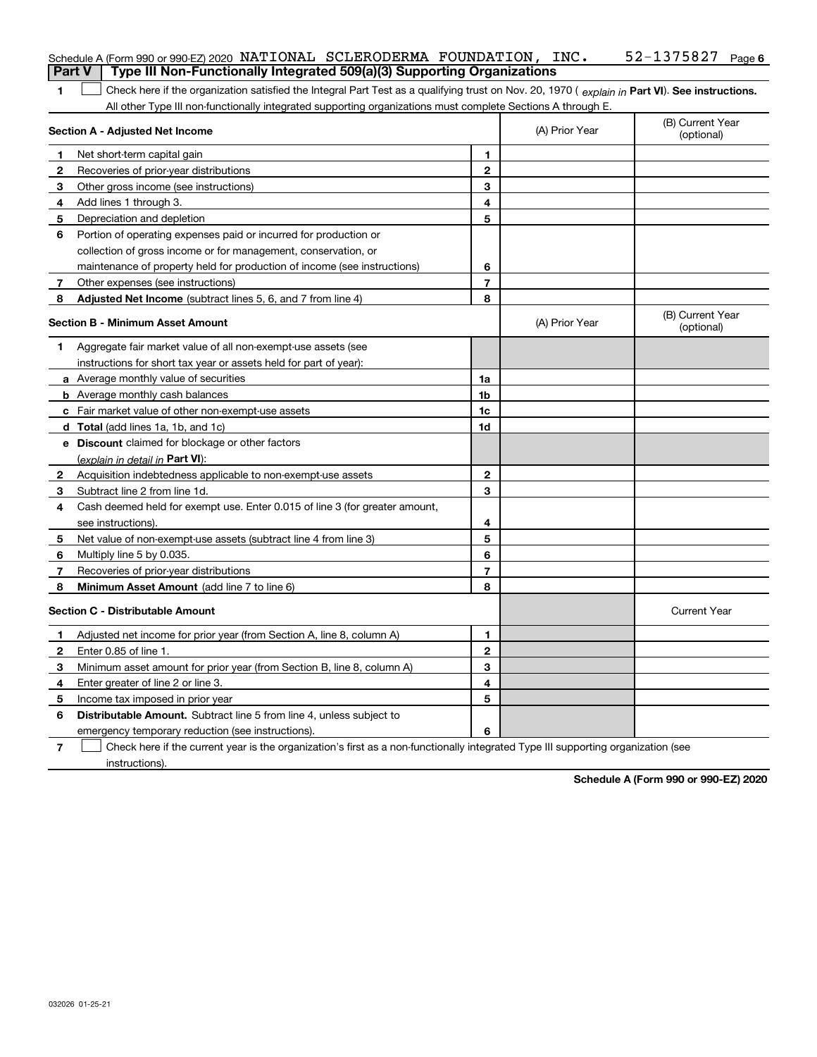Schedule A (Form 990 or 990-EZ) 2020 NATIONAL SCLERODERMA FOUNDATION, INC. 52-1375827 Page 6

## Part V Type III Non-Functionally Integrated 509(a)(3) Supporting Organizations

1 ☐ Check here if the organization satisfied the Integral Part Test as a qualifying trust on Nov. 20, 1970 ( *explain in* **Part VI**). **See instructions.** All other Type III non-functionally integrated supporting organizations must complete Sections A through E.

| Section A - Adjusted Net Income | | | (A) Prior Year | (B) Current Year (optional) |
|---|---|---|---|---|
| 1 | Net short-term capital gain | 1 | | |
| 2 | Recoveries of prior-year distributions | 2 | | |
| 3 | Other gross income (see instructions) | 3 | | |
| 4 | Add lines 1 through 3. | 4 | | |
| 5 | Depreciation and depletion | 5 | | |
| 6 | Portion of operating expenses paid or incurred for production or collection of gross income or for management, conservation, or maintenance of property held for production of income (see instructions) | 6 | | |
| 7 | Other expenses (see instructions) | 7 | | |
| 8 | **Adjusted Net Income** (subtract lines 5, 6, and 7 from line 4) | 8 | | |

| Section B - Minimum Asset Amount | | | (A) Prior Year | (B) Current Year (optional) |
|---|---|---|---|---|
| 1 | Aggregate fair market value of all non-exempt-use assets (see instructions for short tax year or assets held for part of year): | | | |
| a | Average monthly value of securities | 1a | | |
| b | Average monthly cash balances | 1b | | |
| c | Fair market value of other non-exempt-use assets | 1c | | |
| d | **Total** (add lines 1a, 1b, and 1c) | 1d | | |
| e | **Discount** claimed for blockage or other factors (*explain in detail in* **Part VI**): | | | |
| 2 | Acquisition indebtedness applicable to non-exempt-use assets | 2 | | |
| 3 | Subtract line 2 from line 1d. | 3 | | |
| 4 | Cash deemed held for exempt use. Enter 0.015 of line 3 (for greater amount, see instructions). | 4 | | |
| 5 | Net value of non-exempt-use assets (subtract line 4 from line 3) | 5 | | |
| 6 | Multiply line 5 by 0.035. | 6 | | |
| 7 | Recoveries of prior-year distributions | 7 | | |
| 8 | **Minimum Asset Amount** (add line 7 to line 6) | 8 | | |

| Section C - Distributable Amount | | | | Current Year |
|---|---|---|---|---|
| 1 | Adjusted net income for prior year (from Section A, line 8, column A) | 1 | | |
| 2 | Enter 0.85 of line 1. | 2 | | |
| 3 | Minimum asset amount for prior year (from Section B, line 8, column A) | 3 | | |
| 4 | Enter greater of line 2 or line 3. | 4 | | |
| 5 | Income tax imposed in prior year | 5 | | |
| 6 | **Distributable Amount.** Subtract line 5 from line 4, unless subject to emergency temporary reduction (see instructions). | 6 | | |

7 ☐ Check here if the current year is the organization's first as a non-functionally integrated Type III supporting organization (see instructions).

**Schedule A (Form 990 or 990-EZ) 2020**

032026 01-25-21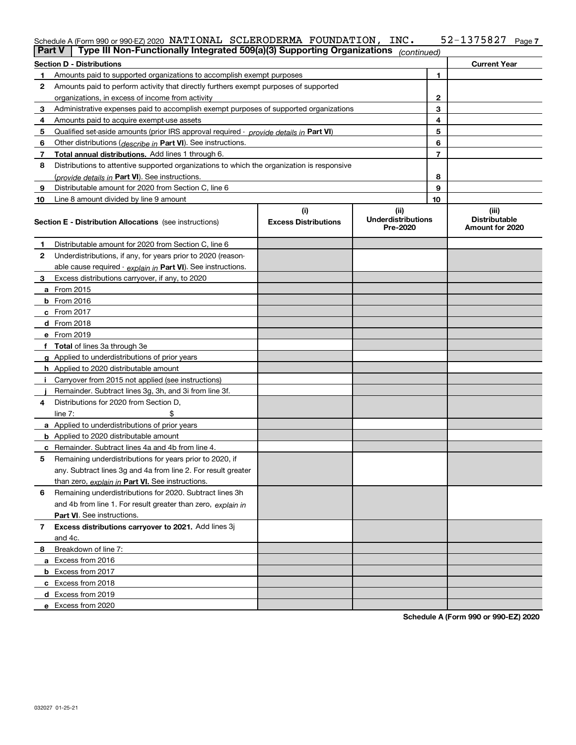Schedule A (Form 990 or 990-EZ) 2020 NATIONAL SCLERODERMA FOUNDATION, INC. 52-1375827 Page 7

**Part V | Type III Non-Functionally Integrated 509(a)(3) Supporting Organizations** *(continued)*

| Section D - Distributions | | | Current Year |
|---|---|---|---|
| 1 | Amounts paid to supported organizations to accomplish exempt purposes | 1 | |
| 2 | Amounts paid to perform activity that directly furthers exempt purposes of supported organizations, in excess of income from activity | 2 | |
| 3 | Administrative expenses paid to accomplish exempt purposes of supported organizations | 3 | |
| 4 | Amounts paid to acquire exempt-use assets | 4 | |
| 5 | Qualified set-aside amounts (prior IRS approval required - *provide details in* **Part VI**) | 5 | |
| 6 | Other distributions (*describe in* **Part VI**). See instructions. | 6 | |
| 7 | **Total annual distributions.** Add lines 1 through 6. | 7 | |
| 8 | Distributions to attentive supported organizations to which the organization is responsive (*provide details in* **Part VI**). See instructions. | 8 | |
| 9 | Distributable amount for 2020 from Section C, line 6 | 9 | |
| 10 | Line 8 amount divided by line 9 amount | 10 | |

| Section E - Distribution Allocations (see instructions) | (i) Excess Distributions | (ii) Underdistributions Pre-2020 | (iii) Distributable Amount for 2020 |
|---|---|---|---|
| **1** Distributable amount for 2020 from Section C, line 6 | | | |
| **2** Underdistributions, if any, for years prior to 2020 (reasonable cause required - *explain in* **Part VI**). See instructions. | | | |
| **3** Excess distributions carryover, if any, to 2020 | | | |
| **a** From 2015 | | | |
| **b** From 2016 | | | |
| **c** From 2017 | | | |
| **d** From 2018 | | | |
| **e** From 2019 | | | |
| **f Total** of lines 3a through 3e | | | |
| **g** Applied to underdistributions of prior years | | | |
| **h** Applied to 2020 distributable amount | | | |
| **i** Carryover from 2015 not applied (see instructions) | | | |
| **j** Remainder. Subtract lines 3g, 3h, and 3i from line 3f. | | | |
| **4** Distributions for 2020 from Section D, line 7: $ | | | |
| **a** Applied to underdistributions of prior years | | | |
| **b** Applied to 2020 distributable amount | | | |
| **c** Remainder. Subtract lines 4a and 4b from line 4. | | | |
| **5** Remaining underdistributions for years prior to 2020, if any. Subtract lines 3g and 4a from line 2. For result greater than zero, *explain in* **Part VI.** See instructions. | | | |
| **6** Remaining underdistributions for 2020. Subtract lines 3h and 4b from line 1. For result greater than zero, *explain in* **Part VI**. See instructions. | | | |
| **7 Excess distributions carryover to 2021.** Add lines 3j and 4c. | | | |
| **8** Breakdown of line 7: | | | |
| **a** Excess from 2016 | | | |
| **b** Excess from 2017 | | | |
| **c** Excess from 2018 | | | |
| **d** Excess from 2019 | | | |
| **e** Excess from 2020 | | | |

**Schedule A (Form 990 or 990-EZ) 2020**

032027 01-25-21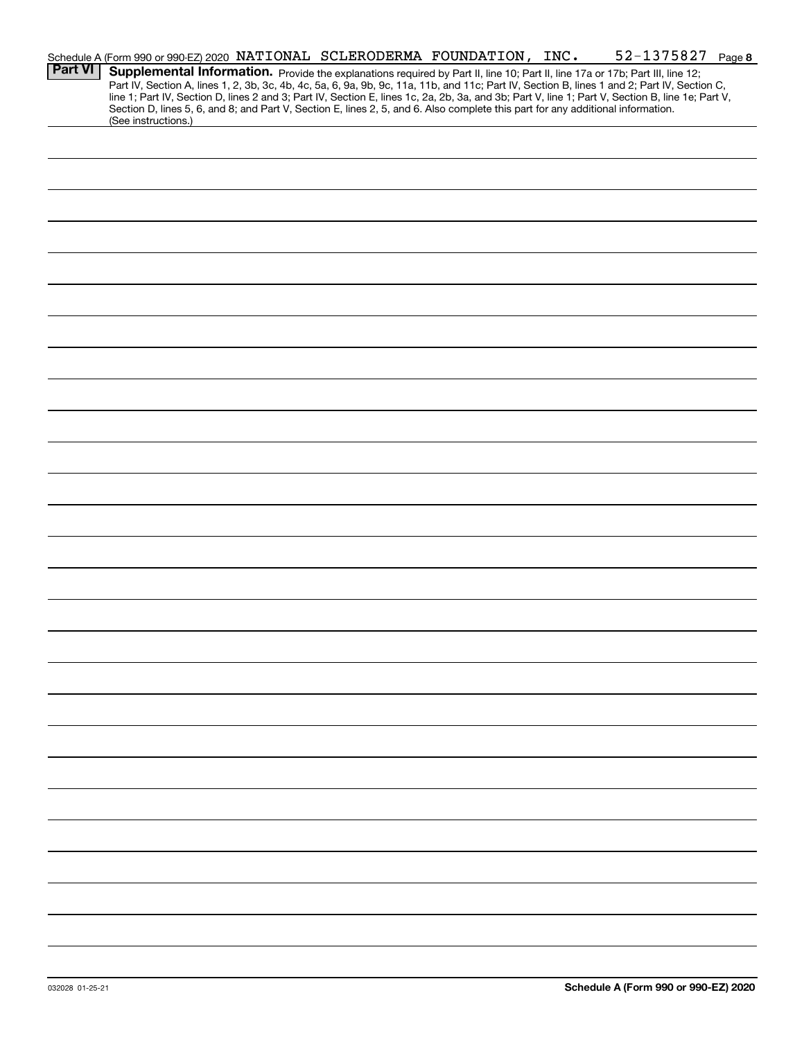Schedule A (Form 990 or 990-EZ) 2020 NATIONAL SCLERODERMA FOUNDATION, INC. 52-1375827 Page 8

**Part VI** **Supplemental Information.** Provide the explanations required by Part II, line 10; Part II, line 17a or 17b; Part III, line 12; Part IV, Section A, lines 1, 2, 3b, 3c, 4b, 4c, 5a, 6, 9a, 9b, 9c, 11a, 11b, and 11c; Part IV, Section B, lines 1 and 2; Part IV, Section C, line 1; Part IV, Section D, lines 2 and 3; Part IV, Section E, lines 1c, 2a, 2b, 3a, and 3b; Part V, line 1; Part V, Section B, line 1e; Part V, Section D, lines 5, 6, and 8; and Part V, Section E, lines 2, 5, and 6. Also complete this part for any additional information. (See instructions.)

032028 01-25-21

**Schedule A (Form 990 or 990-EZ) 2020**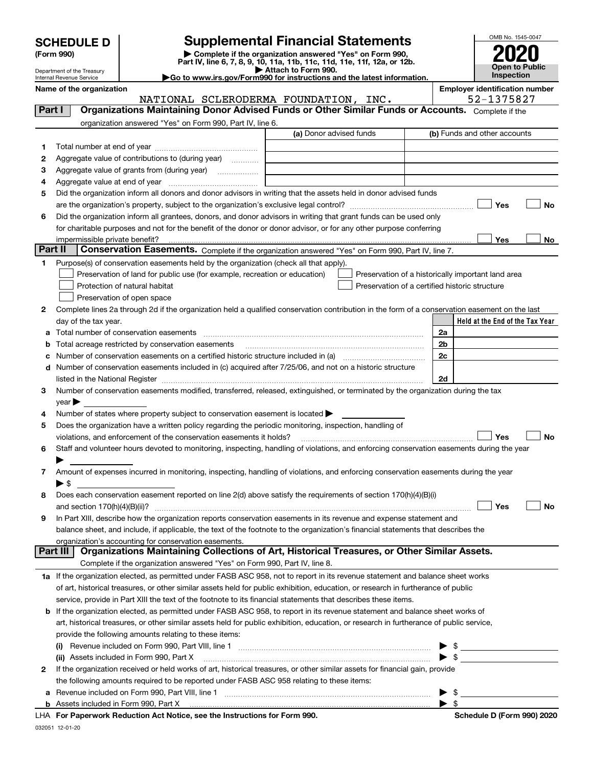# SCHEDULE D (Form 990)

Department of the Treasury
Internal Revenue Service

## Supplemental Financial Statements

▶ Complete if the organization answered "Yes" on Form 990, Part IV, line 6, 7, 8, 9, 10, 11a, 11b, 11c, 11d, 11e, 11f, 12a, or 12b.
▶ Attach to Form 990.
▶ Go to www.irs.gov/Form990 for instructions and the latest information.

OMB No. 1545-0047

**2020**

**Open to Public Inspection**

**Name of the organization:** NATIONAL SCLERODERMA FOUNDATION, INC.

**Employer identification number:** 52-1375827

### Part I — Organizations Maintaining Donor Advised Funds or Other Similar Funds or Accounts.
Complete if the organization answered "Yes" on Form 990, Part IV, line 6.

| | | (a) Donor advised funds | (b) Funds and other accounts |
|---|---|---|---|
| 1 | Total number at end of year | | |
| 2 | Aggregate value of contributions to (during year) | | |
| 3 | Aggregate value of grants from (during year) | | |
| 4 | Aggregate value at end of year | | |

5. Did the organization inform all donors and donor advisors in writing that the assets held in donor advised funds are the organization's property, subject to the organization's exclusive legal control? ☐ Yes ☐ No
6. Did the organization inform all grantees, donors, and donor advisors in writing that grant funds can be used only for charitable purposes and not for the benefit of the donor or donor advisor, or for any other purpose conferring impermissible private benefit? ☐ Yes ☐ No

### Part II — Conservation Easements.
Complete if the organization answered "Yes" on Form 990, Part IV, line 7.

1. Purpose(s) of conservation easements held by the organization (check all that apply).
   - ☐ Preservation of land for public use (for example, recreation or education)
   - ☐ Protection of natural habitat
   - ☐ Preservation of open space
   - ☐ Preservation of a historically important land area
   - ☐ Preservation of a certified historic structure
2. Complete lines 2a through 2d if the organization held a qualified conservation contribution in the form of a conservation easement on the last day of the tax year.

| | | | Held at the End of the Tax Year |
|---|---|---|---|
| a | Total number of conservation easements | 2a | |
| b | Total acreage restricted by conservation easements | 2b | |
| c | Number of conservation easements on a certified historic structure included in (a) | 2c | |
| d | Number of conservation easements included in (c) acquired after 7/25/06, and not on a historic structure listed in the National Register | 2d | |

3. Number of conservation easements modified, transferred, released, extinguished, or terminated by the organization during the tax year ▶
4. Number of states where property subject to conservation easement is located ▶
5. Does the organization have a written policy regarding the periodic monitoring, inspection, handling of violations, and enforcement of the conservation easements it holds? ☐ Yes ☐ No
6. Staff and volunteer hours devoted to monitoring, inspecting, handling of violations, and enforcing conservation easements during the year ▶
7. Amount of expenses incurred in monitoring, inspecting, handling of violations, and enforcing conservation easements during the year ▶ $
8. Does each conservation easement reported on line 2(d) above satisfy the requirements of section 170(h)(4)(B)(i) and section 170(h)(4)(B)(ii)? ☐ Yes ☐ No
9. In Part XIII, describe how the organization reports conservation easements in its revenue and expense statement and balance sheet, and include, if applicable, the text of the footnote to the organization's financial statements that describes the organization's accounting for conservation easements.

### Part III — Organizations Maintaining Collections of Art, Historical Treasures, or Other Similar Assets.
Complete if the organization answered "Yes" on Form 990, Part IV, line 8.

1a. If the organization elected, as permitted under FASB ASC 958, not to report in its revenue statement and balance sheet works of art, historical treasures, or other similar assets held for public exhibition, education, or research in furtherance of public service, provide in Part XIII the text of the footnote to its financial statements that describes these items.

b. If the organization elected, as permitted under FASB ASC 958, to report in its revenue statement and balance sheet works of art, historical treasures, or other similar assets held for public exhibition, education, or research in furtherance of public service, provide the following amounts relating to these items:
   - (i) Revenue included on Form 990, Part VIII, line 1 ▶ $
   - (ii) Assets included in Form 990, Part X ▶ $

2. If the organization received or held works of art, historical treasures, or other similar assets for financial gain, provide the following amounts required to be reported under FASB ASC 958 relating to these items:
   - a. Revenue included on Form 990, Part VIII, line 1 ▶ $
   - b. Assets included in Form 990, Part X ▶ $

LHA **For Paperwork Reduction Act Notice, see the Instructions for Form 990.** **Schedule D (Form 990) 2020**

032051 12-01-20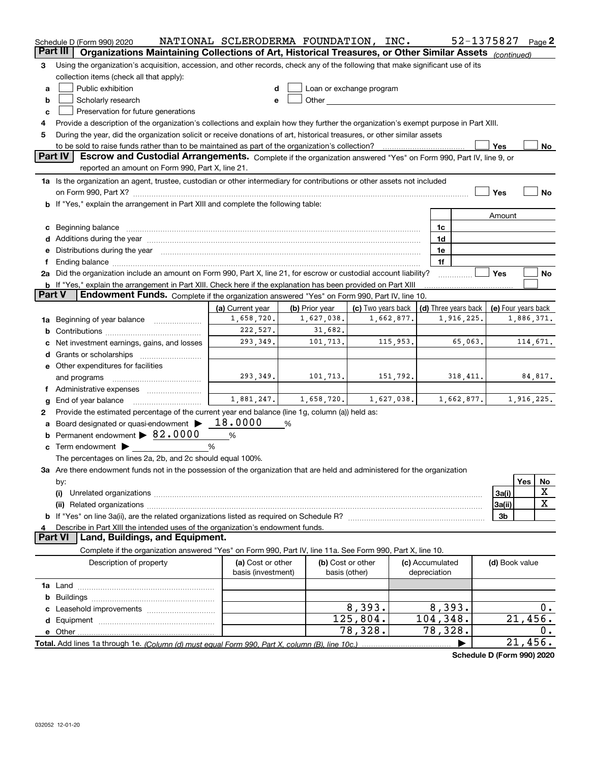Schedule D (Form 990) 2020 NATIONAL SCLERODERMA FOUNDATION, INC. 52-1375827 Page 2

## Part III | Organizations Maintaining Collections of Art, Historical Treasures, or Other Similar Assets (continued)

3 Using the organization's acquisition, accession, and other records, check any of the following that make significant use of its collection items (check all that apply):

- a ☐ Public exhibition
- b ☐ Scholarly research
- c ☐ Preservation for future generations
- d ☐ Loan or exchange program
- e ☐ Other

4 Provide a description of the organization's collections and explain how they further the organization's exempt purpose in Part XIII.

5 During the year, did the organization solicit or receive donations of art, historical treasures, or other similar assets to be sold to raise funds rather than to be maintained as part of the organization's collection? ☐ Yes ☐ No

## Part IV | Escrow and Custodial Arrangements. 
Complete if the organization answered "Yes" on Form 990, Part IV, line 9, or reported an amount on Form 990, Part X, line 21.

1a Is the organization an agent, trustee, custodian or other intermediary for contributions or other assets not included on Form 990, Part X? ☐ Yes ☐ No

b If "Yes," explain the arrangement in Part XIII and complete the following table:

| | | Amount |
|---|---|---|
| c Beginning balance | 1c | |
| d Additions during the year | 1d | |
| e Distributions during the year | 1e | |
| f Ending balance | 1f | |

2a Did the organization include an amount on Form 990, Part X, line 21, for escrow or custodial account liability? ☐ Yes ☐ No

b If "Yes," explain the arrangement in Part XIII. Check here if the explanation has been provided on Part XIII ☐

## Part V | Endowment Funds. 
Complete if the organization answered "Yes" on Form 990, Part IV, line 10.

| | (a) Current year | (b) Prior year | (c) Two years back | (d) Three years back | (e) Four years back |
|---|---|---|---|---|---|
| 1a Beginning of year balance | 1,658,720. | 1,627,038. | 1,662,877. | 1,916,225. | 1,886,371. |
| b Contributions | 222,527. | 31,682. | | | |
| c Net investment earnings, gains, and losses | 293,349. | 101,713. | 115,953. | 65,063. | 114,671. |
| d Grants or scholarships | | | | | |
| e Other expenditures for facilities and programs | 293,349. | 101,713. | 151,792. | 318,411. | 84,817. |
| f Administrative expenses | | | | | |
| g End of year balance | 1,881,247. | 1,658,720. | 1,627,038. | 1,662,877. | 1,916,225. |

2 Provide the estimated percentage of the current year end balance (line 1g, column (a)) held as:

- a Board designated or quasi-endowment ▶ 18.0000 %
- b Permanent endowment ▶ 82.0000 %
- c Term endowment ▶ %

The percentages on lines 2a, 2b, and 2c should equal 100%.

3a Are there endowment funds not in the possession of the organization that are held and administered for the organization by:

| | | Yes | No |
|---|---|---|---|
| (i) Unrelated organizations | 3a(i) | | X |
| (ii) Related organizations | 3a(ii) | | X |
| b If "Yes" on line 3a(ii), are the related organizations listed as required on Schedule R? | 3b | | |

4 Describe in Part XIII the intended uses of the organization's endowment funds.

## Part VI | Land, Buildings, and Equipment.

Complete if the organization answered "Yes" on Form 990, Part IV, line 11a. See Form 990, Part X, line 10.

| Description of property | (a) Cost or other basis (investment) | (b) Cost or other basis (other) | (c) Accumulated depreciation | (d) Book value |
|---|---|---|---|---|
| 1a Land | | | | |
| b Buildings | | | | |
| c Leasehold improvements | | 8,393. | 8,393. | 0. |
| d Equipment | | 125,804. | 104,348. | 21,456. |
| e Other | | 78,328. | 78,328. | 0. |
| Total. Add lines 1a through 1e. *(Column (d) must equal Form 990, Part X, column (B), line 10c.)* | | | ▶ | 21,456. |

Schedule D (Form 990) 2020

032052 12-01-20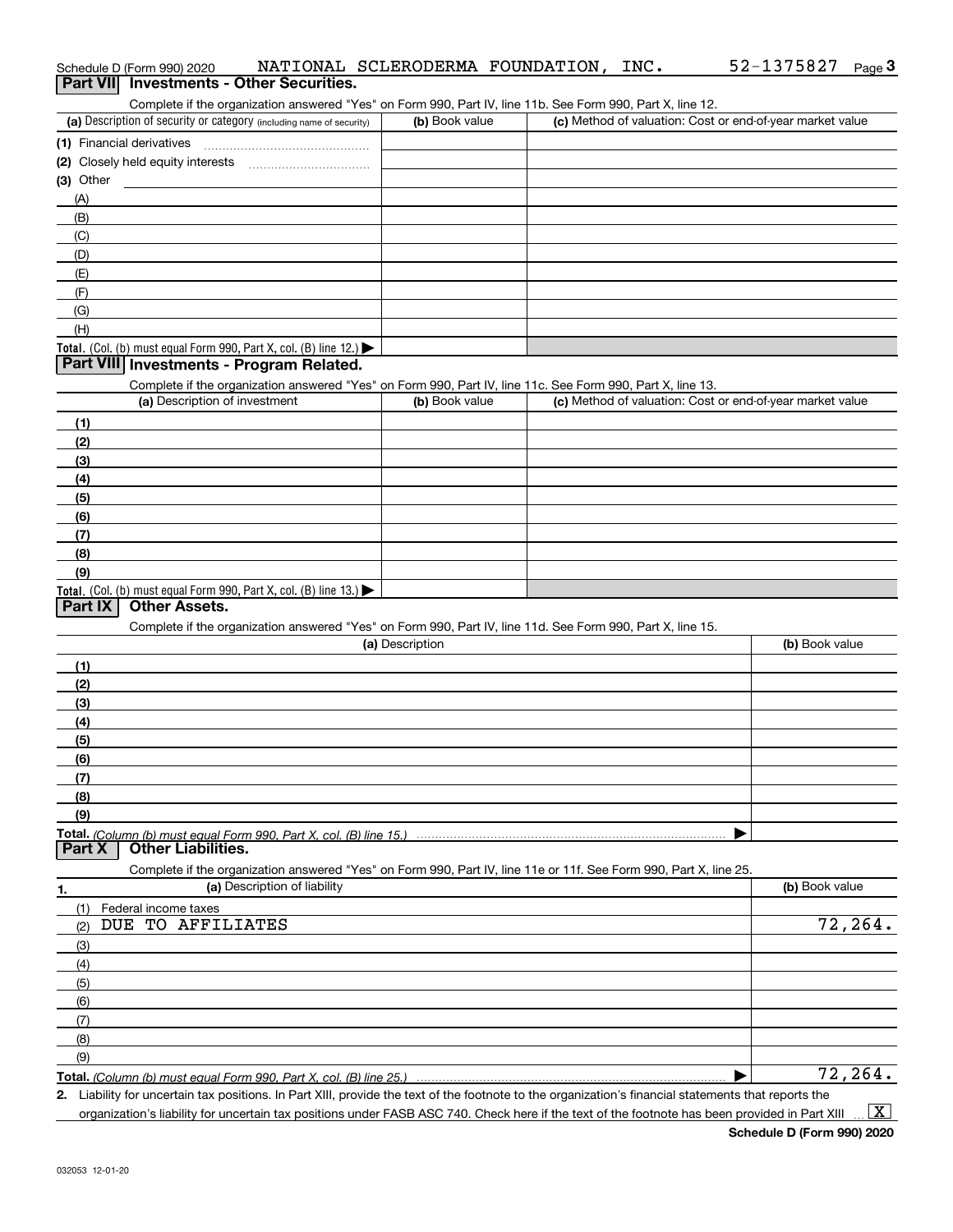Schedule D (Form 990) 2020 NATIONAL SCLERODERMA FOUNDATION, INC. 52-1375827 Page 3

## Part VII Investments - Other Securities.

Complete if the organization answered "Yes" on Form 990, Part IV, line 11b. See Form 990, Part X, line 12.

| (a) Description of security or category (including name of security) | (b) Book value | (c) Method of valuation: Cost or end-of-year market value |
|---|---|---|
| (1) Financial derivatives | | |
| (2) Closely held equity interests | | |
| (3) Other | | |
| (A) | | |
| (B) | | |
| (C) | | |
| (D) | | |
| (E) | | |
| (F) | | |
| (G) | | |
| (H) | | |
| Total. (Col. (b) must equal Form 990, Part X, col. (B) line 12.) | | |

## Part VIII Investments - Program Related.

Complete if the organization answered "Yes" on Form 990, Part IV, line 11c. See Form 990, Part X, line 13.

| (a) Description of investment | (b) Book value | (c) Method of valuation: Cost or end-of-year market value |
|---|---|---|
| (1) | | |
| (2) | | |
| (3) | | |
| (4) | | |
| (5) | | |
| (6) | | |
| (7) | | |
| (8) | | |
| (9) | | |
| Total. (Col. (b) must equal Form 990, Part X, col. (B) line 13.) | | |

## Part IX Other Assets.

Complete if the organization answered "Yes" on Form 990, Part IV, line 11d. See Form 990, Part X, line 15.

| (a) Description | (b) Book value |
|---|---|
| (1) | |
| (2) | |
| (3) | |
| (4) | |
| (5) | |
| (6) | |
| (7) | |
| (8) | |
| (9) | |
| Total. (Column (b) must equal Form 990, Part X, col. (B) line 15.) | |

## Part X Other Liabilities.

Complete if the organization answered "Yes" on Form 990, Part IV, line 11e or 11f. See Form 990, Part X, line 25.

| 1. (a) Description of liability | (b) Book value |
|---|---|
| (1) Federal income taxes | |
| (2) DUE TO AFFILIATES | 72,264. |
| (3) | |
| (4) | |
| (5) | |
| (6) | |
| (7) | |
| (8) | |
| (9) | |
| Total. (Column (b) must equal Form 990, Part X, col. (B) line 25.) | 72,264. |

2. Liability for uncertain tax positions. In Part XIII, provide the text of the footnote to the organization's financial statements that reports the organization's liability for uncertain tax positions under FASB ASC 740. Check here if the text of the footnote has been provided in Part XIII [X]

Schedule D (Form 990) 2020

032053 12-01-20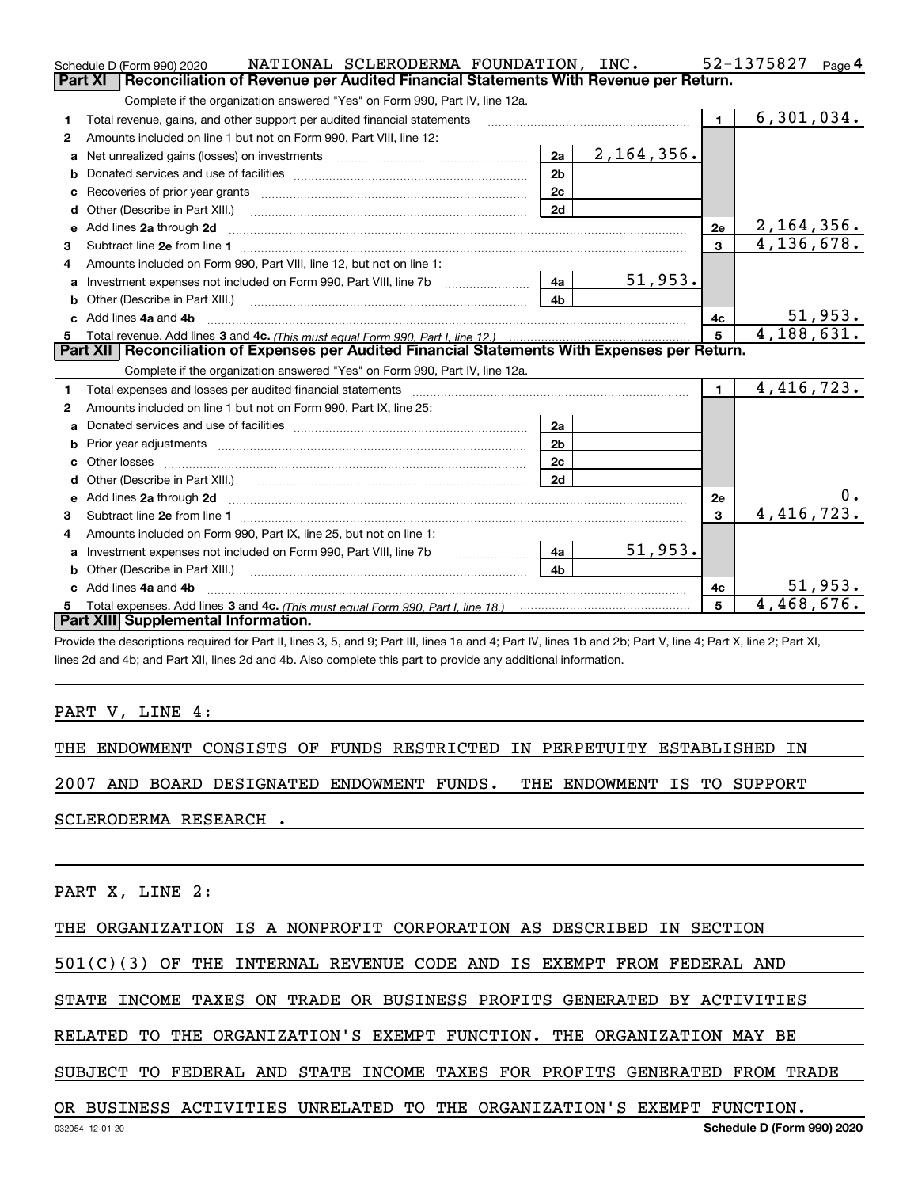Schedule D (Form 990) 2020 NATIONAL SCLERODERMA FOUNDATION, INC. 52-1375827 Page 4

## Part XI Reconciliation of Revenue per Audited Financial Statements With Revenue per Return.

Complete if the organization answered "Yes" on Form 990, Part IV, line 12a.

| | | | | | |
|---|---|---|---|---|---|
| 1 | Total revenue, gains, and other support per audited financial statements | | | 1 | 6,301,034. |
| 2 | Amounts included on line 1 but not on Form 990, Part VIII, line 12: | | | | |
| a | Net unrealized gains (losses) on investments | 2a | 2,164,356. | | |
| b | Donated services and use of facilities | 2b | | | |
| c | Recoveries of prior year grants | 2c | | | |
| d | Other (Describe in Part XIII.) | 2d | | | |
| e | Add lines 2a through 2d | | | 2e | 2,164,356. |
| 3 | Subtract line 2e from line 1 | | | 3 | 4,136,678. |
| 4 | Amounts included on Form 990, Part VIII, line 12, but not on line 1: | | | | |
| a | Investment expenses not included on Form 990, Part VIII, line 7b | 4a | 51,953. | | |
| b | Other (Describe in Part XIII.) | 4b | | | |
| c | Add lines 4a and 4b | | | 4c | 51,953. |
| 5 | Total revenue. Add lines 3 and 4c. *(This must equal Form 990, Part I, line 12.)* | | | 5 | 4,188,631. |

## Part XII Reconciliation of Expenses per Audited Financial Statements With Expenses per Return.

Complete if the organization answered "Yes" on Form 990, Part IV, line 12a.

| | | | | | |
|---|---|---|---|---|---|
| 1 | Total expenses and losses per audited financial statements | | | 1 | 4,416,723. |
| 2 | Amounts included on line 1 but not on Form 990, Part IX, line 25: | | | | |
| a | Donated services and use of facilities | 2a | | | |
| b | Prior year adjustments | 2b | | | |
| c | Other losses | 2c | | | |
| d | Other (Describe in Part XIII.) | 2d | | | |
| e | Add lines 2a through 2d | | | 2e | 0. |
| 3 | Subtract line 2e from line 1 | | | 3 | 4,416,723. |
| 4 | Amounts included on Form 990, Part IX, line 25, but not on line 1: | | | | |
| a | Investment expenses not included on Form 990, Part VIII, line 7b | 4a | 51,953. | | |
| b | Other (Describe in Part XIII.) | 4b | | | |
| c | Add lines 4a and 4b | | | 4c | 51,953. |
| 5 | Total expenses. Add lines 3 and 4c. *(This must equal Form 990, Part I, line 18.)* | | | 5 | 4,468,676. |

## Part XIII Supplemental Information.

Provide the descriptions required for Part II, lines 3, 5, and 9; Part III, lines 1a and 4; Part IV, lines 1b and 2b; Part V, line 4; Part X, line 2; Part XI, lines 2d and 4b; and Part XII, lines 2d and 4b. Also complete this part to provide any additional information.

PART V, LINE 4:

THE ENDOWMENT CONSISTS OF FUNDS RESTRICTED IN PERPETUITY ESTABLISHED IN 2007 AND BOARD DESIGNATED ENDOWMENT FUNDS. THE ENDOWMENT IS TO SUPPORT SCLERODERMA RESEARCH .

PART X, LINE 2:

THE ORGANIZATION IS A NONPROFIT CORPORATION AS DESCRIBED IN SECTION 501(C)(3) OF THE INTERNAL REVENUE CODE AND IS EXEMPT FROM FEDERAL AND STATE INCOME TAXES ON TRADE OR BUSINESS PROFITS GENERATED BY ACTIVITIES RELATED TO THE ORGANIZATION'S EXEMPT FUNCTION. THE ORGANIZATION MAY BE SUBJECT TO FEDERAL AND STATE INCOME TAXES FOR PROFITS GENERATED FROM TRADE OR BUSINESS ACTIVITIES UNRELATED TO THE ORGANIZATION'S EXEMPT FUNCTION.

032054 12-01-20 Schedule D (Form 990) 2020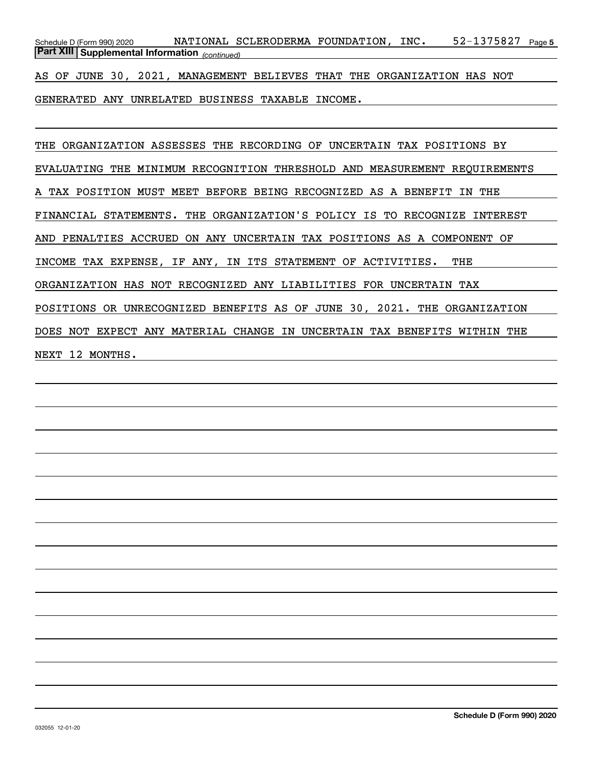## Part XIII Supplemental Information *(continued)*

AS OF JUNE 30, 2021, MANAGEMENT BELIEVES THAT THE ORGANIZATION HAS NOT GENERATED ANY UNRELATED BUSINESS TAXABLE INCOME.

THE ORGANIZATION ASSESSES THE RECORDING OF UNCERTAIN TAX POSITIONS BY EVALUATING THE MINIMUM RECOGNITION THRESHOLD AND MEASUREMENT REQUIREMENTS A TAX POSITION MUST MEET BEFORE BEING RECOGNIZED AS A BENEFIT IN THE FINANCIAL STATEMENTS. THE ORGANIZATION'S POLICY IS TO RECOGNIZE INTEREST AND PENALTIES ACCRUED ON ANY UNCERTAIN TAX POSITIONS AS A COMPONENT OF INCOME TAX EXPENSE, IF ANY, IN ITS STATEMENT OF ACTIVITIES. THE ORGANIZATION HAS NOT RECOGNIZED ANY LIABILITIES FOR UNCERTAIN TAX POSITIONS OR UNRECOGNIZED BENEFITS AS OF JUNE 30, 2021. THE ORGANIZATION DOES NOT EXPECT ANY MATERIAL CHANGE IN UNCERTAIN TAX BENEFITS WITHIN THE NEXT 12 MONTHS.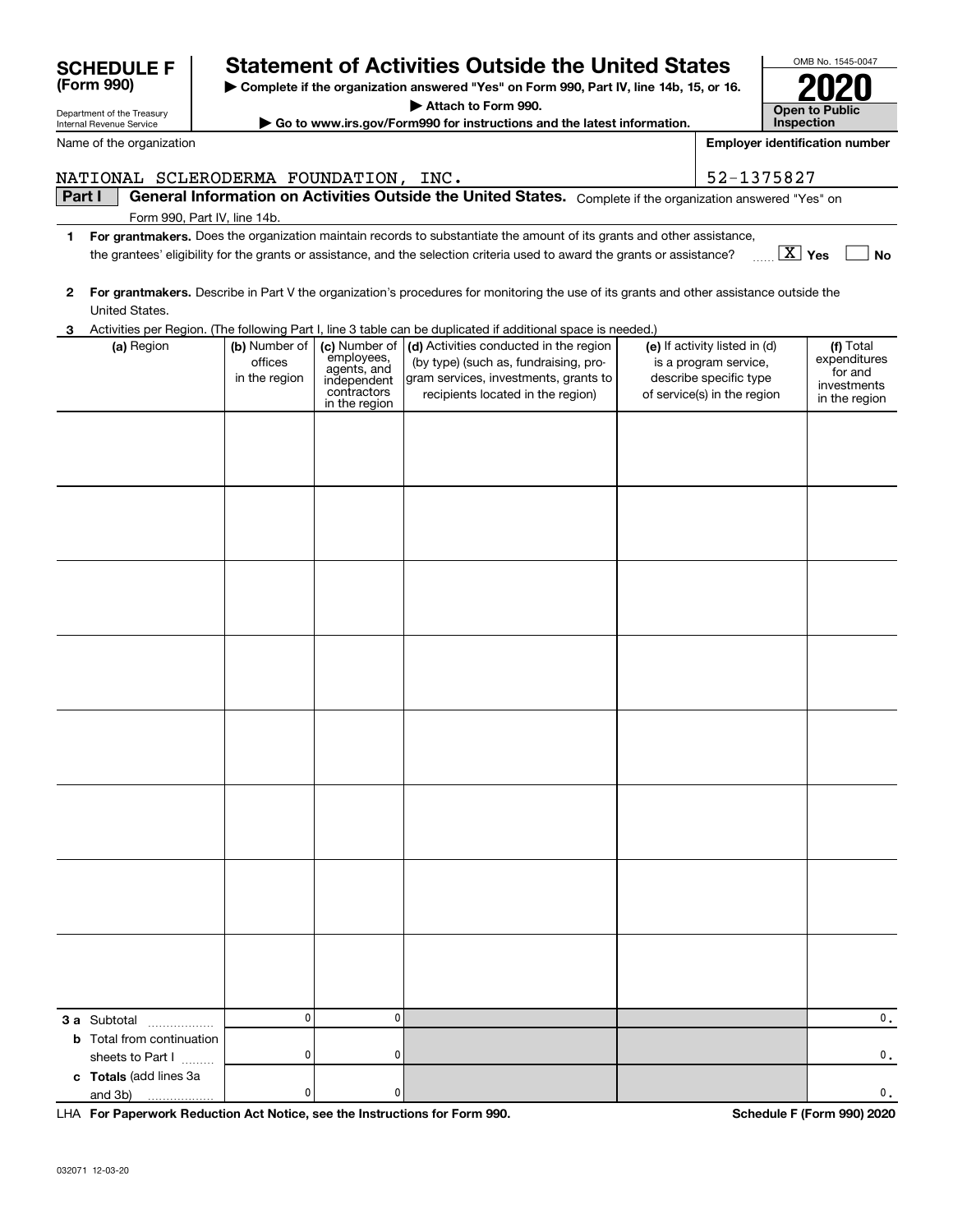# SCHEDULE F (Form 990)

Department of the Treasury
Internal Revenue Service

## Statement of Activities Outside the United States

▶ Complete if the organization answered "Yes" on Form 990, Part IV, line 14b, 15, or 16.
▶ Attach to Form 990.
▶ Go to www.irs.gov/Form990 for instructions and the latest information.

OMB No. 1545-0047
**2020**
**Open to Public Inspection**

Name of the organization: NATIONAL SCLERODERMA FOUNDATION, INC.

Employer identification number: 52-1375827

### Part I General Information on Activities Outside the United States. Complete if the organization answered "Yes" on Form 990, Part IV, line 14b.

**1** **For grantmakers.** Does the organization maintain records to substantiate the amount of its grants and other assistance, the grantees' eligibility for the grants or assistance, and the selection criteria used to award the grants or assistance? [X] Yes [ ] No

**2** **For grantmakers.** Describe in Part V the organization's procedures for monitoring the use of its grants and other assistance outside the United States.

**3** Activities per Region. (The following Part I, line 3 table can be duplicated if additional space is needed.)

| (a) Region | (b) Number of offices in the region | (c) Number of employees, agents, and independent contractors in the region | (d) Activities conducted in the region (by type) (such as, fundraising, program services, investments, grants to recipients located in the region) | (e) If activity listed in (d) is a program service, describe specific type of service(s) in the region | (f) Total expenditures for and investments in the region |
|---|---|---|---|---|---|
| | | | | | |
| | | | | | |
| | | | | | |
| | | | | | |
| | | | | | |
| | | | | | |
| | | | | | |
| | | | | | |
| **3 a** Subtotal | 0 | 0 | | | 0. |
| **b** Total from continuation sheets to Part I | 0 | 0 | | | 0. |
| **c** **Totals** (add lines 3a and 3b) | 0 | 0 | | | 0. |

LHA **For Paperwork Reduction Act Notice, see the Instructions for Form 990.** **Schedule F (Form 990) 2020**

032071 12-03-20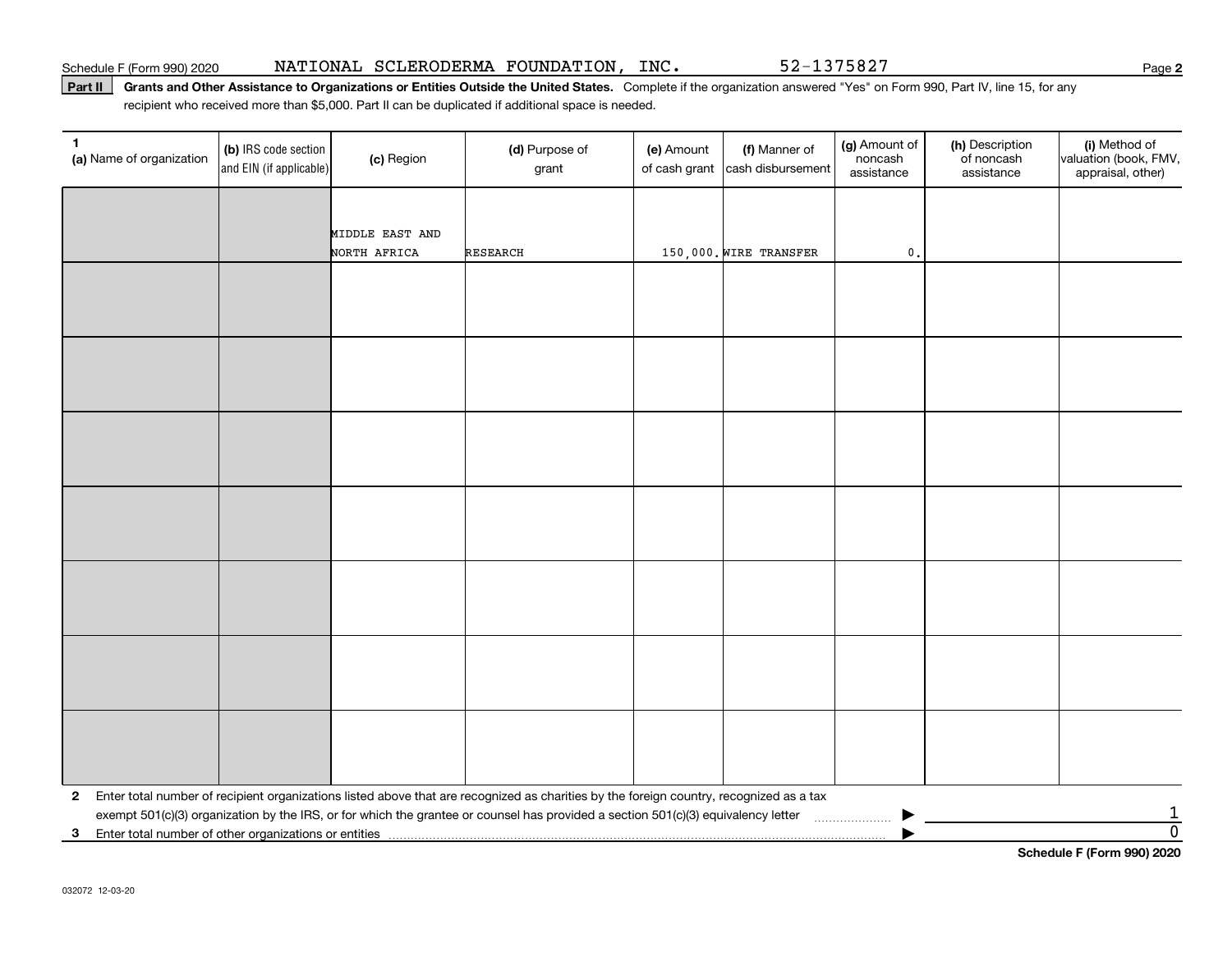Schedule F (Form 990) 2020 NATIONAL SCLERODERMA FOUNDATION, INC. 52-1375827

**Part II** **Grants and Other Assistance to Organizations or Entities Outside the United States.** Complete if the organization answered "Yes" on Form 990, Part IV, line 15, for any recipient who received more than $5,000. Part II can be duplicated if additional space is needed.

| 1 (a) Name of organization | (b) IRS code section and EIN (if applicable) | (c) Region | (d) Purpose of grant | (e) Amount of cash grant | (f) Manner of cash disbursement | (g) Amount of noncash assistance | (h) Description of noncash assistance | (i) Method of valuation (book, FMV, appraisal, other) |
|---|---|---|---|---|---|---|---|---|
| | | MIDDLE EAST AND NORTH AFRICA | RESEARCH | 150,000. | WIRE TRANSFER | 0. | | |
| | | | | | | | | |
| | | | | | | | | |
| | | | | | | | | |
| | | | | | | | | |
| | | | | | | | | |
| | | | | | | | | |
| | | | | | | | | |

**2** Enter total number of recipient organizations listed above that are recognized as charities by the foreign country, recognized as a tax exempt 501(c)(3) organization by the IRS, or for which the grantee or counsel has provided a section 501(c)(3) equivalency letter ▶ 1

**3** Enter total number of other organizations or entities ▶ 0

**Schedule F (Form 990) 2020**

032072 12-03-20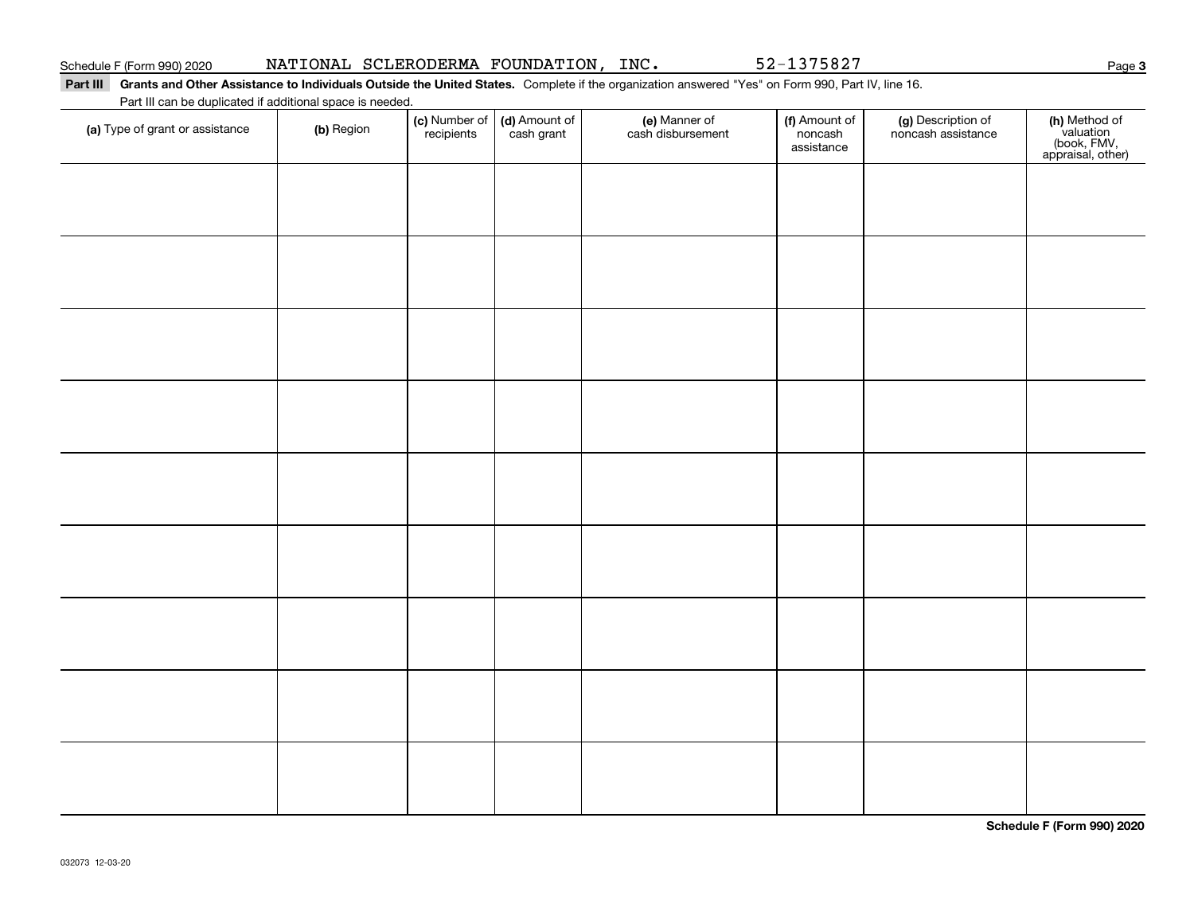Schedule F (Form 990) 2020 NATIONAL SCLERODERMA FOUNDATION, INC. 52-1375827

**Part III** **Grants and Other Assistance to Individuals Outside the United States.** Complete if the organization answered "Yes" on Form 990, Part IV, line 16.

Part III can be duplicated if additional space is needed.

| (a) Type of grant or assistance | (b) Region | (c) Number of recipients | (d) Amount of cash grant | (e) Manner of cash disbursement | (f) Amount of noncash assistance | (g) Description of noncash assistance | (h) Method of valuation (book, FMV, appraisal, other) |
|---|---|---|---|---|---|---|---|
| | | | | | | | |
| | | | | | | | |
| | | | | | | | |
| | | | | | | | |
| | | | | | | | |
| | | | | | | | |
| | | | | | | | |
| | | | | | | | |
| | | | | | | | |

**Schedule F (Form 990) 2020**

032073 12-03-20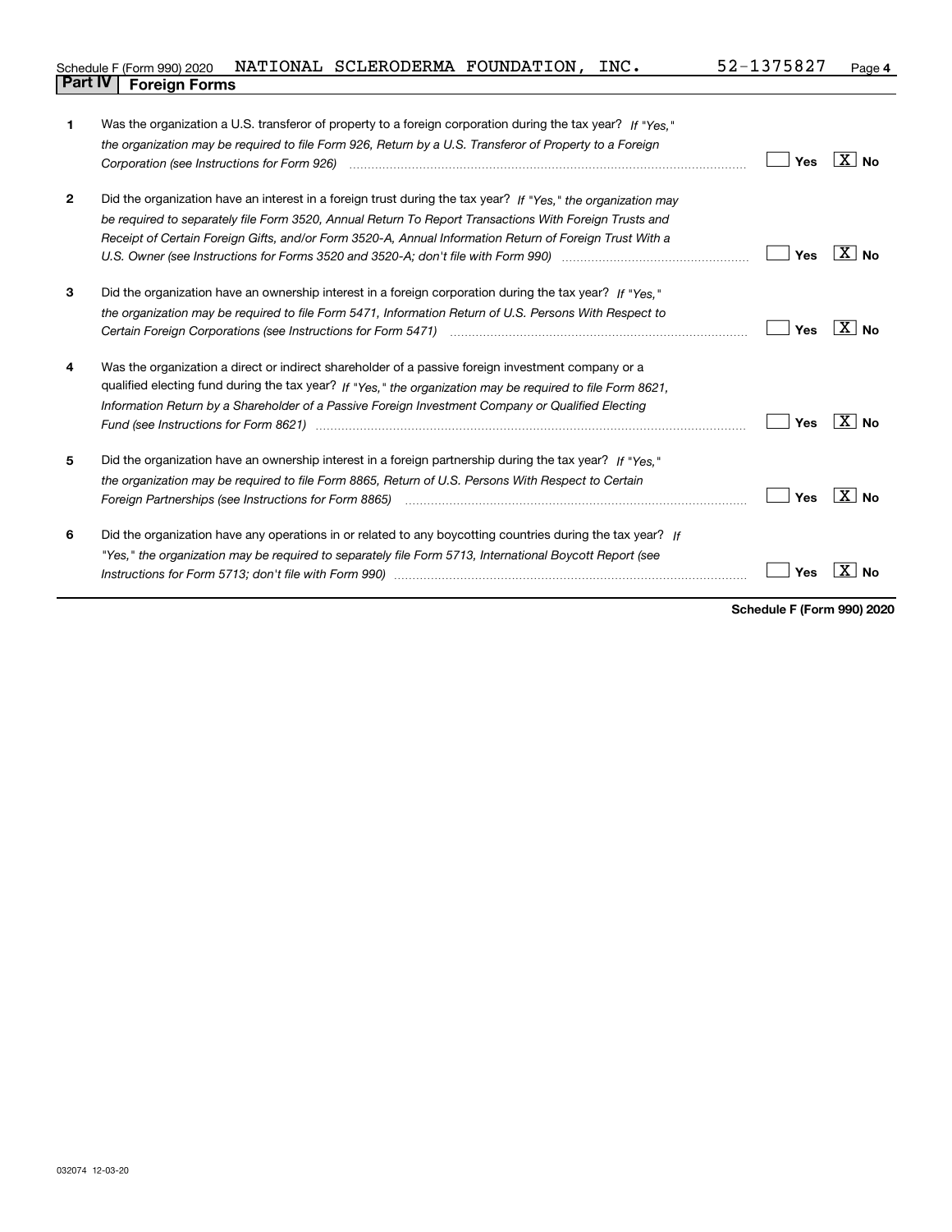Schedule F (Form 990) 2020 NATIONAL SCLERODERMA FOUNDATION, INC. 52-1375827

## Part IV Foreign Forms

| | | Yes | No |
|---|---|---|---|
| 1 | Was the organization a U.S. transferor of property to a foreign corporation during the tax year? *If "Yes," the organization may be required to file Form 926, Return by a U.S. Transferor of Property to a Foreign Corporation (see Instructions for Form 926)* | | X |
| 2 | Did the organization have an interest in a foreign trust during the tax year? *If "Yes," the organization may be required to separately file Form 3520, Annual Return To Report Transactions With Foreign Trusts and Receipt of Certain Foreign Gifts, and/or Form 3520-A, Annual Information Return of Foreign Trust With a U.S. Owner (see Instructions for Forms 3520 and 3520-A; don't file with Form 990)* | | X |
| 3 | Did the organization have an ownership interest in a foreign corporation during the tax year? *If "Yes," the organization may be required to file Form 5471, Information Return of U.S. Persons With Respect to Certain Foreign Corporations (see Instructions for Form 5471)* | | X |
| 4 | Was the organization a direct or indirect shareholder of a passive foreign investment company or a qualified electing fund during the tax year? *If "Yes," the organization may be required to file Form 8621, Information Return by a Shareholder of a Passive Foreign Investment Company or Qualified Electing Fund (see Instructions for Form 8621)* | | X |
| 5 | Did the organization have an ownership interest in a foreign partnership during the tax year? *If "Yes," the organization may be required to file Form 8865, Return of U.S. Persons With Respect to Certain Foreign Partnerships (see Instructions for Form 8865)* | | X |
| 6 | Did the organization have any operations in or related to any boycotting countries during the tax year? *If "Yes," the organization may be required to separately file Form 5713, International Boycott Report (see Instructions for Form 5713; don't file with Form 990)* | | X |

**Schedule F (Form 990) 2020**

032074 12-03-20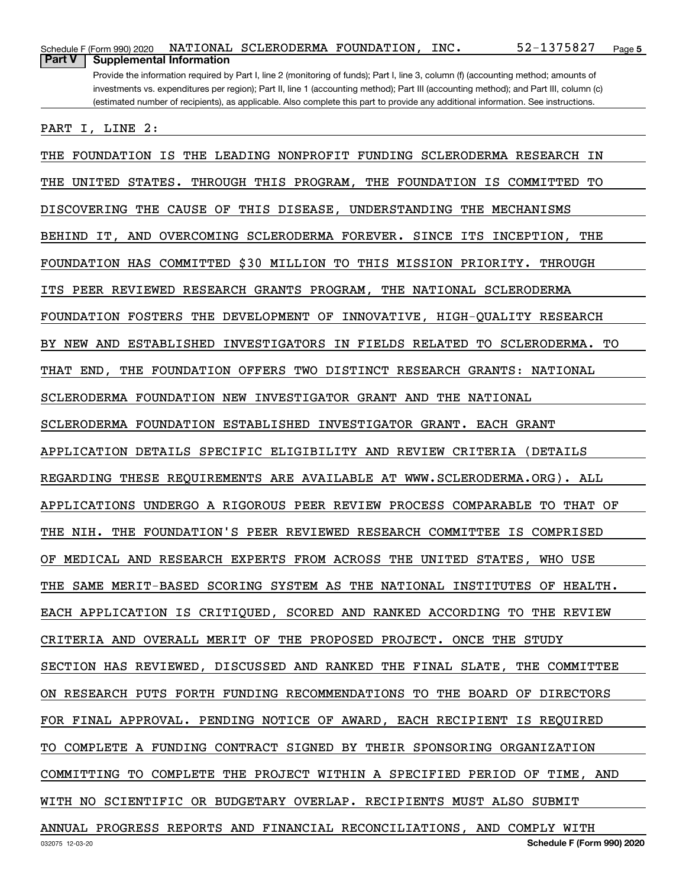Schedule F (Form 990) 2020 NATIONAL SCLERODERMA FOUNDATION, INC. 52-1375827

**Part V Supplemental Information**

Provide the information required by Part I, line 2 (monitoring of funds); Part I, line 3, column (f) (accounting method; amounts of investments vs. expenditures per region); Part II, line 1 (accounting method); Part III (accounting method); and Part III, column (c) (estimated number of recipients), as applicable. Also complete this part to provide any additional information. See instructions.

PART I, LINE 2:

THE FOUNDATION IS THE LEADING NONPROFIT FUNDING SCLERODERMA RESEARCH IN THE UNITED STATES. THROUGH THIS PROGRAM, THE FOUNDATION IS COMMITTED TO DISCOVERING THE CAUSE OF THIS DISEASE, UNDERSTANDING THE MECHANISMS BEHIND IT, AND OVERCOMING SCLERODERMA FOREVER. SINCE ITS INCEPTION, THE FOUNDATION HAS COMMITTED $30 MILLION TO THIS MISSION PRIORITY. THROUGH ITS PEER REVIEWED RESEARCH GRANTS PROGRAM, THE NATIONAL SCLERODERMA FOUNDATION FOSTERS THE DEVELOPMENT OF INNOVATIVE, HIGH-QUALITY RESEARCH BY NEW AND ESTABLISHED INVESTIGATORS IN FIELDS RELATED TO SCLERODERMA. TO THAT END, THE FOUNDATION OFFERS TWO DISTINCT RESEARCH GRANTS: NATIONAL SCLERODERMA FOUNDATION NEW INVESTIGATOR GRANT AND THE NATIONAL SCLERODERMA FOUNDATION ESTABLISHED INVESTIGATOR GRANT. EACH GRANT APPLICATION DETAILS SPECIFIC ELIGIBILITY AND REVIEW CRITERIA (DETAILS REGARDING THESE REQUIREMENTS ARE AVAILABLE AT WWW.SCLERODERMA.ORG). ALL APPLICATIONS UNDERGO A RIGOROUS PEER REVIEW PROCESS COMPARABLE TO THAT OF THE NIH. THE FOUNDATION'S PEER REVIEWED RESEARCH COMMITTEE IS COMPRISED OF MEDICAL AND RESEARCH EXPERTS FROM ACROSS THE UNITED STATES, WHO USE THE SAME MERIT-BASED SCORING SYSTEM AS THE NATIONAL INSTITUTES OF HEALTH. EACH APPLICATION IS CRITIQUED, SCORED AND RANKED ACCORDING TO THE REVIEW CRITERIA AND OVERALL MERIT OF THE PROPOSED PROJECT. ONCE THE STUDY SECTION HAS REVIEWED, DISCUSSED AND RANKED THE FINAL SLATE, THE COMMITTEE ON RESEARCH PUTS FORTH FUNDING RECOMMENDATIONS TO THE BOARD OF DIRECTORS FOR FINAL APPROVAL. PENDING NOTICE OF AWARD, EACH RECIPIENT IS REQUIRED TO COMPLETE A FUNDING CONTRACT SIGNED BY THEIR SPONSORING ORGANIZATION COMMITTING TO COMPLETE THE PROJECT WITHIN A SPECIFIED PERIOD OF TIME, AND WITH NO SCIENTIFIC OR BUDGETARY OVERLAP. RECIPIENTS MUST ALSO SUBMIT ANNUAL PROGRESS REPORTS AND FINANCIAL RECONCILIATIONS, AND COMPLY WITH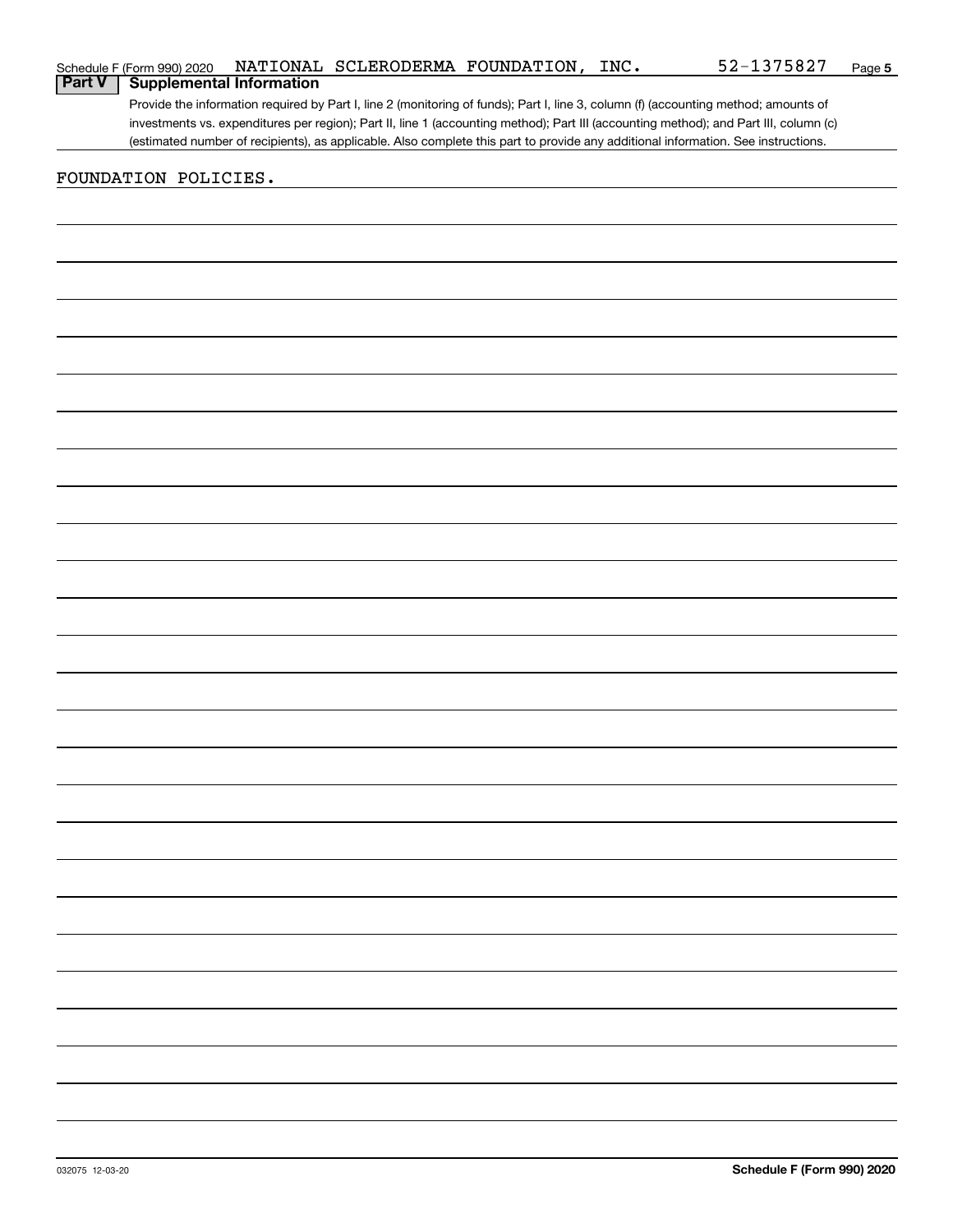Schedule F (Form 990) 2020 NATIONAL SCLERODERMA FOUNDATION, INC. 52-1375827

## Part V Supplemental Information

Provide the information required by Part I, line 2 (monitoring of funds); Part I, line 3, column (f) (accounting method; amounts of investments vs. expenditures per region); Part II, line 1 (accounting method); Part III (accounting method); and Part III, column (c) (estimated number of recipients), as applicable. Also complete this part to provide any additional information. See instructions.

FOUNDATION POLICIES.

032075 12-03-20

Schedule F (Form 990) 2020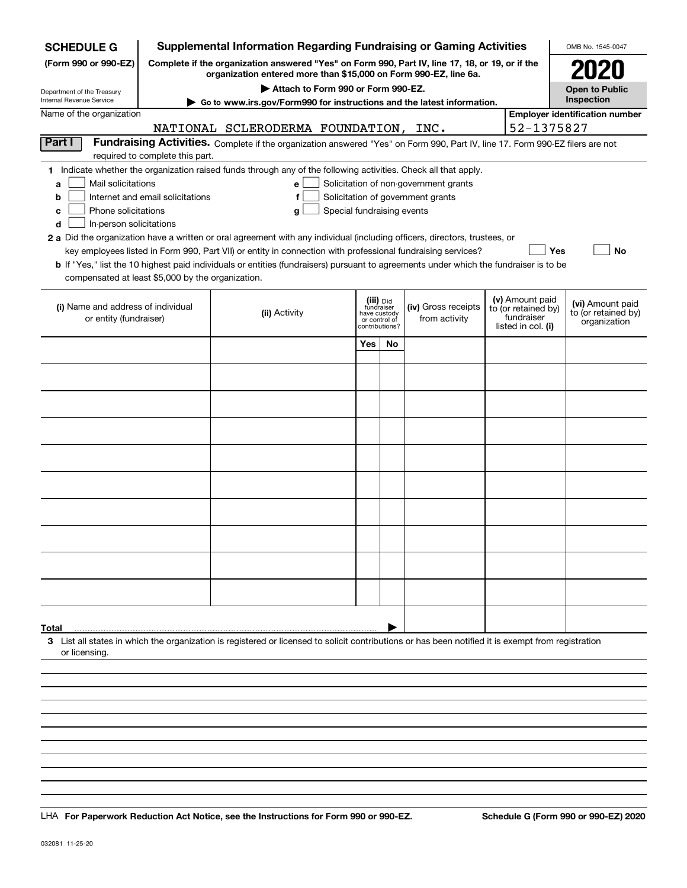**SCHEDULE G**
**(Form 990 or 990-EZ)**

Department of the Treasury
Internal Revenue Service

# Supplemental Information Regarding Fundraising or Gaming Activities

**Complete if the organization answered "Yes" on Form 990, Part IV, line 17, 18, or 19, or if the organization entered more than $15,000 on Form 990-EZ, line 6a.**

**▶ Attach to Form 990 or Form 990-EZ.**

**▶ Go to www.irs.gov/Form990 for instructions and the latest information.**

OMB No. 1545-0047

**2020**

**Open to Public Inspection**

Name of the organization: NATIONAL SCLERODERMA FOUNDATION, INC.

**Employer identification number:** 52-1375827

**Part I** **Fundraising Activities.** Complete if the organization answered "Yes" on Form 990, Part IV, line 17. Form 990-EZ filers are not required to complete this part.

**1** Indicate whether the organization raised funds through any of the following activities. Check all that apply.

- **a** ☐ Mail solicitations
- **b** ☐ Internet and email solicitations
- **c** ☐ Phone solicitations
- **d** ☐ In-person solicitations
- **e** ☐ Solicitation of non-government grants
- **f** ☐ Solicitation of government grants
- **g** ☐ Special fundraising events

**2 a** Did the organization have a written or oral agreement with any individual (including officers, directors, trustees, or key employees listed in Form 990, Part VII) or entity in connection with professional fundraising services? ☐ **Yes** ☐ **No**

**b** If "Yes," list the 10 highest paid individuals or entities (fundraisers) pursuant to agreements under which the fundraiser is to be compensated at least $5,000 by the organization.

| (i) Name and address of individual or entity (fundraiser) | (ii) Activity | (iii) Did fundraiser have custody or control of contributions? Yes | No | (iv) Gross receipts from activity | (v) Amount paid to (or retained by) fundraiser listed in col. (i) | (vi) Amount paid to (or retained by) organization |
|---|---|---|---|---|---|---|
| | | | | | | |
| | | | | | | |
| | | | | | | |
| | | | | | | |
| | | | | | | |
| | | | | | | |
| | | | | | | |
| | | | | | | |
| | | | | | | |
| | | | | | | |
| **Total** ▶ | | | | | | |

**3** List all states in which the organization is registered or licensed to solicit contributions or has been notified it is exempt from registration or licensing.

LHA **For Paperwork Reduction Act Notice, see the Instructions for Form 990 or 990-EZ.** **Schedule G (Form 990 or 990-EZ) 2020**

032081 11-25-20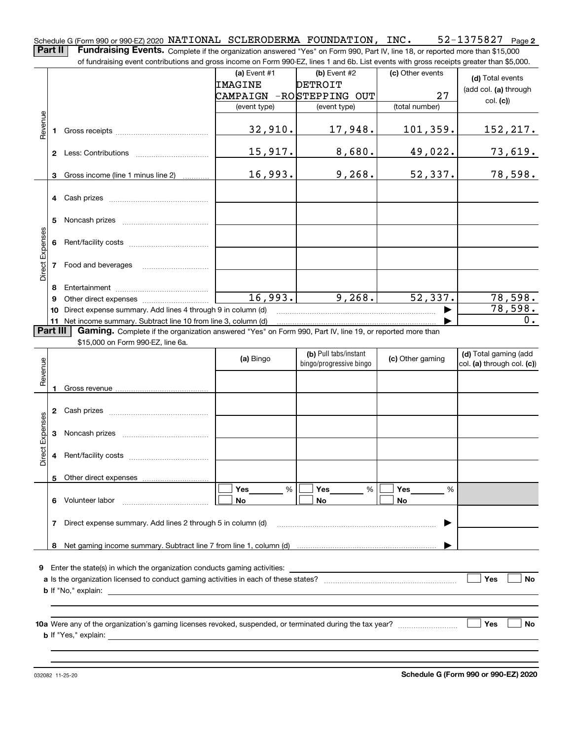Schedule G (Form 990 or 990-EZ) 2020 NATIONAL SCLERODERMA FOUNDATION, INC. 52-1375827 Page 2

**Part II** **Fundraising Events.** Complete if the organization answered "Yes" on Form 990, Part IV, line 18, or reported more than $15,000 of fundraising event contributions and gross income on Form 990-EZ, lines 1 and 6b. List events with gross receipts greater than $5,000.

| | | (a) Event #1 IMAGINE CAMPAIGN -RO (event type) | (b) Event #2 DETROIT STEPPING OUT (event type) | (c) Other events 27 (total number) | (d) Total events (add col. (a) through col. (c)) |
|---|---|---|---|---|---|
| Revenue | 1 Gross receipts | 32,910. | 17,948. | 101,359. | 152,217. |
| | 2 Less: Contributions | 15,917. | 8,680. | 49,022. | 73,619. |
| | 3 Gross income (line 1 minus line 2) | 16,993. | 9,268. | 52,337. | 78,598. |
| Direct Expenses | 4 Cash prizes | | | | |
| | 5 Noncash prizes | | | | |
| | 6 Rent/facility costs | | | | |
| | 7 Food and beverages | | | | |
| | 8 Entertainment | | | | |
| | 9 Other direct expenses | 16,993. | 9,268. | 52,337. | 78,598. |
| | 10 Direct expense summary. Add lines 4 through 9 in column (d) | | | | 78,598. |
| | 11 Net income summary. Subtract line 10 from line 3, column (d) | | | | 0. |

**Part III** **Gaming.** Complete if the organization answered "Yes" on Form 990, Part IV, line 19, or reported more than $15,000 on Form 990-EZ, line 6a.

| | | (a) Bingo | (b) Pull tabs/instant bingo/progressive bingo | (c) Other gaming | (d) Total gaming (add col. (a) through col. (c)) |
|---|---|---|---|---|---|
| Revenue | 1 Gross revenue | | | | |
| Direct Expenses | 2 Cash prizes | | | | |
| | 3 Noncash prizes | | | | |
| | 4 Rent/facility costs | | | | |
| | 5 Other direct expenses | | | | |
| | 6 Volunteer labor | ☐ Yes ____ % ☐ No | ☐ Yes ____ % ☐ No | ☐ Yes ____ % ☐ No | |
| | 7 Direct expense summary. Add lines 2 through 5 in column (d) | | | | |
| | 8 Net gaming income summary. Subtract line 7 from line 1, column (d) | | | | |

**9** Enter the state(s) in which the organization conducts gaming activities:

**a** Is the organization licensed to conduct gaming activities in each of these states? ☐ Yes ☐ No

**b** If "No," explain:

**10a** Were any of the organization's gaming licenses revoked, suspended, or terminated during the tax year? ☐ Yes ☐ No

**b** If "Yes," explain:

032082 11-25-20 **Schedule G (Form 990 or 990-EZ) 2020**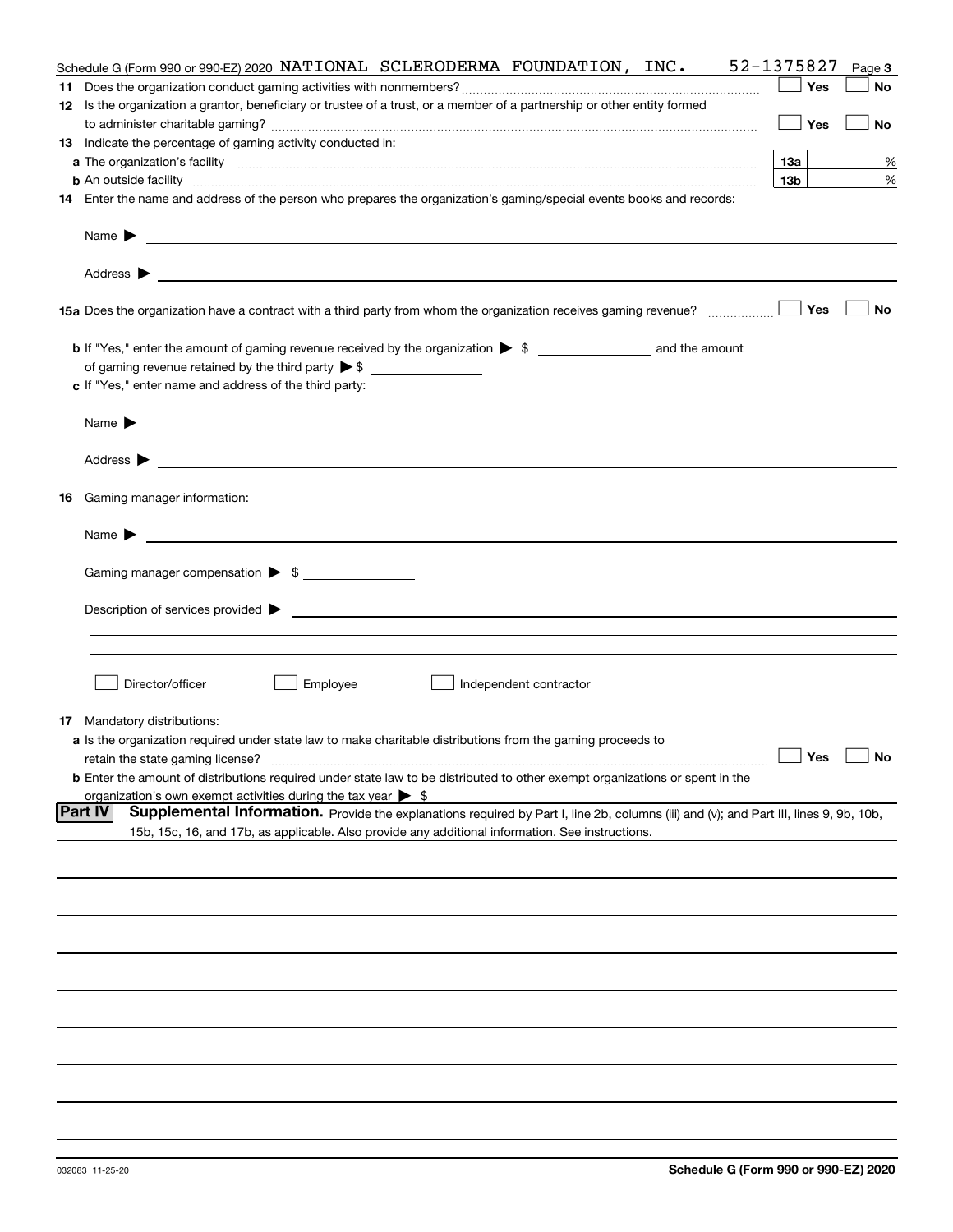Schedule G (Form 990 or 990-EZ) 2020 NATIONAL SCLERODERMA FOUNDATION, INC. 52-1375827 Page 3

**11** Does the organization conduct gaming activities with nonmembers? ☐ Yes ☐ No

**12** Is the organization a grantor, beneficiary or trustee of a trust, or a member of a partnership or other entity formed to administer charitable gaming? ☐ Yes ☐ No

**13** Indicate the percentage of gaming activity conducted in:

**a** The organization's facility **13a** %

**b** An outside facility **13b** %

**14** Enter the name and address of the person who prepares the organization's gaming/special events books and records:

Name ▶

Address ▶

**15a** Does the organization have a contract with a third party from whom the organization receives gaming revenue? ☐ Yes ☐ No

**b** If "Yes," enter the amount of gaming revenue received by the organization ▶ $ ________ and the amount of gaming revenue retained by the third party ▶ $ ________

**c** If "Yes," enter name and address of the third party:

Name ▶

Address ▶

**16** Gaming manager information:

Name ▶

Gaming manager compensation ▶ $ ________

Description of services provided ▶

☐ Director/officer ☐ Employee ☐ Independent contractor

**17** Mandatory distributions:

**a** Is the organization required under state law to make charitable distributions from the gaming proceeds to retain the state gaming license? ☐ Yes ☐ No

**b** Enter the amount of distributions required under state law to be distributed to other exempt organizations or spent in the organization's own exempt activities during the tax year ▶ $

**Part IV** **Supplemental Information.** Provide the explanations required by Part I, line 2b, columns (iii) and (v); and Part III, lines 9, 9b, 10b, 15b, 15c, 16, and 17b, as applicable. Also provide any additional information. See instructions.

032083 11-25-20 **Schedule G (Form 990 or 990-EZ) 2020**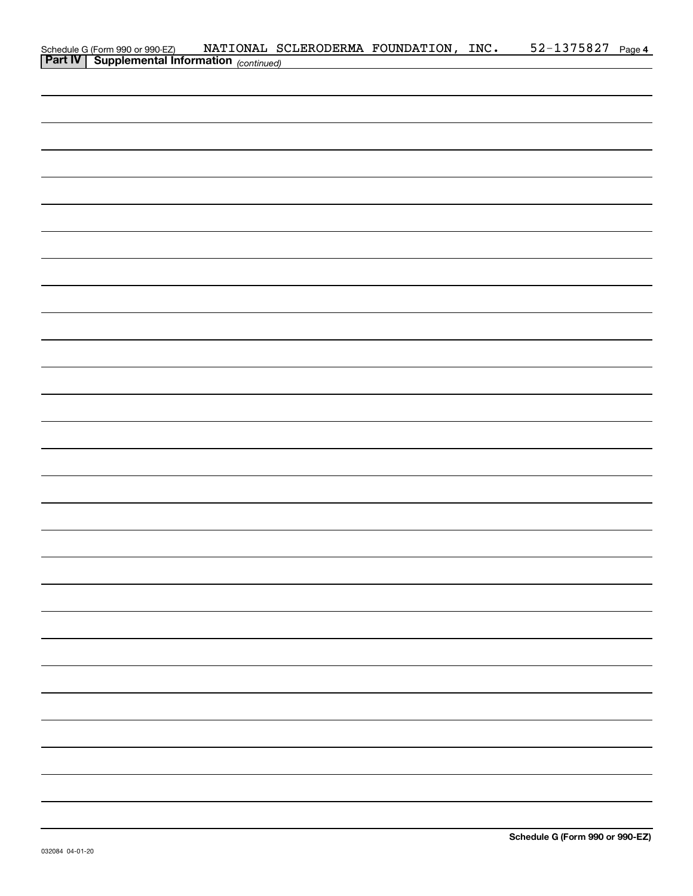Schedule G (Form 990 or 990-EZ) NATIONAL SCLERODERMA FOUNDATION, INC. 52-1375827 Page 4

**Part IV | Supplemental Information** *(continued)*

**Schedule G (Form 990 or 990-EZ)**

032084 04-01-20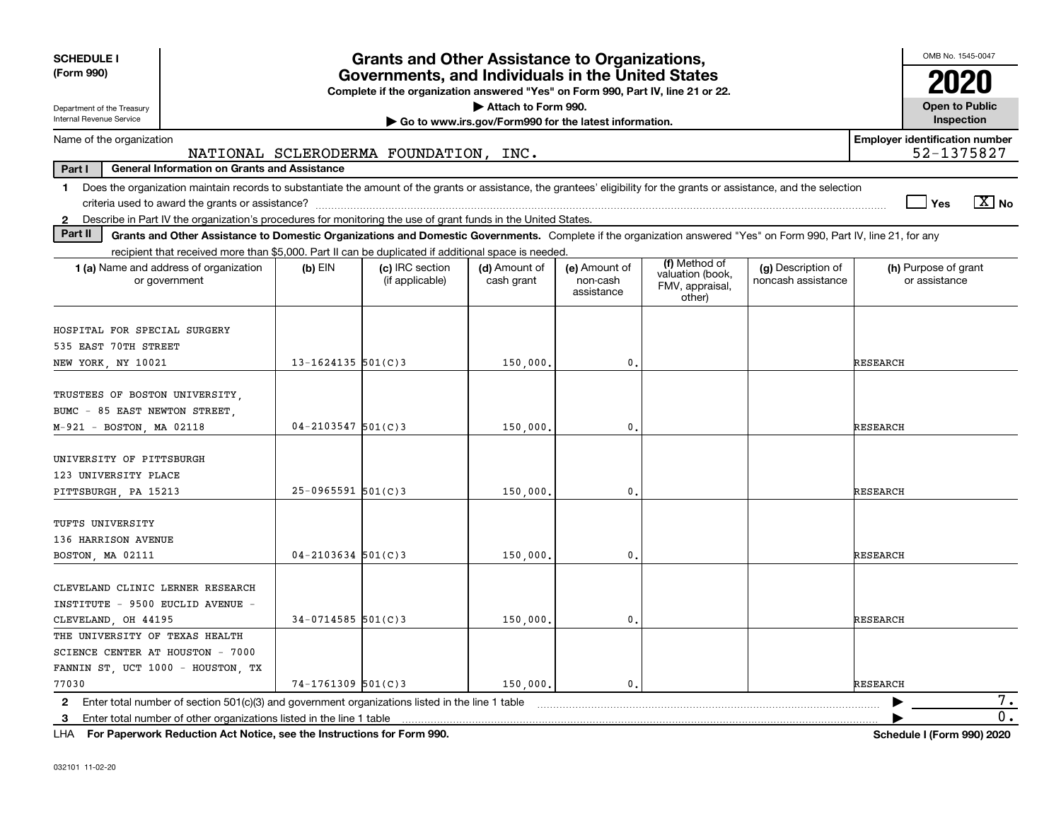**SCHEDULE I (Form 990)**

Department of the Treasury
Internal Revenue Service

# Grants and Other Assistance to Organizations, Governments, and Individuals in the United States

**Complete if the organization answered "Yes" on Form 990, Part IV, line 21 or 22.**
**▶ Attach to Form 990.**
**▶ Go to www.irs.gov/Form990 for the latest information.**

OMB No. 1545-0047

**2020**

**Open to Public Inspection**

Name of the organization: NATIONAL SCLERODERMA FOUNDATION, INC.

**Employer identification number** 52-1375827

**Part I — General Information on Grants and Assistance**

1 Does the organization maintain records to substantiate the amount of the grants or assistance, the grantees' eligibility for the grants or assistance, and the selection criteria used to award the grants or assistance? ☐ Yes ☒ No

2 Describe in Part IV the organization's procedures for monitoring the use of grant funds in the United States.

**Part II — Grants and Other Assistance to Domestic Organizations and Domestic Governments.** Complete if the organization answered "Yes" on Form 990, Part IV, line 21, for any recipient that received more than $5,000. Part II can be duplicated if additional space is needed.

| 1 (a) Name and address of organization or government | (b) EIN | (c) IRC section (if applicable) | (d) Amount of cash grant | (e) Amount of non-cash assistance | (f) Method of valuation (book, FMV, appraisal, other) | (g) Description of noncash assistance | (h) Purpose of grant or assistance |
|---|---|---|---|---|---|---|---|
| HOSPITAL FOR SPECIAL SURGERY 535 EAST 70TH STREET NEW YORK, NY 10021 | 13-1624135 | 501(C)3 | 150,000. | 0. | | | RESEARCH |
| TRUSTEES OF BOSTON UNIVERSITY, BUMC - 85 EAST NEWTON STREET, M-921 - BOSTON, MA 02118 | 04-2103547 | 501(C)3 | 150,000. | 0. | | | RESEARCH |
| UNIVERSITY OF PITTSBURGH 123 UNIVERSITY PLACE PITTSBURGH, PA 15213 | 25-0965591 | 501(C)3 | 150,000. | 0. | | | RESEARCH |
| TUFTS UNIVERSITY 136 HARRISON AVENUE BOSTON, MA 02111 | 04-2103634 | 501(C)3 | 150,000. | 0. | | | RESEARCH |
| CLEVELAND CLINIC LERNER RESEARCH INSTITUTE - 9500 EUCLID AVENUE - CLEVELAND, OH 44195 | 34-0714585 | 501(C)3 | 150,000. | 0. | | | RESEARCH |
| THE UNIVERSITY OF TEXAS HEALTH SCIENCE CENTER AT HOUSTON - 7000 FANNIN ST, UCT 1000 - HOUSTON, TX 77030 | 74-1761309 | 501(C)3 | 150,000. | 0. | | | RESEARCH |

2 Enter total number of section 501(c)(3) and government organizations listed in the line 1 table ▶ 7.

3 Enter total number of other organizations listed in the line 1 table ▶ 0.

LHA **For Paperwork Reduction Act Notice, see the Instructions for Form 990.** **Schedule I (Form 990) 2020**

032101 11-02-20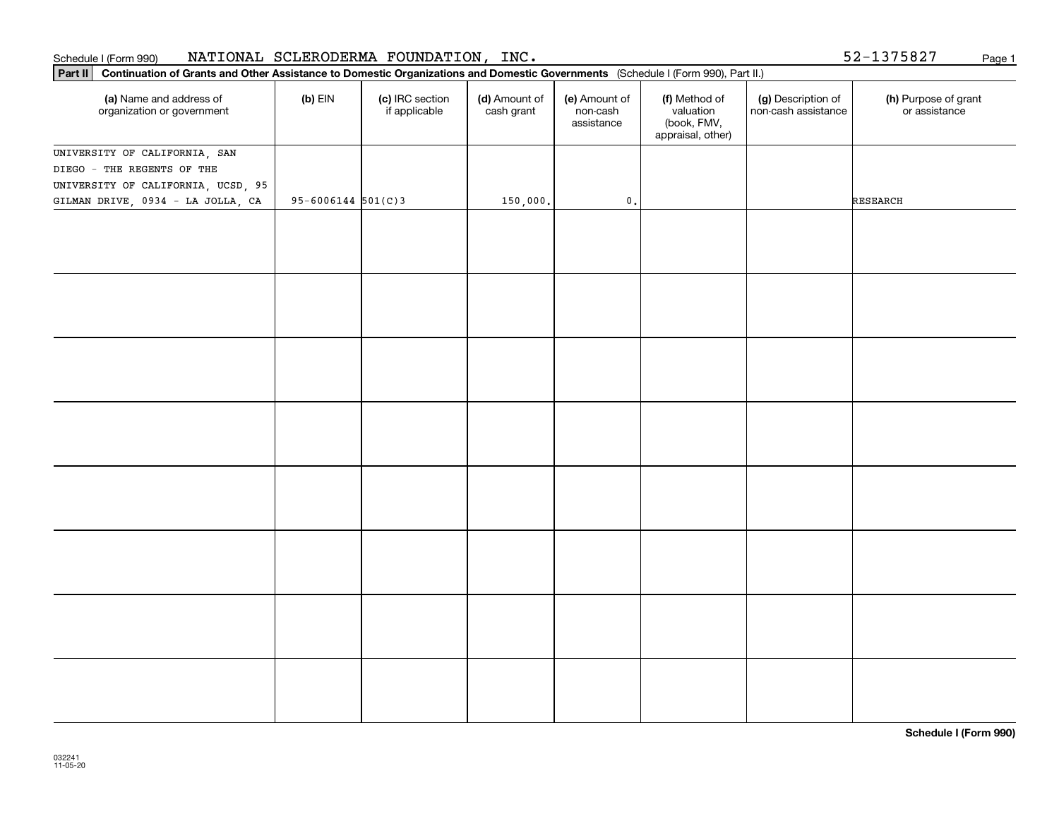Schedule I (Form 990) NATIONAL SCLERODERMA FOUNDATION, INC. 52-1375827

**Part II** **Continuation of Grants and Other Assistance to Domestic Organizations and Domestic Governments** (Schedule I (Form 990), Part II.)

| (a) Name and address of organization or government | (b) EIN | (c) IRC section if applicable | (d) Amount of cash grant | (e) Amount of non-cash assistance | (f) Method of valuation (book, FMV, appraisal, other) | (g) Description of non-cash assistance | (h) Purpose of grant or assistance |
|---|---|---|---|---|---|---|---|
| UNIVERSITY OF CALIFORNIA, SAN DIEGO - THE REGENTS OF THE UNIVERSITY OF CALIFORNIA, UCSD, 95 GILMAN DRIVE, 0934 - LA JOLLA, CA | 95-6006144 | 501(C)3 | 150,000. | 0. | | | RESEARCH |
| | | | | | | | |
| | | | | | | | |
| | | | | | | | |
| | | | | | | | |
| | | | | | | | |
| | | | | | | | |
| | | | | | | | |
| | | | | | | | |

**Schedule I (Form 990)**

032241
11-05-20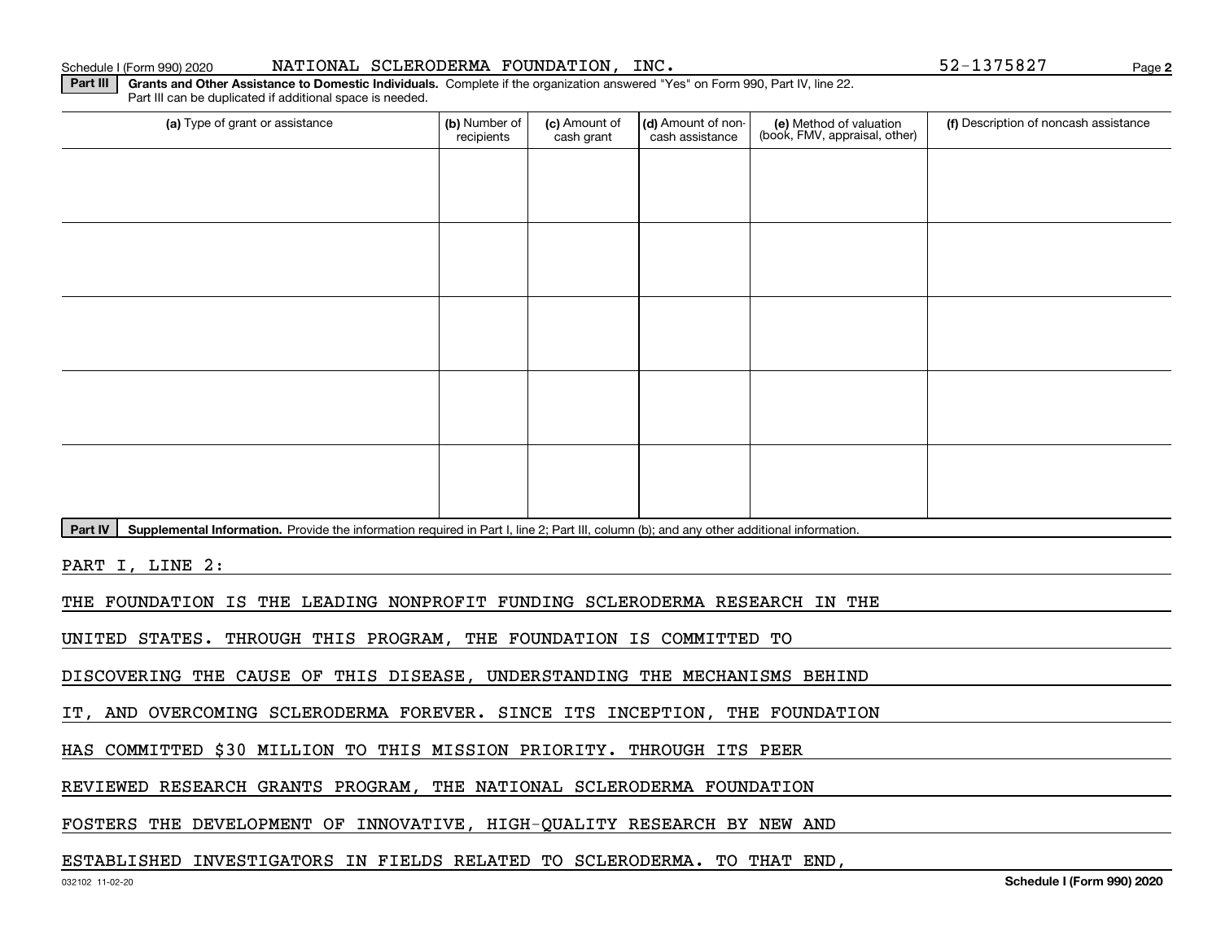Schedule I (Form 990) 2020 NATIONAL SCLERODERMA FOUNDATION, INC. 52-1375827

**Part III** **Grants and Other Assistance to Domestic Individuals.** Complete if the organization answered "Yes" on Form 990, Part IV, line 22. Part III can be duplicated if additional space is needed.

| (a) Type of grant or assistance | (b) Number of recipients | (c) Amount of cash grant | (d) Amount of non-cash assistance | (e) Method of valuation (book, FMV, appraisal, other) | (f) Description of noncash assistance |
|---|---|---|---|---|---|
| | | | | | |
| | | | | | |
| | | | | | |
| | | | | | |
| | | | | | |

**Part IV** **Supplemental Information.** Provide the information required in Part I, line 2; Part III, column (b); and any other additional information.

PART I, LINE 2:

THE FOUNDATION IS THE LEADING NONPROFIT FUNDING SCLERODERMA RESEARCH IN THE UNITED STATES. THROUGH THIS PROGRAM, THE FOUNDATION IS COMMITTED TO DISCOVERING THE CAUSE OF THIS DISEASE, UNDERSTANDING THE MECHANISMS BEHIND IT, AND OVERCOMING SCLERODERMA FOREVER. SINCE ITS INCEPTION, THE FOUNDATION HAS COMMITTED $30 MILLION TO THIS MISSION PRIORITY. THROUGH ITS PEER REVIEWED RESEARCH GRANTS PROGRAM, THE NATIONAL SCLERODERMA FOUNDATION FOSTERS THE DEVELOPMENT OF INNOVATIVE, HIGH-QUALITY RESEARCH BY NEW AND ESTABLISHED INVESTIGATORS IN FIELDS RELATED TO SCLERODERMA. TO THAT END,

032102 11-02-20 **Schedule I (Form 990) 2020**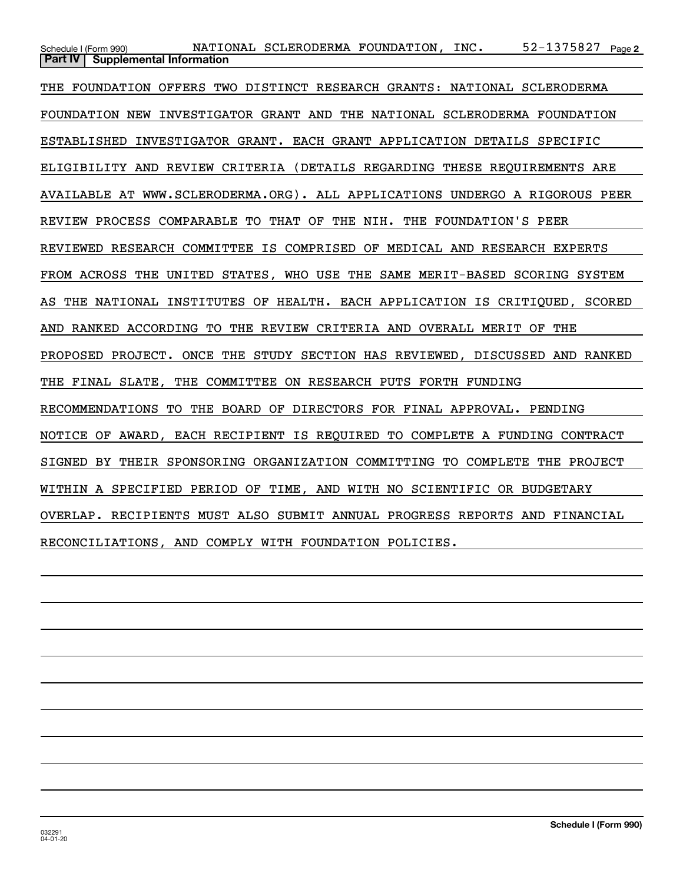Schedule I (Form 990) NATIONAL SCLERODERMA FOUNDATION, INC. 52-1375827 Page 2

**Part IV | Supplemental Information**

THE FOUNDATION OFFERS TWO DISTINCT RESEARCH GRANTS: NATIONAL SCLERODERMA FOUNDATION NEW INVESTIGATOR GRANT AND THE NATIONAL SCLERODERMA FOUNDATION ESTABLISHED INVESTIGATOR GRANT. EACH GRANT APPLICATION DETAILS SPECIFIC ELIGIBILITY AND REVIEW CRITERIA (DETAILS REGARDING THESE REQUIREMENTS ARE AVAILABLE AT WWW.SCLERODERMA.ORG). ALL APPLICATIONS UNDERGO A RIGOROUS PEER REVIEW PROCESS COMPARABLE TO THAT OF THE NIH. THE FOUNDATION'S PEER REVIEWED RESEARCH COMMITTEE IS COMPRISED OF MEDICAL AND RESEARCH EXPERTS FROM ACROSS THE UNITED STATES, WHO USE THE SAME MERIT-BASED SCORING SYSTEM AS THE NATIONAL INSTITUTES OF HEALTH. EACH APPLICATION IS CRITIQUED, SCORED AND RANKED ACCORDING TO THE REVIEW CRITERIA AND OVERALL MERIT OF THE PROPOSED PROJECT. ONCE THE STUDY SECTION HAS REVIEWED, DISCUSSED AND RANKED THE FINAL SLATE, THE COMMITTEE ON RESEARCH PUTS FORTH FUNDING RECOMMENDATIONS TO THE BOARD OF DIRECTORS FOR FINAL APPROVAL. PENDING NOTICE OF AWARD, EACH RECIPIENT IS REQUIRED TO COMPLETE A FUNDING CONTRACT SIGNED BY THEIR SPONSORING ORGANIZATION COMMITTING TO COMPLETE THE PROJECT WITHIN A SPECIFIED PERIOD OF TIME, AND WITH NO SCIENTIFIC OR BUDGETARY OVERLAP. RECIPIENTS MUST ALSO SUBMIT ANNUAL PROGRESS REPORTS AND FINANCIAL RECONCILIATIONS, AND COMPLY WITH FOUNDATION POLICIES.

032291
04-01-20

**Schedule I (Form 990)**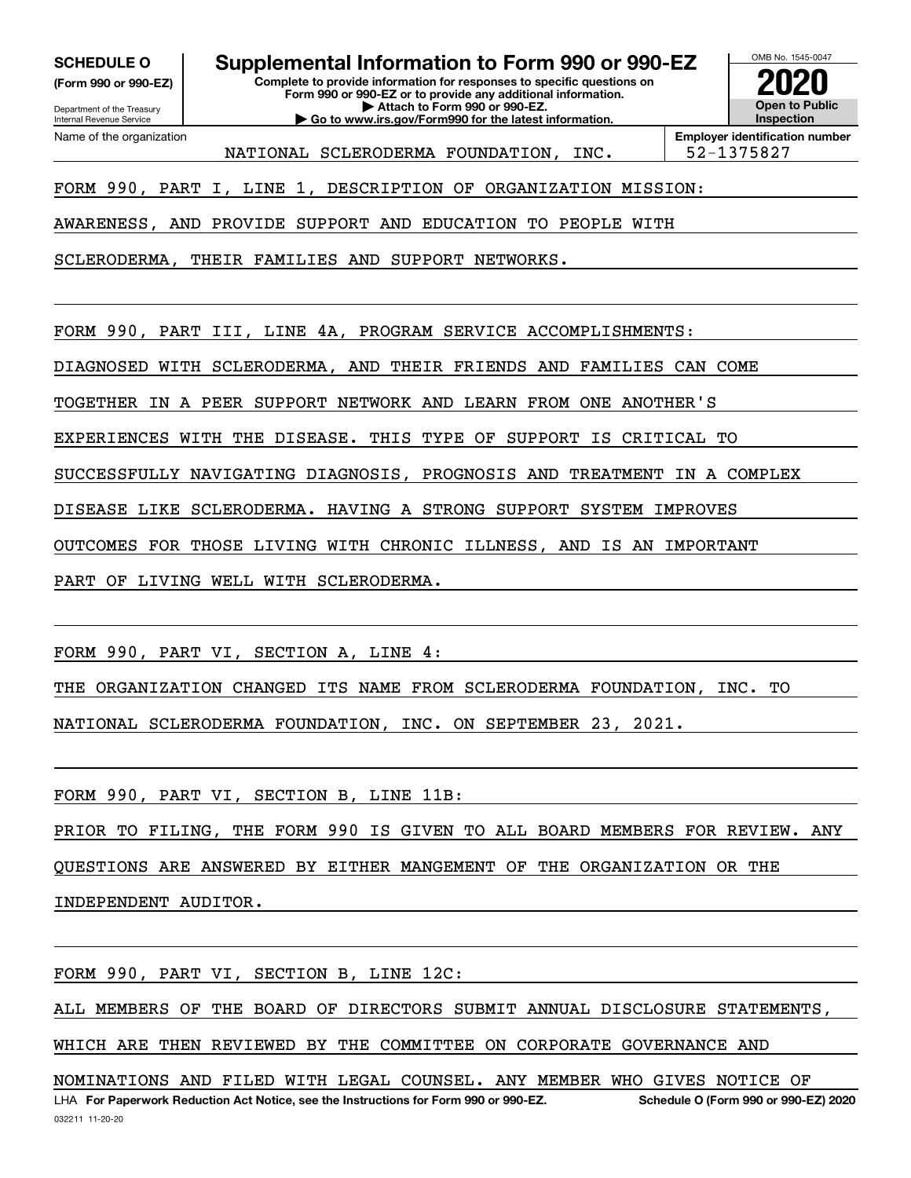**SCHEDULE O** (Form 990 or 990-EZ)

Department of the Treasury Internal Revenue Service

# Supplemental Information to Form 990 or 990-EZ

**Complete to provide information for responses to specific questions on Form 990 or 990-EZ or to provide any additional information.**
**▶ Attach to Form 990 or 990-EZ.**
**▶ Go to www.irs.gov/Form990 for the latest information.**

OMB No. 1545-0047

**2020**

**Open to Public Inspection**

Name of the organization: NATIONAL SCLERODERMA FOUNDATION, INC.

**Employer identification number** 52-1375827

FORM 990, PART I, LINE 1, DESCRIPTION OF ORGANIZATION MISSION:

AWARENESS, AND PROVIDE SUPPORT AND EDUCATION TO PEOPLE WITH SCLERODERMA, THEIR FAMILIES AND SUPPORT NETWORKS.

FORM 990, PART III, LINE 4A, PROGRAM SERVICE ACCOMPLISHMENTS:

DIAGNOSED WITH SCLERODERMA, AND THEIR FRIENDS AND FAMILIES CAN COME TOGETHER IN A PEER SUPPORT NETWORK AND LEARN FROM ONE ANOTHER'S EXPERIENCES WITH THE DISEASE. THIS TYPE OF SUPPORT IS CRITICAL TO SUCCESSFULLY NAVIGATING DIAGNOSIS, PROGNOSIS AND TREATMENT IN A COMPLEX DISEASE LIKE SCLERODERMA. HAVING A STRONG SUPPORT SYSTEM IMPROVES OUTCOMES FOR THOSE LIVING WITH CHRONIC ILLNESS, AND IS AN IMPORTANT PART OF LIVING WELL WITH SCLERODERMA.

FORM 990, PART VI, SECTION A, LINE 4:

THE ORGANIZATION CHANGED ITS NAME FROM SCLERODERMA FOUNDATION, INC. TO NATIONAL SCLERODERMA FOUNDATION, INC. ON SEPTEMBER 23, 2021.

FORM 990, PART VI, SECTION B, LINE 11B:

PRIOR TO FILING, THE FORM 990 IS GIVEN TO ALL BOARD MEMBERS FOR REVIEW. ANY QUESTIONS ARE ANSWERED BY EITHER MANGEMENT OF THE ORGANIZATION OR THE INDEPENDENT AUDITOR.

FORM 990, PART VI, SECTION B, LINE 12C:

ALL MEMBERS OF THE BOARD OF DIRECTORS SUBMIT ANNUAL DISCLOSURE STATEMENTS, WHICH ARE THEN REVIEWED BY THE COMMITTEE ON CORPORATE GOVERNANCE AND NOMINATIONS AND FILED WITH LEGAL COUNSEL. ANY MEMBER WHO GIVES NOTICE OF

LHA **For Paperwork Reduction Act Notice, see the Instructions for Form 990 or 990-EZ.** **Schedule O (Form 990 or 990-EZ) 2020**

032211 11-20-20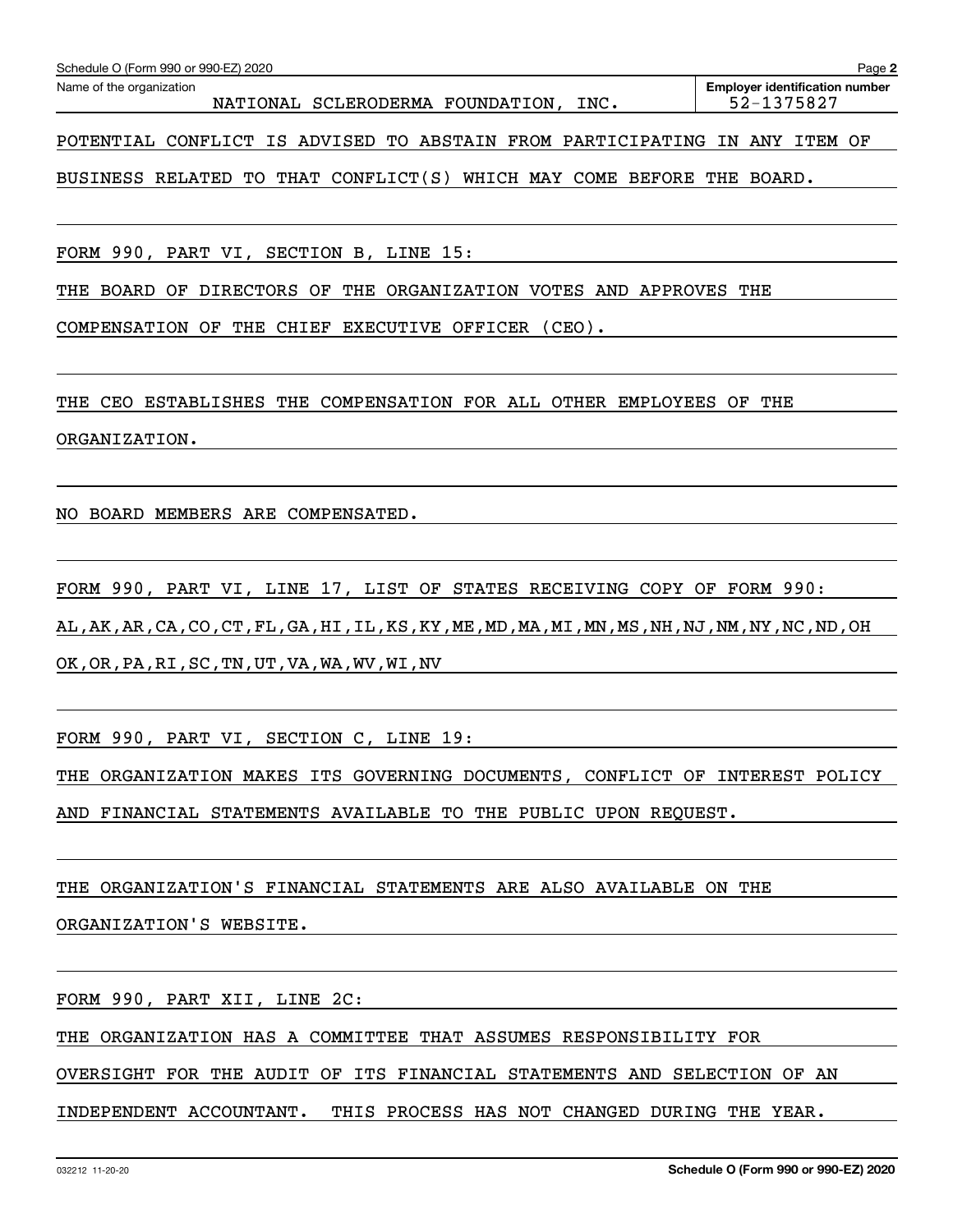Schedule O (Form 990 or 990-EZ) 2020 Page **2**

Name of the organization: NATIONAL SCLERODERMA FOUNDATION, INC.

**Employer identification number** 52-1375827

POTENTIAL CONFLICT IS ADVISED TO ABSTAIN FROM PARTICIPATING IN ANY ITEM OF BUSINESS RELATED TO THAT CONFLICT(S) WHICH MAY COME BEFORE THE BOARD.

FORM 990, PART VI, SECTION B, LINE 15:

THE BOARD OF DIRECTORS OF THE ORGANIZATION VOTES AND APPROVES THE COMPENSATION OF THE CHIEF EXECUTIVE OFFICER (CEO).

THE CEO ESTABLISHES THE COMPENSATION FOR ALL OTHER EMPLOYEES OF THE ORGANIZATION.

NO BOARD MEMBERS ARE COMPENSATED.

FORM 990, PART VI, LINE 17, LIST OF STATES RECEIVING COPY OF FORM 990:

AL,AK,AR,CA,CO,CT,FL,GA,HI,IL,KS,KY,ME,MD,MA,MI,MN,MS,NH,NJ,NM,NY,NC,ND,OH
OK,OR,PA,RI,SC,TN,UT,VA,WA,WV,WI,NV

FORM 990, PART VI, SECTION C, LINE 19:

THE ORGANIZATION MAKES ITS GOVERNING DOCUMENTS, CONFLICT OF INTEREST POLICY AND FINANCIAL STATEMENTS AVAILABLE TO THE PUBLIC UPON REQUEST.

THE ORGANIZATION'S FINANCIAL STATEMENTS ARE ALSO AVAILABLE ON THE ORGANIZATION'S WEBSITE.

FORM 990, PART XII, LINE 2C:

THE ORGANIZATION HAS A COMMITTEE THAT ASSUMES RESPONSIBILITY FOR OVERSIGHT FOR THE AUDIT OF ITS FINANCIAL STATEMENTS AND SELECTION OF AN INDEPENDENT ACCOUNTANT. THIS PROCESS HAS NOT CHANGED DURING THE YEAR.

032212 11-20-20 **Schedule O (Form 990 or 990-EZ) 2020**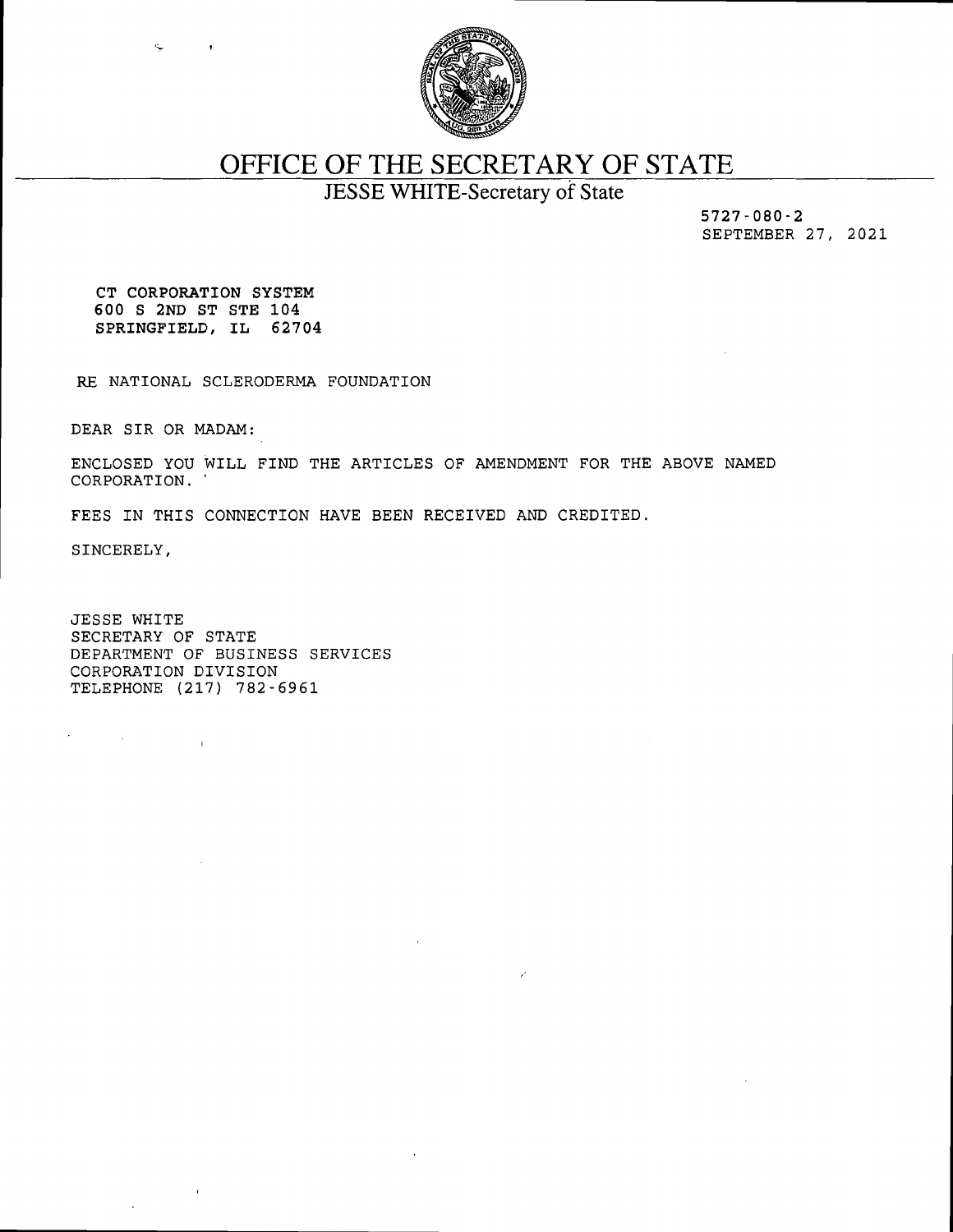# OFFICE OF THE SECRETARY OF STATE

## JESSE WHITE-Secretary of State

5727-080-2
SEPTEMBER 27, 2021

**CT CORPORATION SYSTEM**
**600 S 2ND ST STE 104**
**SPRINGFIELD, IL 62704**

RE NATIONAL SCLERODERMA FOUNDATION

DEAR SIR OR MADAM:

ENCLOSED YOU WILL FIND THE ARTICLES OF AMENDMENT FOR THE ABOVE NAMED CORPORATION.

FEES IN THIS CONNECTION HAVE BEEN RECEIVED AND CREDITED.

SINCERELY,

JESSE WHITE
SECRETARY OF STATE
DEPARTMENT OF BUSINESS SERVICES
CORPORATION DIVISION
TELEPHONE (217) 782-6961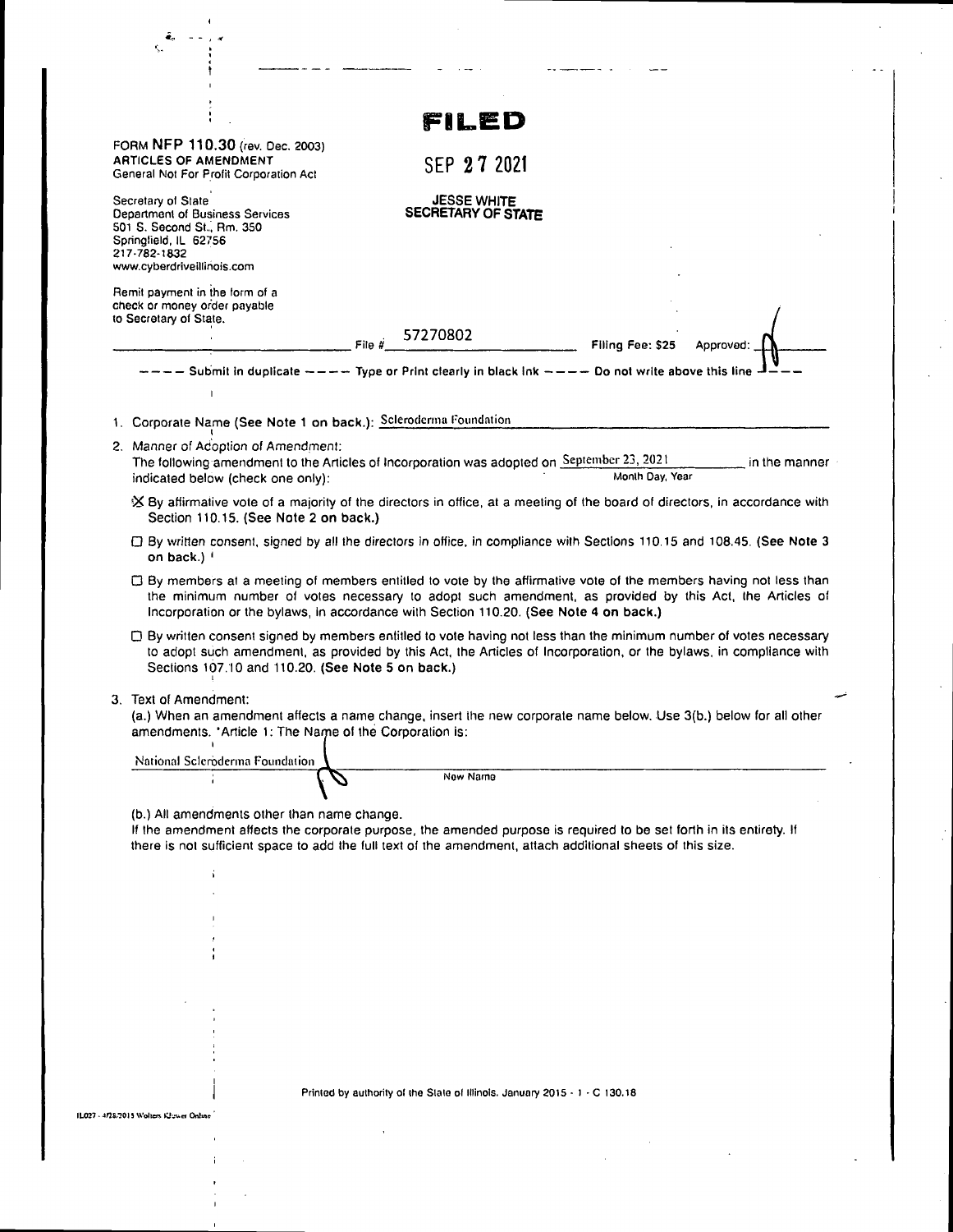**FILED**

SEP 27 2021

JESSE WHITE
SECRETARY OF STATE

FORM **NFP 110.30** (rev. Dec. 2003)
**ARTICLES OF AMENDMENT**
General Not For Profit Corporation Act

Secretary of State
Department of Business Services
501 S. Second St., Rm. 350
Springfield, IL 62756
217-782-1832
www.cyberdriveillinois.com

Remit payment in the form of a check or money order payable to Secretary of State.

File # 57270802 Filing Fee: $25 Approved:

---- Submit in duplicate ---- Type or Print clearly in black ink ---- Do not write above this line ----

1. Corporate Name (**See Note 1 on back.**): Scleroderma Foundation

2. Manner of Adoption of Amendment:
The following amendment to the Articles of Incorporation was adopted on September 23, 2021 (Month Day, Year) in the manner indicated below (check one only):

   - ☒ By affirmative vote of a majority of the directors in office, at a meeting of the board of directors, in accordance with Section 110.15. (**See Note 2 on back.**)
   - ☐ By written consent, signed by all the directors in office, in compliance with Sections 110.15 and 108.45. (**See Note 3 on back.**)
   - ☐ By members at a meeting of members entitled to vote by the affirmative vote of the members having not less than the minimum number of votes necessary to adopt such amendment, as provided by this Act, the Articles of Incorporation or the bylaws, in accordance with Section 110.20. (**See Note 4 on back.**)
   - ☐ By written consent signed by members entitled to vote having not less than the minimum number of votes necessary to adopt such amendment, as provided by this Act, the Articles of Incorporation, or the bylaws, in compliance with Sections 107.10 and 110.20. (**See Note 5 on back.**)

3. Text of Amendment:
(a.) When an amendment affects a name change, insert the new corporate name below. Use 3(b.) below for all other amendments. "Article 1: The Name of the Corporation is:

National Scleroderma Foundation
New Name

(b.) All amendments other than name change.
If the amendment affects the corporate purpose, the amended purpose is required to be set forth in its entirety. If there is not sufficient space to add the full text of the amendment, attach additional sheets of this size.

Printed by authority of the State of Illinois. January 2015 - 1 - C 130.18

IL027 - 4/28/2015 Wolters Kluwer Online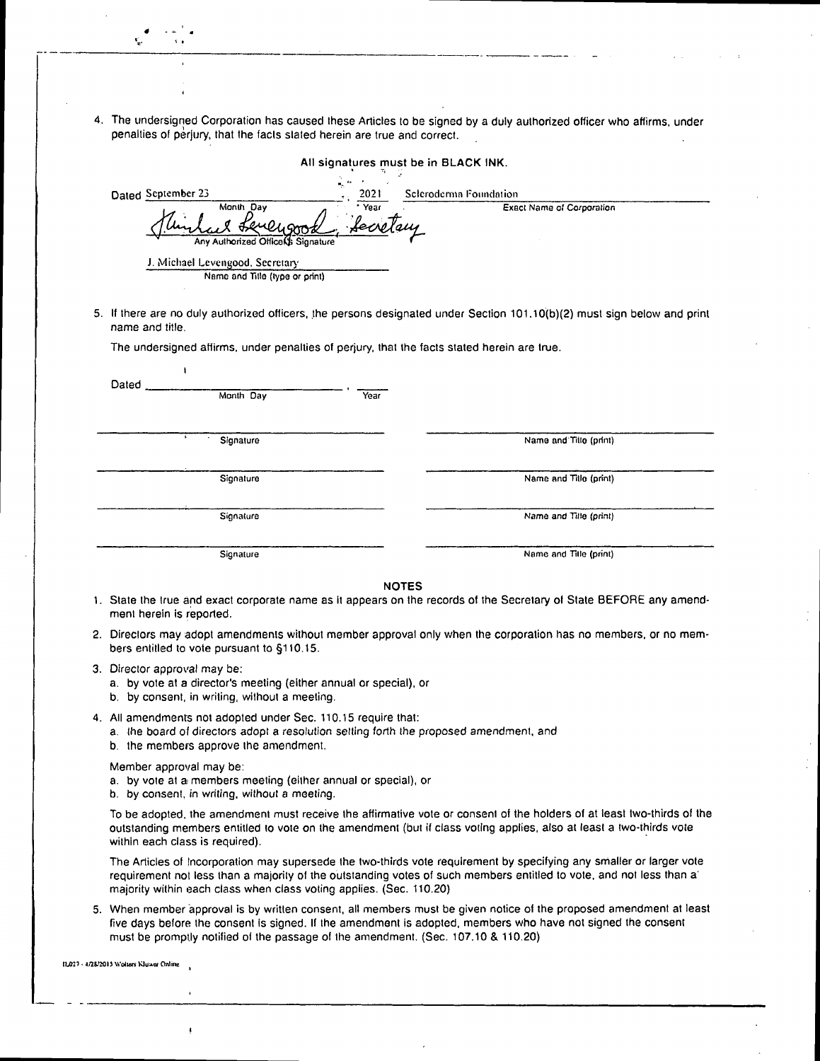4. The undersigned Corporation has caused these Articles to be signed by a duly authorized officer who affirms, under penalties of perjury, that the facts stated herein are true and correct.

**All signatures must be in BLACK INK.**

Dated September 23, 2021 &nbsp;&nbsp; Scleroderma Foundation
Month Day &nbsp;&nbsp; Year &nbsp;&nbsp; Exact Name of Corporation

J. Michael Levengood, Secretary
Any Authorized Officer's Signature

J. Michael Levengood, Secretary
Name and Title (type or print)

5. If there are no duly authorized officers, the persons designated under Section 101.10(b)(2) must sign below and print name and title.

The undersigned affirms, under penalties of perjury, that the facts stated herein are true.

Dated ______________________, ______
Month Day &nbsp;&nbsp; Year

| Signature | Name and Title (print) |
|---|---|
| Signature | Name and Title (print) |
| Signature | Name and Title (print) |
| Signature | Name and Title (print) |

## NOTES

1. State the true and exact corporate name as it appears on the records of the Secretary of State BEFORE any amendment herein is reported.

2. Directors may adopt amendments without member approval only when the corporation has no members, or no members entitled to vote pursuant to §110.15.

3. Director approval may be:
   a. by vote at a director's meeting (either annual or special), or
   b. by consent, in writing, without a meeting.

4. All amendments not adopted under Sec. 110.15 require that:
   a. the board of directors adopt a resolution setting forth the proposed amendment, and
   b. the members approve the amendment.

   Member approval may be:
   a. by vote at a members meeting (either annual or special), or
   b. by consent, in writing, without a meeting.

   To be adopted, the amendment must receive the affirmative vote or consent of the holders of at least two-thirds of the outstanding members entitled to vote on the amendment (but if class voting applies, also at least a two-thirds vote within each class is required).

   The Articles of Incorporation may supersede the two-thirds vote requirement by specifying any smaller or larger vote requirement not less than a majority of the outstanding votes of such members entitled to vote, and not less than a majority within each class when class voting applies. (Sec. 110.20)

5. When member approval is by written consent, all members must be given notice of the proposed amendment at least five days before the consent is signed. If the amendment is adopted, members who have not signed the consent must be promptly notified of the passage of the amendment. (Sec. 107.10 & 110.20)

IL027 - 4/28/2015 Wolters Kluwer Online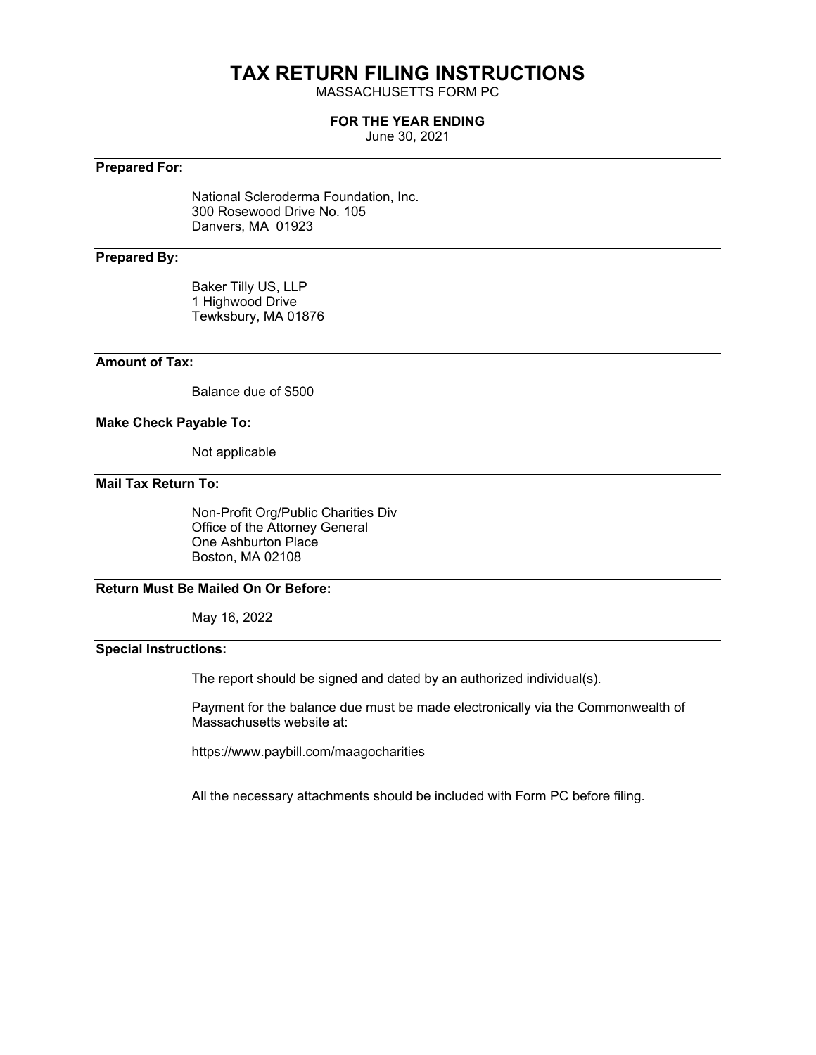# TAX RETURN FILING INSTRUCTIONS

MASSACHUSETTS FORM PC

**FOR THE YEAR ENDING**

June 30, 2021

**Prepared For:**

National Scleroderma Foundation, Inc.
300 Rosewood Drive No. 105
Danvers, MA 01923

**Prepared By:**

Baker Tilly US, LLP
1 Highwood Drive
Tewksbury, MA 01876

**Amount of Tax:**

Balance due of $500

**Make Check Payable To:**

Not applicable

**Mail Tax Return To:**

Non-Profit Org/Public Charities Div
Office of the Attorney General
One Ashburton Place
Boston, MA 02108

**Return Must Be Mailed On Or Before:**

May 16, 2022

**Special Instructions:**

The report should be signed and dated by an authorized individual(s).

Payment for the balance due must be made electronically via the Commonwealth of Massachusetts website at:

https://www.paybill.com/maagocharities

All the necessary attachments should be included with Form PC before filing.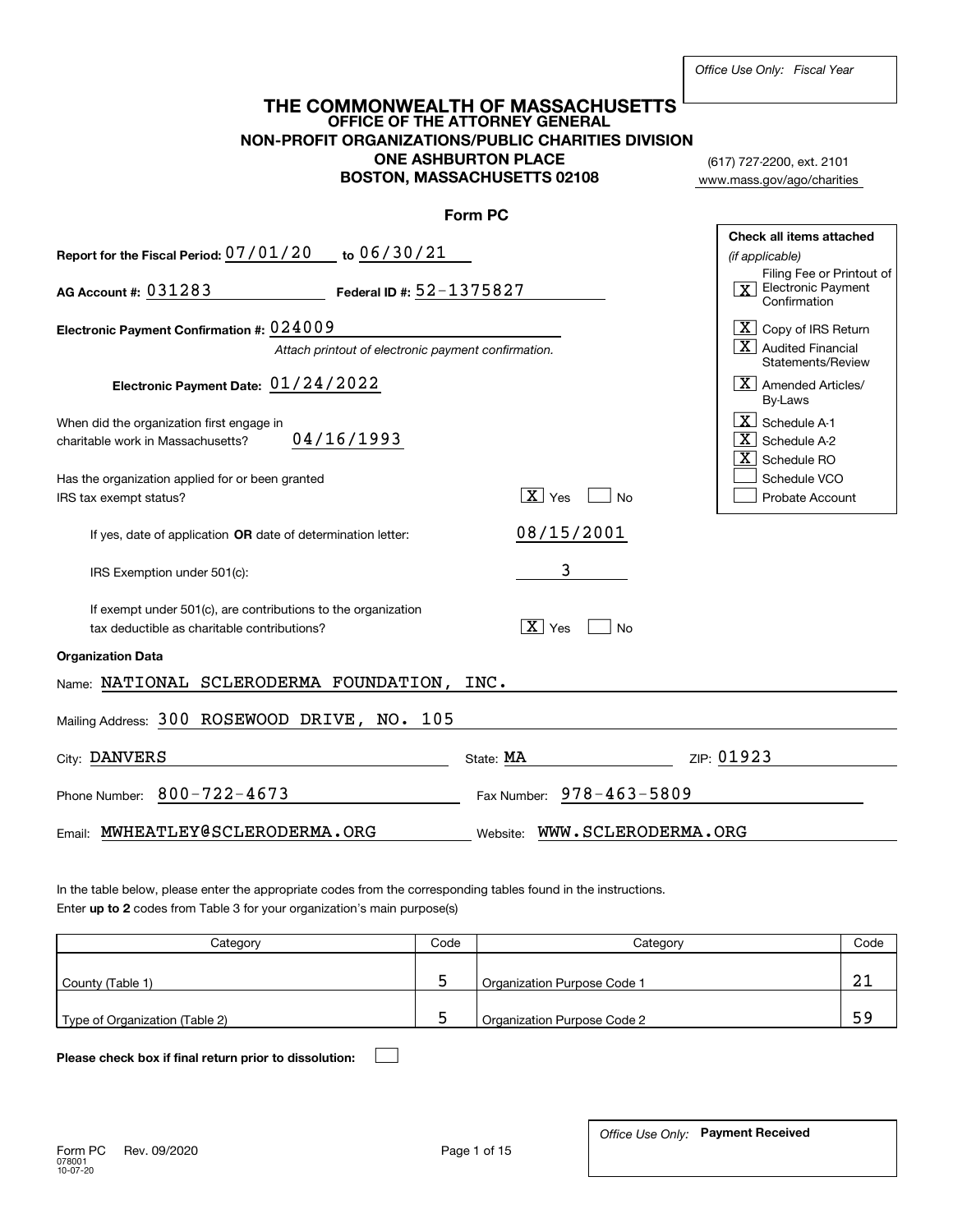*Office Use Only: Fiscal Year*

# THE COMMONWEALTH OF MASSACHUSETTS
## OFFICE OF THE ATTORNEY GENERAL
## NON-PROFIT ORGANIZATIONS/PUBLIC CHARITIES DIVISION
## ONE ASHBURTON PLACE
## BOSTON, MASSACHUSETTS 02108

(617) 727-2200, ext. 2101
www.mass.gov/ago/charities

## Form PC

**Report for the Fiscal Period:** 07/01/20 **to** 06/30/21

**AG Account #:** 031283 **Federal ID #:** 52-1375827

**Electronic Payment Confirmation #:** 024009

*Attach printout of electronic payment confirmation.*

**Electronic Payment Date:** 01/24/2022

When did the organization first engage in charitable work in Massachusetts? 04/16/1993

Has the organization applied for or been granted IRS tax exempt status? [X] Yes [ ] No

If yes, date of application **OR** date of determination letter: 08/15/2001

IRS Exemption under 501(c): 3

If exempt under 501(c), are contributions to the organization tax deductible as charitable contributions? [X] Yes [ ] No

**Check all items attached** *(if applicable)*

- [X] Filing Fee or Printout of Electronic Payment Confirmation
- [X] Copy of IRS Return
- [X] Audited Financial Statements/Review
- [X] Amended Articles/ By-Laws
- [X] Schedule A-1
- [X] Schedule A-2
- [X] Schedule RO
- [ ] Schedule VCO
- [ ] Probate Account

**Organization Data**

Name: NATIONAL SCLERODERMA FOUNDATION, INC.

Mailing Address: 300 ROSEWOOD DRIVE, NO. 105

City: DANVERS State: MA ZIP: 01923

Phone Number: 800-722-4673 Fax Number: 978-463-5809

Email: MWHEATLEY@SCLERODERMA.ORG Website: WWW.SCLERODERMA.ORG

In the table below, please enter the appropriate codes from the corresponding tables found in the instructions.
Enter **up to 2** codes from Table 3 for your organization's main purpose(s)

| Category | Code | Category | Code |
|---|---|---|---|
| County (Table 1) | 5 | Organization Purpose Code 1 | 21 |
| Type of Organization (Table 2) | 5 | Organization Purpose Code 2 | 59 |

**Please check box if final return prior to dissolution:** [ ]

Form PC Rev. 09/2020
078001
10-07-20

*Office Use Only:* **Payment Received**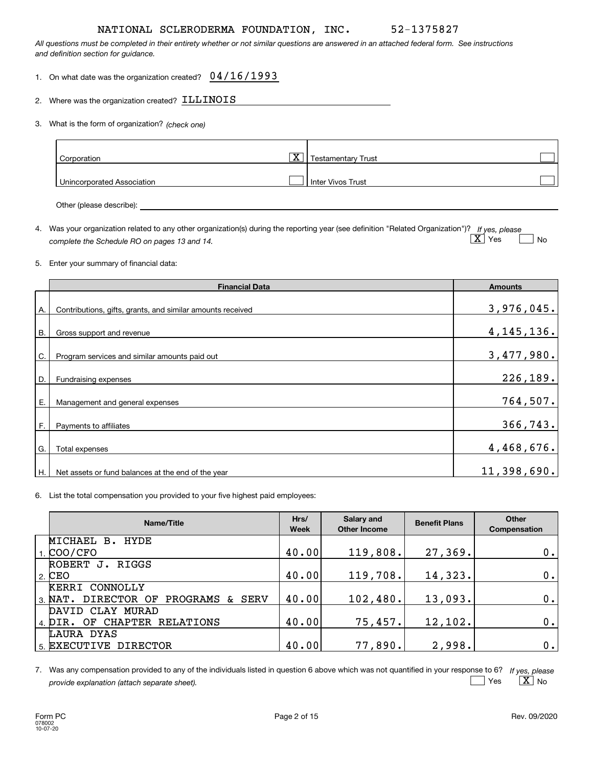NATIONAL SCLERODERMA FOUNDATION, INC. 52-1375827

*All questions must be completed in their entirety whether or not similar questions are answered in an attached federal form. See instructions and definition section for guidance.*

1. On what date was the organization created? 04/16/1993

2. Where was the organization created? ILLINOIS

3. What is the form of organization? *(check one)*

| | | | |
|---|---|---|---|
| Corporation | [X] | Testamentary Trust | [ ] |
| Unincorporated Association | [ ] | Inter Vivos Trust | [ ] |

Other (please describe):

4. Was your organization related to any other organization(s) during the reporting year (see definition "Related Organization")? *If yes, please complete the Schedule RO on pages 13 and 14.* [X] Yes [ ] No

5. Enter your summary of financial data:

| | Financial Data | Amounts |
|---|---|---|
| A. | Contributions, gifts, grants, and similar amounts received | 3,976,045. |
| B. | Gross support and revenue | 4,145,136. |
| C. | Program services and similar amounts paid out | 3,477,980. |
| D. | Fundraising expenses | 226,189. |
| E. | Management and general expenses | 764,507. |
| F. | Payments to affiliates | 366,743. |
| G. | Total expenses | 4,468,676. |
| H. | Net assets or fund balances at the end of the year | 11,398,690. |

6. List the total compensation you provided to your five highest paid employees:

| | Name/Title | Hrs/ Week | Salary and Other Income | Benefit Plans | Other Compensation |
|---|---|---|---|---|---|
| 1. | MICHAEL B. HYDE<br>COO/CFO | 40.00 | 119,808. | 27,369. | 0. |
| 2. | ROBERT J. RIGGS<br>CEO | 40.00 | 119,708. | 14,323. | 0. |
| 3. | KERRI CONNOLLY<br>NAT. DIRECTOR OF PROGRAMS & SERV | 40.00 | 102,480. | 13,093. | 0. |
| 4. | DAVID CLAY MURAD<br>DIR. OF CHAPTER RELATIONS | 40.00 | 75,457. | 12,102. | 0. |
| 5. | LAURA DYAS<br>EXECUTIVE DIRECTOR | 40.00 | 77,890. | 2,998. | 0. |

7. Was any compensation provided to any of the individuals listed in question 6 above which was not quantified in your response to 6? *If yes, please provide explanation (attach separate sheet).* [ ] Yes [X] No

Form PC 078002 10-07-20 Rev. 09/2020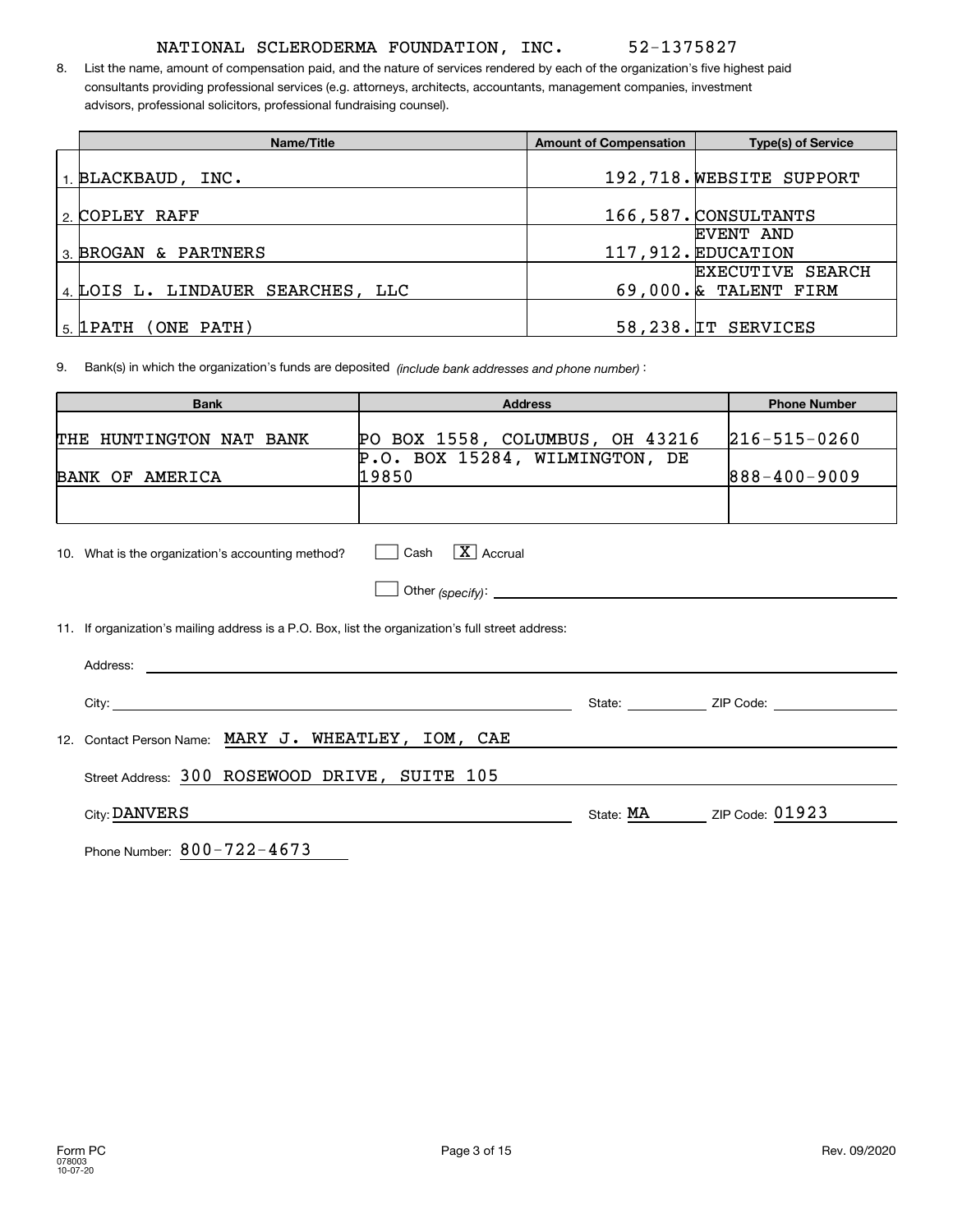NATIONAL SCLERODERMA FOUNDATION, INC. 52-1375827

8. List the name, amount of compensation paid, and the nature of services rendered by each of the organization's five highest paid consultants providing professional services (e.g. attorneys, architects, accountants, management companies, investment advisors, professional solicitors, professional fundraising counsel).

| Name/Title | Amount of Compensation | Type(s) of Service |
|---|---|---|
| 1. BLACKBAUD, INC. | 192,718. | WEBSITE SUPPORT |
| 2. COPLEY RAFF | 166,587. | CONSULTANTS |
| 3. BROGAN & PARTNERS | 117,912. | EVENT AND EDUCATION |
| 4. LOIS L. LINDAUER SEARCHES, LLC | 69,000. | EXECUTIVE SEARCH & TALENT FIRM |
| 5. 1PATH (ONE PATH) | 58,238. | IT SERVICES |

9. Bank(s) in which the organization's funds are deposited *(include bank addresses and phone number)* :

| Bank | Address | Phone Number |
|---|---|---|
| THE HUNTINGTON NAT BANK | PO BOX 1558, COLUMBUS, OH 43216 | 216-515-0260 |
| BANK OF AMERICA | P.O. BOX 15284, WILMINGTON, DE 19850 | 888-400-9009 |
| | | |

10. What is the organization's accounting method? ☐ Cash ☒ Accrual

☐ Other *(specify)*:

11. If organization's mailing address is a P.O. Box, list the organization's full street address:

Address:

City: State: ZIP Code:

12. Contact Person Name: MARY J. WHEATLEY, IOM, CAE

Street Address: 300 ROSEWOOD DRIVE, SUITE 105

City: DANVERS State: MA ZIP Code: 01923

Phone Number: 800-722-4673

Form PC
078003
10-07-20

Rev. 09/2020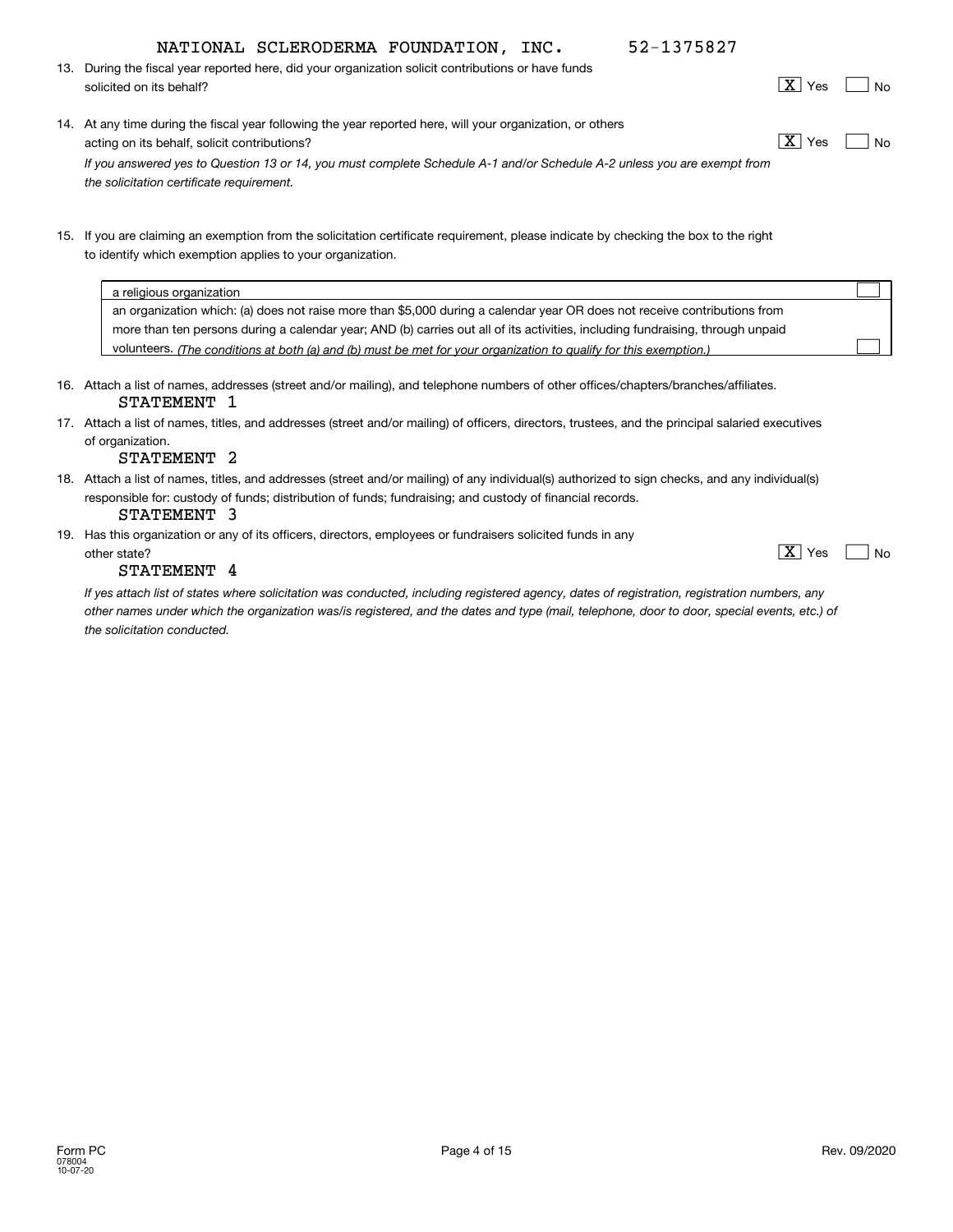NATIONAL SCLERODERMA FOUNDATION, INC. 52-1375827

13. During the fiscal year reported here, did your organization solicit contributions or have funds solicited on its behalf? [X] Yes [ ] No

14. At any time during the fiscal year following the year reported here, will your organization, or others acting on its behalf, solicit contributions? [X] Yes [ ] No

*If you answered yes to Question 13 or 14, you must complete Schedule A-1 and/or Schedule A-2 unless you are exempt from the solicitation certificate requirement.*

15. If you are claiming an exemption from the solicitation certificate requirement, please indicate by checking the box to the right to identify which exemption applies to your organization.

| Exemption | |
|---|---|
| a religious organization | [ ] |
| an organization which: (a) does not raise more than $5,000 during a calendar year OR does not receive contributions from more than ten persons during a calendar year; AND (b) carries out all of its activities, including fundraising, through unpaid volunteers. *(The conditions at both (a) and (b) must be met for your organization to qualify for this exemption.)* | [ ] |

16. Attach a list of names, addresses (street and/or mailing), and telephone numbers of other offices/chapters/branches/affiliates.
    STATEMENT 1

17. Attach a list of names, titles, and addresses (street and/or mailing) of officers, directors, trustees, and the principal salaried executives of organization.
    STATEMENT 2

18. Attach a list of names, titles, and addresses (street and/or mailing) of any individual(s) authorized to sign checks, and any individual(s) responsible for: custody of funds; distribution of funds; fundraising; and custody of financial records.
    STATEMENT 3

19. Has this organization or any of its officers, directors, employees or fundraisers solicited funds in any other state? [X] Yes [ ] No
    STATEMENT 4

*If yes attach list of states where solicitation was conducted, including registered agency, dates of registration, registration numbers, any other names under which the organization was/is registered, and the dates and type (mail, telephone, door to door, special events, etc.) of the solicitation conducted.*

Form PC
078004
10-07-20

Rev. 09/2020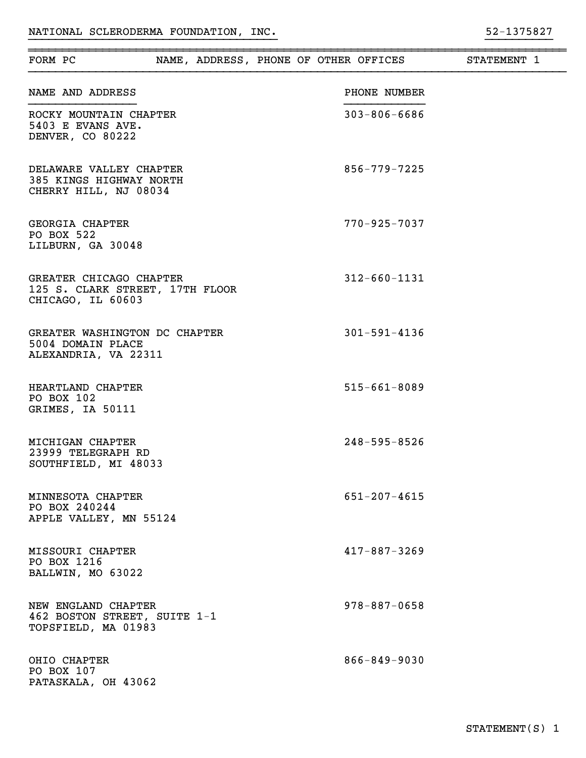NATIONAL SCLERODERMA FOUNDATION, INC. 52-1375827

## FORM PC — NAME, ADDRESS, PHONE OF OTHER OFFICES — STATEMENT 1

| NAME AND ADDRESS | PHONE NUMBER |
|---|---|
| ROCKY MOUNTAIN CHAPTER<br>5403 E EVANS AVE.<br>DENVER, CO 80222 | 303-806-6686 |
| DELAWARE VALLEY CHAPTER<br>385 KINGS HIGHWAY NORTH<br>CHERRY HILL, NJ 08034 | 856-779-7225 |
| GEORGIA CHAPTER<br>PO BOX 522<br>LILBURN, GA 30048 | 770-925-7037 |
| GREATER CHICAGO CHAPTER<br>125 S. CLARK STREET, 17TH FLOOR<br>CHICAGO, IL 60603 | 312-660-1131 |
| GREATER WASHINGTON DC CHAPTER<br>5004 DOMAIN PLACE<br>ALEXANDRIA, VA 22311 | 301-591-4136 |
| HEARTLAND CHAPTER<br>PO BOX 102<br>GRIMES, IA 50111 | 515-661-8089 |
| MICHIGAN CHAPTER<br>23999 TELEGRAPH RD<br>SOUTHFIELD, MI 48033 | 248-595-8526 |
| MINNESOTA CHAPTER<br>PO BOX 240244<br>APPLE VALLEY, MN 55124 | 651-207-4615 |
| MISSOURI CHAPTER<br>PO BOX 1216<br>BALLWIN, MO 63022 | 417-887-3269 |
| NEW ENGLAND CHAPTER<br>462 BOSTON STREET, SUITE 1-1<br>TOPSFIELD, MA 01983 | 978-887-0658 |
| OHIO CHAPTER<br>PO BOX 107<br>PATASKALA, OH 43062 | 866-849-9030 |

STATEMENT(S) 1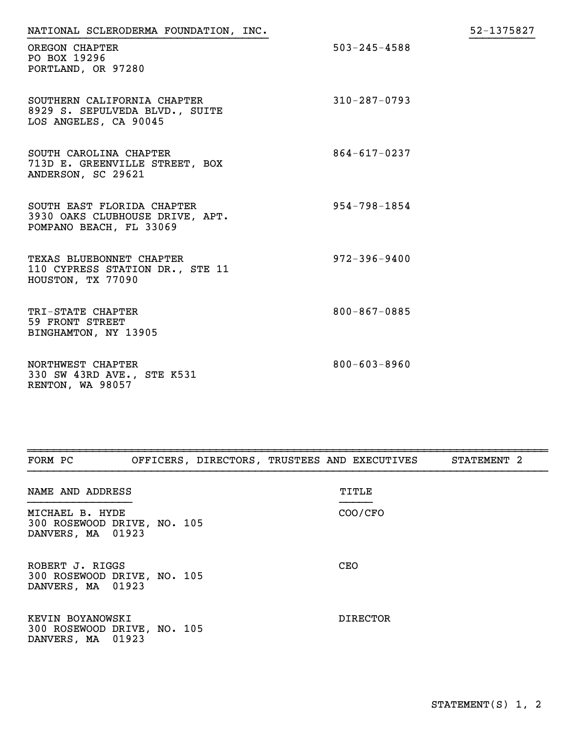NATIONAL SCLERODERMA FOUNDATION, INC. 52-1375827

OREGON CHAPTER
PO BOX 19296
PORTLAND, OR 97280
503-245-4588

SOUTHERN CALIFORNIA CHAPTER
8929 S. SEPULVEDA BLVD., SUITE
LOS ANGELES, CA 90045
310-287-0793

SOUTH CAROLINA CHAPTER
713D E. GREENVILLE STREET, BOX
ANDERSON, SC 29621
864-617-0237

SOUTH EAST FLORIDA CHAPTER
3930 OAKS CLUBHOUSE DRIVE, APT.
POMPANO BEACH, FL 33069
954-798-1854

TEXAS BLUEBONNET CHAPTER
110 CYPRESS STATION DR., STE 11
HOUSTON, TX 77090
972-396-9400

TRI-STATE CHAPTER
59 FRONT STREET
BINGHAMTON, NY 13905
800-867-0885

NORTHWEST CHAPTER
330 SW 43RD AVE., STE K531
RENTON, WA 98057
800-603-8960

---

FORM PC — OFFICERS, DIRECTORS, TRUSTEES AND EXECUTIVES — STATEMENT 2

| NAME AND ADDRESS | TITLE |
|---|---|
| MICHAEL B. HYDE<br>300 ROSEWOOD DRIVE, NO. 105<br>DANVERS, MA 01923 | COO/CFO |
| ROBERT J. RIGGS<br>300 ROSEWOOD DRIVE, NO. 105<br>DANVERS, MA 01923 | CEO |
| KEVIN BOYANOWSKI<br>300 ROSEWOOD DRIVE, NO. 105<br>DANVERS, MA 01923 | DIRECTOR |

STATEMENT(S) 1, 2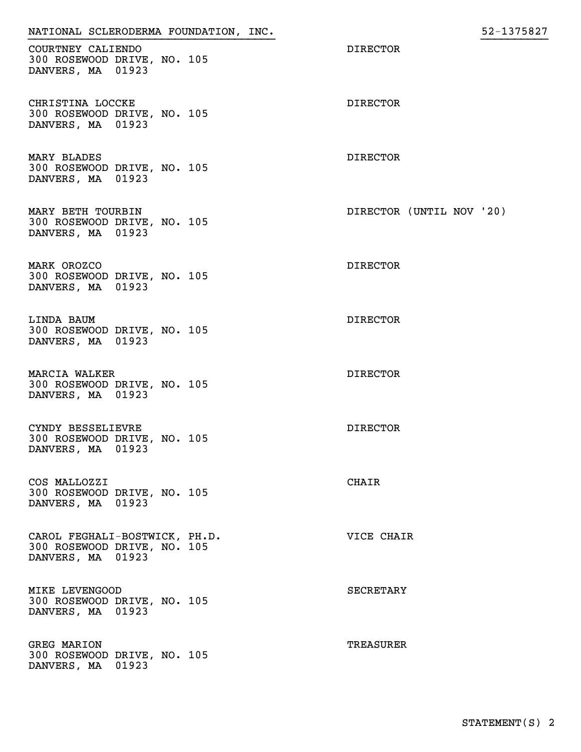NATIONAL SCLERODERMA FOUNDATION, INC. 52-1375827

| Name and Address | Title |
|---|---|
| COURTNEY CALIENDO<br>300 ROSEWOOD DRIVE, NO. 105<br>DANVERS, MA 01923 | DIRECTOR |
| CHRISTINA LOCCKE<br>300 ROSEWOOD DRIVE, NO. 105<br>DANVERS, MA 01923 | DIRECTOR |
| MARY BLADES<br>300 ROSEWOOD DRIVE, NO. 105<br>DANVERS, MA 01923 | DIRECTOR |
| MARY BETH TOURBIN<br>300 ROSEWOOD DRIVE, NO. 105<br>DANVERS, MA 01923 | DIRECTOR (UNTIL NOV '20) |
| MARK OROZCO<br>300 ROSEWOOD DRIVE, NO. 105<br>DANVERS, MA 01923 | DIRECTOR |
| LINDA BAUM<br>300 ROSEWOOD DRIVE, NO. 105<br>DANVERS, MA 01923 | DIRECTOR |
| MARCIA WALKER<br>300 ROSEWOOD DRIVE, NO. 105<br>DANVERS, MA 01923 | DIRECTOR |
| CYNDY BESSELIEVRE<br>300 ROSEWOOD DRIVE, NO. 105<br>DANVERS, MA 01923 | DIRECTOR |
| COS MALLOZZI<br>300 ROSEWOOD DRIVE, NO. 105<br>DANVERS, MA 01923 | CHAIR |
| CAROL FEGHALI-BOSTWICK, PH.D.<br>300 ROSEWOOD DRIVE, NO. 105<br>DANVERS, MA 01923 | VICE CHAIR |
| MIKE LEVENGOOD<br>300 ROSEWOOD DRIVE, NO. 105<br>DANVERS, MA 01923 | SECRETARY |
| GREG MARION<br>300 ROSEWOOD DRIVE, NO. 105<br>DANVERS, MA 01923 | TREASURER |

STATEMENT(S) 2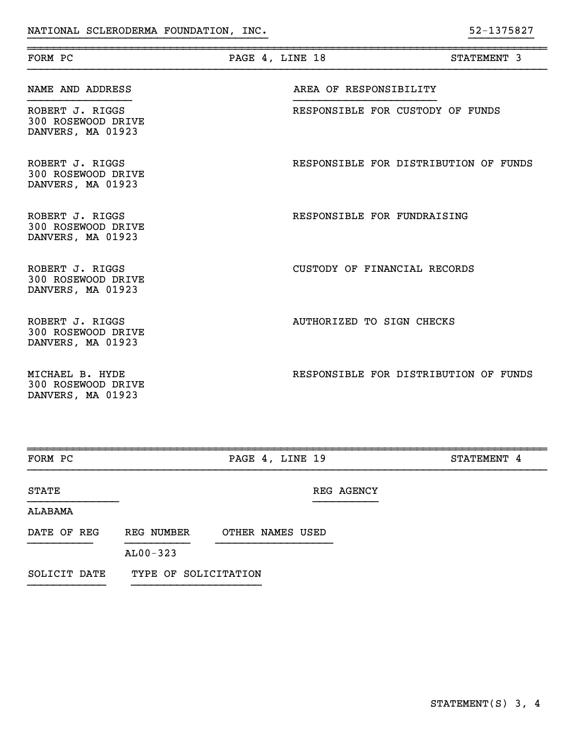NATIONAL SCLERODERMA FOUNDATION, INC. 52-1375827

| FORM PC | PAGE 4, LINE 18 | STATEMENT 3 |
|---|---|---|

| NAME AND ADDRESS | AREA OF RESPONSIBILITY |
|---|---|
| ROBERT J. RIGGS<br>300 ROSEWOOD DRIVE<br>DANVERS, MA 01923 | RESPONSIBLE FOR CUSTODY OF FUNDS |
| ROBERT J. RIGGS<br>300 ROSEWOOD DRIVE<br>DANVERS, MA 01923 | RESPONSIBLE FOR DISTRIBUTION OF FUNDS |
| ROBERT J. RIGGS<br>300 ROSEWOOD DRIVE<br>DANVERS, MA 01923 | RESPONSIBLE FOR FUNDRAISING |
| ROBERT J. RIGGS<br>300 ROSEWOOD DRIVE<br>DANVERS, MA 01923 | CUSTODY OF FINANCIAL RECORDS |
| ROBERT J. RIGGS<br>300 ROSEWOOD DRIVE<br>DANVERS, MA 01923 | AUTHORIZED TO SIGN CHECKS |
| MICHAEL B. HYDE<br>300 ROSEWOOD DRIVE<br>DANVERS, MA 01923 | RESPONSIBLE FOR DISTRIBUTION OF FUNDS |

| FORM PC | PAGE 4, LINE 19 | STATEMENT 4 |
|---|---|---|

| STATE | REG AGENCY |
|---|---|
| ALABAMA | |

| DATE OF REG | REG NUMBER | OTHER NAMES USED |
|---|---|---|
| | AL00-323 | |

| SOLICIT DATE | TYPE OF SOLICITATION |
|---|---|
| | |

STATEMENT(S) 3, 4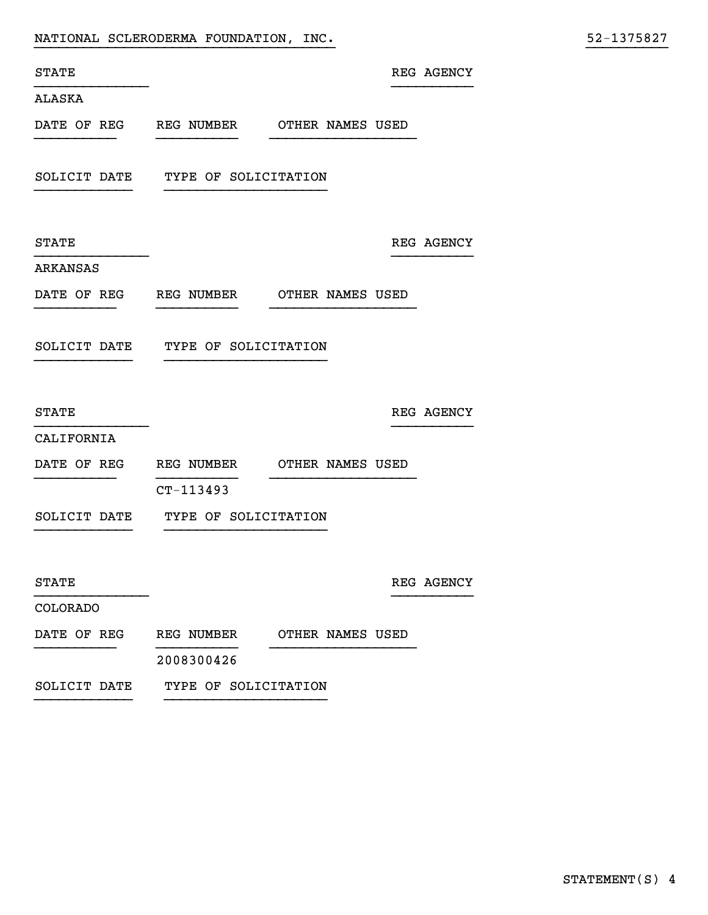NATIONAL SCLERODERMA FOUNDATION, INC. 52-1375827

| STATE | REG AGENCY |
| --- | --- |
| ALASKA | |

| DATE OF REG | REG NUMBER | OTHER NAMES USED |
| --- | --- | --- |

| SOLICIT DATE | TYPE OF SOLICITATION |
| --- | --- |

| STATE | REG AGENCY |
| --- | --- |
| ARKANSAS | |

| DATE OF REG | REG NUMBER | OTHER NAMES USED |
| --- | --- | --- |

| SOLICIT DATE | TYPE OF SOLICITATION |
| --- | --- |

| STATE | REG AGENCY |
| --- | --- |
| CALIFORNIA | |

| DATE OF REG | REG NUMBER | OTHER NAMES USED |
| --- | --- | --- |
| | CT-113493 | |

| SOLICIT DATE | TYPE OF SOLICITATION |
| --- | --- |

| STATE | REG AGENCY |
| --- | --- |
| COLORADO | |

| DATE OF REG | REG NUMBER | OTHER NAMES USED |
| --- | --- | --- |
| | 2008300426 | |

| SOLICIT DATE | TYPE OF SOLICITATION |
| --- | --- |

STATEMENT(S) 4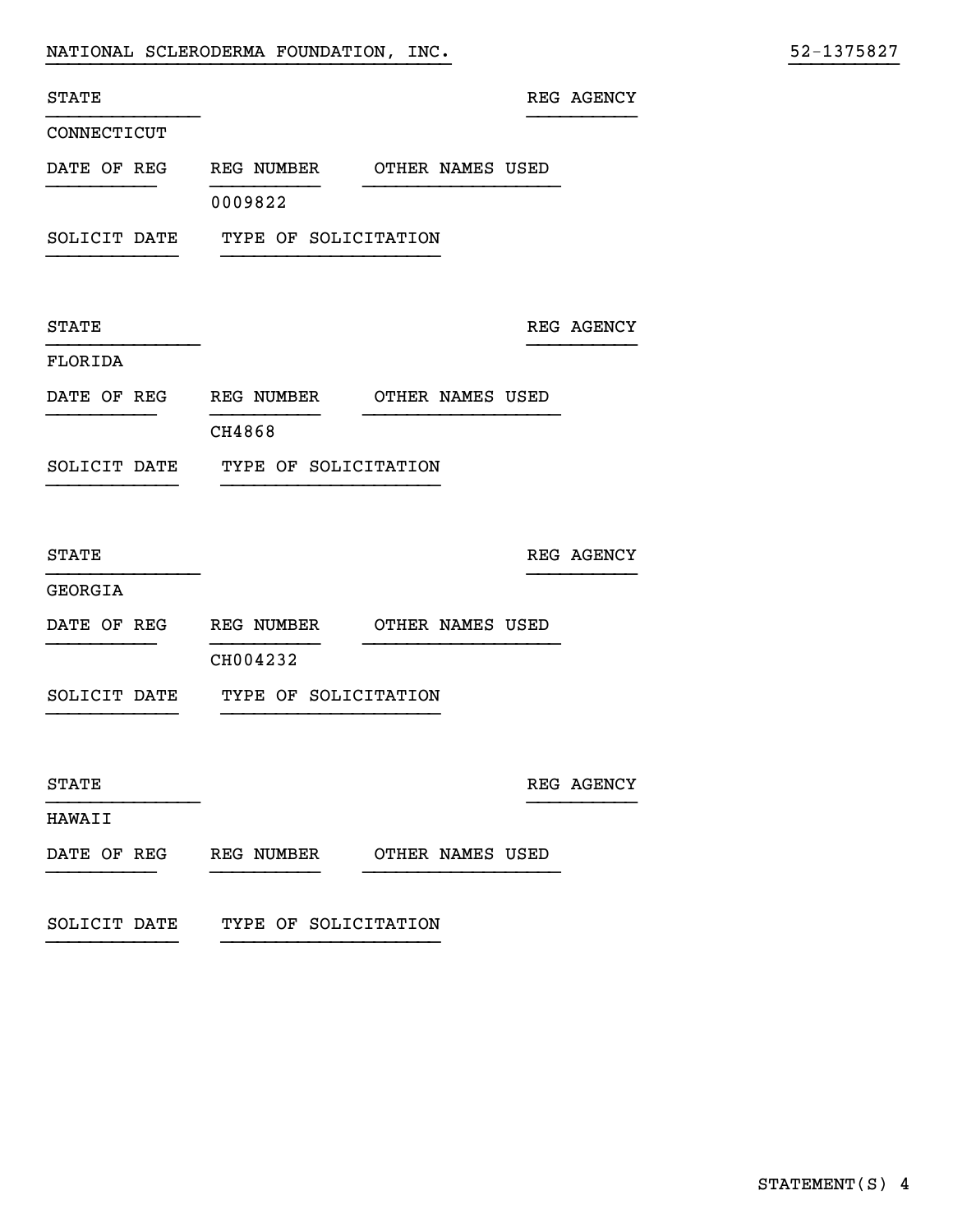NATIONAL SCLERODERMA FOUNDATION, INC. 52-1375827

| STATE | REG AGENCY |
| --- | --- |
| CONNECTICUT | |

| DATE OF REG | REG NUMBER | OTHER NAMES USED |
| --- | --- | --- |
| | 0009822 | |

| SOLICIT DATE | TYPE OF SOLICITATION |
| --- | --- |

| STATE | REG AGENCY |
| --- | --- |
| FLORIDA | |

| DATE OF REG | REG NUMBER | OTHER NAMES USED |
| --- | --- | --- |
| | CH4868 | |

| SOLICIT DATE | TYPE OF SOLICITATION |
| --- | --- |

| STATE | REG AGENCY |
| --- | --- |
| GEORGIA | |

| DATE OF REG | REG NUMBER | OTHER NAMES USED |
| --- | --- | --- |
| | CH004232 | |

| SOLICIT DATE | TYPE OF SOLICITATION |
| --- | --- |

| STATE | REG AGENCY |
| --- | --- |
| HAWAII | |

| DATE OF REG | REG NUMBER | OTHER NAMES USED |
| --- | --- | --- |

| SOLICIT DATE | TYPE OF SOLICITATION |
| --- | --- |

STATEMENT(S) 4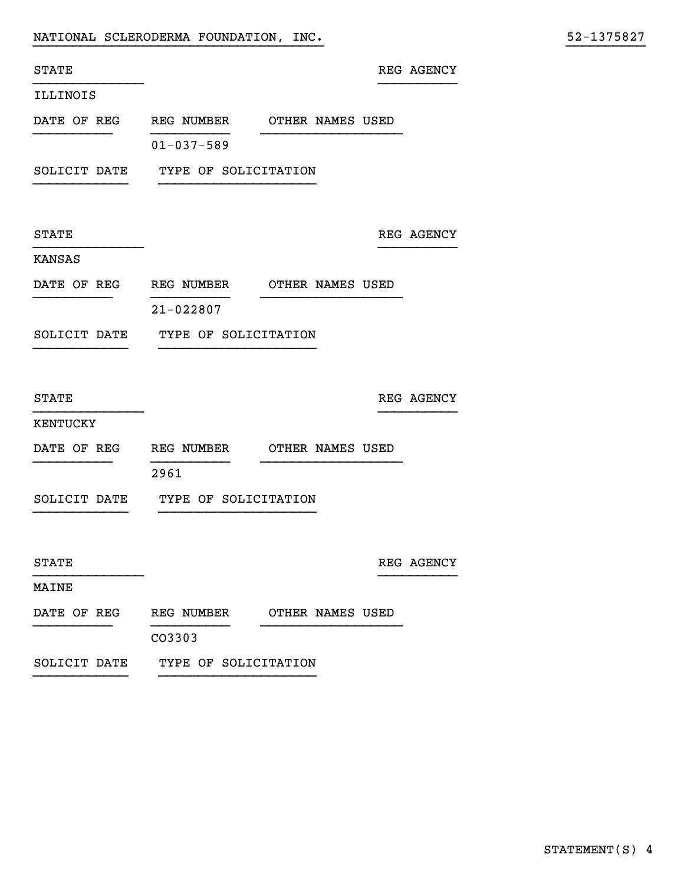NATIONAL SCLERODERMA FOUNDATION, INC. 52-1375827

| STATE | | | REG AGENCY |
|---|---|---|---|
| ILLINOIS | | | |
| DATE OF REG | REG NUMBER | OTHER NAMES USED | |
| | 01-037-589 | | |
| SOLICIT DATE | TYPE OF SOLICITATION | | |

| STATE | | | REG AGENCY |
|---|---|---|---|
| KANSAS | | | |
| DATE OF REG | REG NUMBER | OTHER NAMES USED | |
| | 21-022807 | | |
| SOLICIT DATE | TYPE OF SOLICITATION | | |

| STATE | | | REG AGENCY |
|---|---|---|---|
| KENTUCKY | | | |
| DATE OF REG | REG NUMBER | OTHER NAMES USED | |
| | 2961 | | |
| SOLICIT DATE | TYPE OF SOLICITATION | | |

| STATE | | | REG AGENCY |
|---|---|---|---|
| MAINE | | | |
| DATE OF REG | REG NUMBER | OTHER NAMES USED | |
| | CO3303 | | |
| SOLICIT DATE | TYPE OF SOLICITATION | | |

STATEMENT(S) 4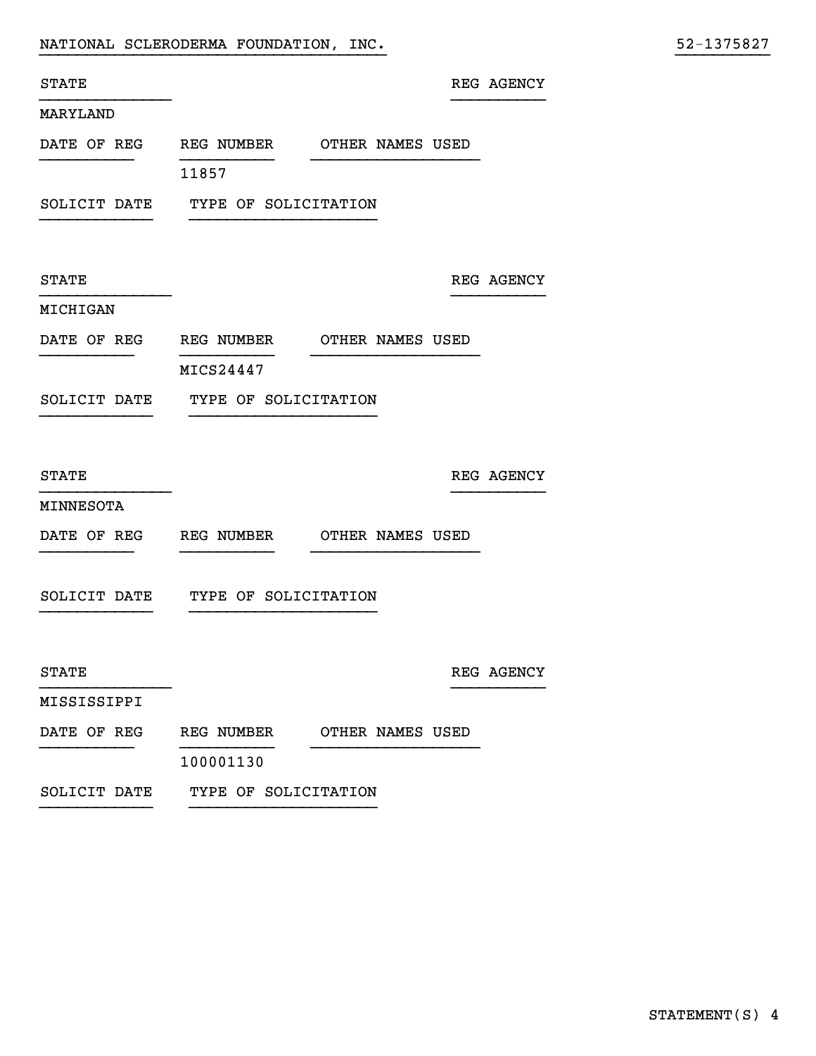NATIONAL SCLERODERMA FOUNDATION, INC. 52-1375827

| STATE | REG AGENCY |
| --- | --- |
| MARYLAND | |

| DATE OF REG | REG NUMBER | OTHER NAMES USED |
| --- | --- | --- |
| | 11857 | |

| SOLICIT DATE | TYPE OF SOLICITATION |
| --- | --- |
| | |

| STATE | REG AGENCY |
| --- | --- |
| MICHIGAN | |

| DATE OF REG | REG NUMBER | OTHER NAMES USED |
| --- | --- | --- |
| | MICS24447 | |

| SOLICIT DATE | TYPE OF SOLICITATION |
| --- | --- |
| | |

| STATE | REG AGENCY |
| --- | --- |
| MINNESOTA | |

| DATE OF REG | REG NUMBER | OTHER NAMES USED |
| --- | --- | --- |
| | | |

| SOLICIT DATE | TYPE OF SOLICITATION |
| --- | --- |
| | |

| STATE | REG AGENCY |
| --- | --- |
| MISSISSIPPI | |

| DATE OF REG | REG NUMBER | OTHER NAMES USED |
| --- | --- | --- |
| | 100001130 | |

| SOLICIT DATE | TYPE OF SOLICITATION |
| --- | --- |
| | |

STATEMENT(S) 4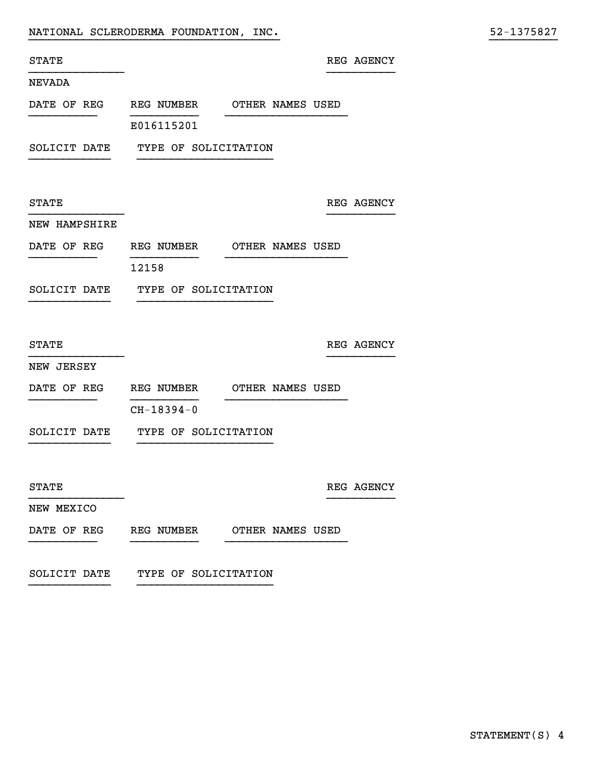NATIONAL SCLERODERMA FOUNDATION, INC. 52-1375827

| STATE | | | REG AGENCY |
|---|---|---|---|
| NEVADA | | | |
| **DATE OF REG** | **REG NUMBER** | **OTHER NAMES USED** | |
| | E016115201 | | |
| **SOLICIT DATE** | **TYPE OF SOLICITATION** | | |

| STATE | | | REG AGENCY |
|---|---|---|---|
| NEW HAMPSHIRE | | | |
| **DATE OF REG** | **REG NUMBER** | **OTHER NAMES USED** | |
| | 12158 | | |
| **SOLICIT DATE** | **TYPE OF SOLICITATION** | | |

| STATE | | | REG AGENCY |
|---|---|---|---|
| NEW JERSEY | | | |
| **DATE OF REG** | **REG NUMBER** | **OTHER NAMES USED** | |
| | CH-18394-0 | | |
| **SOLICIT DATE** | **TYPE OF SOLICITATION** | | |

| STATE | | | REG AGENCY |
|---|---|---|---|
| NEW MEXICO | | | |
| **DATE OF REG** | **REG NUMBER** | **OTHER NAMES USED** | |
| **SOLICIT DATE** | **TYPE OF SOLICITATION** | | |

STATEMENT(S) 4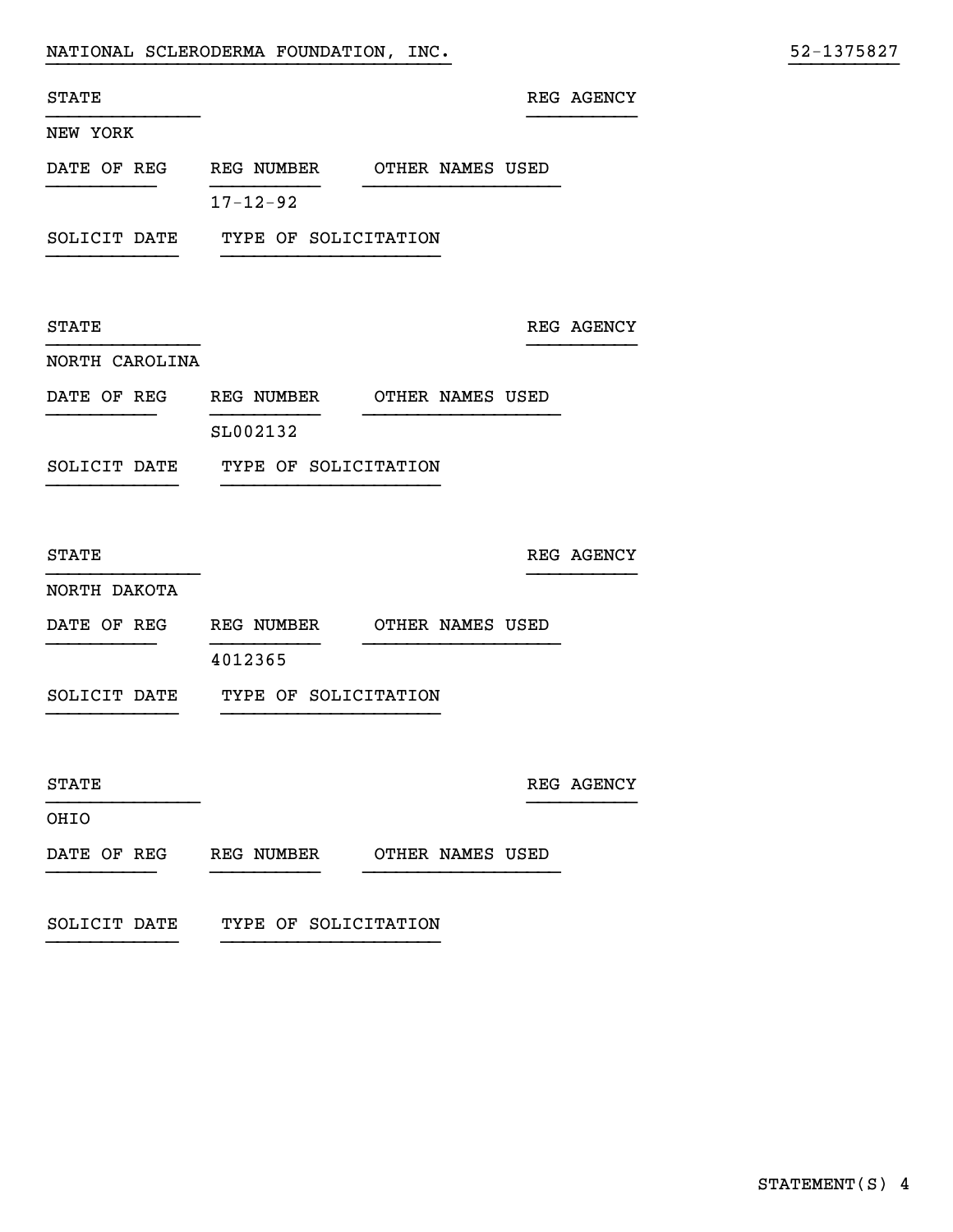NATIONAL SCLERODERMA FOUNDATION, INC. 52-1375827

| STATE | | | REG AGENCY |
|---|---|---|---|
| NEW YORK | | | |
| DATE OF REG | REG NUMBER | OTHER NAMES USED | |
| | 17-12-92 | | |
| SOLICIT DATE | TYPE OF SOLICITATION | | |

| STATE | | | REG AGENCY |
|---|---|---|---|
| NORTH CAROLINA | | | |
| DATE OF REG | REG NUMBER | OTHER NAMES USED | |
| | SL002132 | | |
| SOLICIT DATE | TYPE OF SOLICITATION | | |

| STATE | | | REG AGENCY |
|---|---|---|---|
| NORTH DAKOTA | | | |
| DATE OF REG | REG NUMBER | OTHER NAMES USED | |
| | 4012365 | | |
| SOLICIT DATE | TYPE OF SOLICITATION | | |

| STATE | | | REG AGENCY |
|---|---|---|---|
| OHIO | | | |
| DATE OF REG | REG NUMBER | OTHER NAMES USED | |
| SOLICIT DATE | TYPE OF SOLICITATION | | |

STATEMENT(S) 4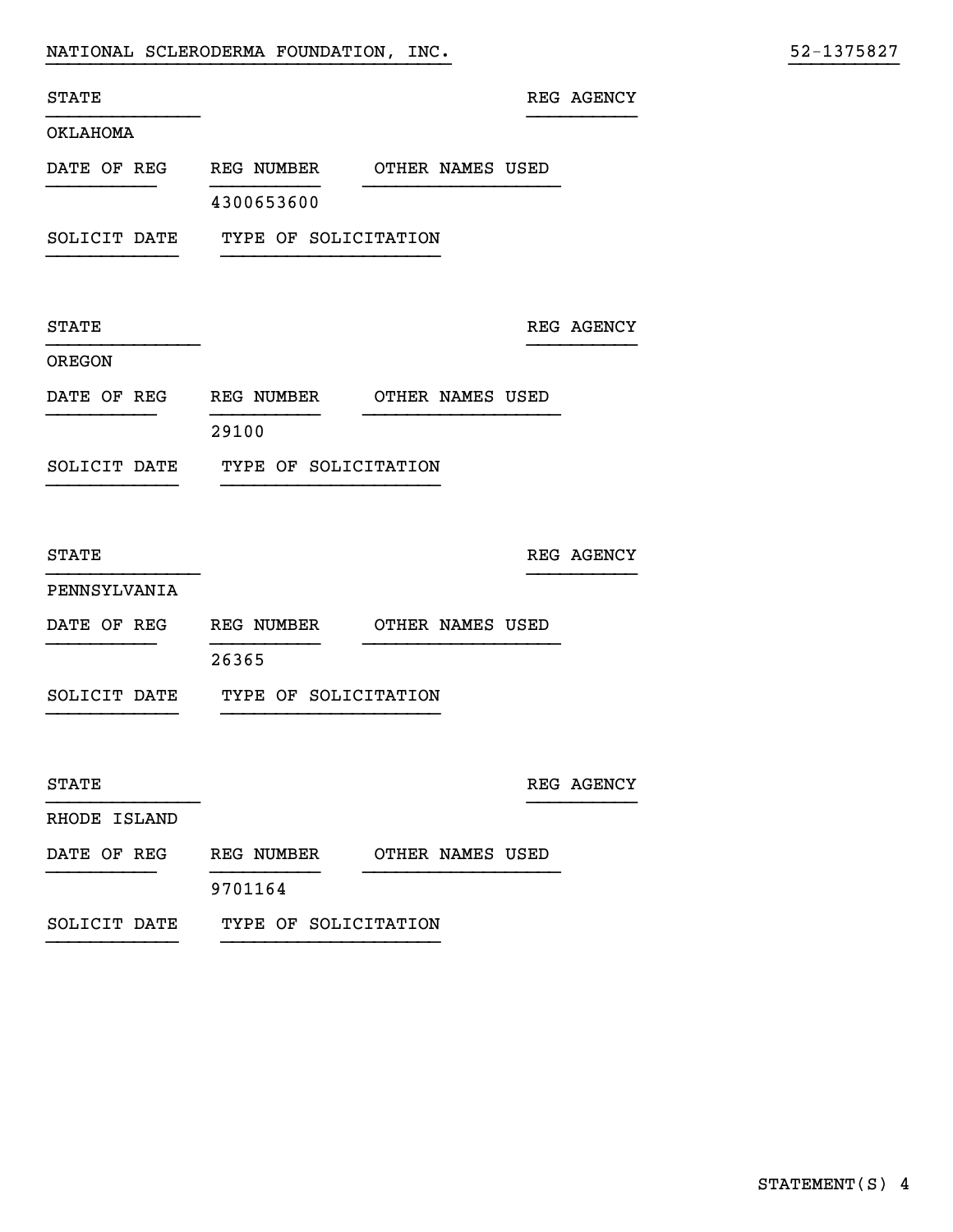NATIONAL SCLERODERMA FOUNDATION, INC. 52-1375827

| STATE | | | REG AGENCY |
|---|---|---|---|
| OKLAHOMA | | | |
| DATE OF REG | REG NUMBER | OTHER NAMES USED | |
| | 4300653600 | | |
| SOLICIT DATE | TYPE OF SOLICITATION | | |

| STATE | | | REG AGENCY |
|---|---|---|---|
| OREGON | | | |
| DATE OF REG | REG NUMBER | OTHER NAMES USED | |
| | 29100 | | |
| SOLICIT DATE | TYPE OF SOLICITATION | | |

| STATE | | | REG AGENCY |
|---|---|---|---|
| PENNSYLVANIA | | | |
| DATE OF REG | REG NUMBER | OTHER NAMES USED | |
| | 26365 | | |
| SOLICIT DATE | TYPE OF SOLICITATION | | |

| STATE | | | REG AGENCY |
|---|---|---|---|
| RHODE ISLAND | | | |
| DATE OF REG | REG NUMBER | OTHER NAMES USED | |
| | 9701164 | | |
| SOLICIT DATE | TYPE OF SOLICITATION | | |

STATEMENT(S) 4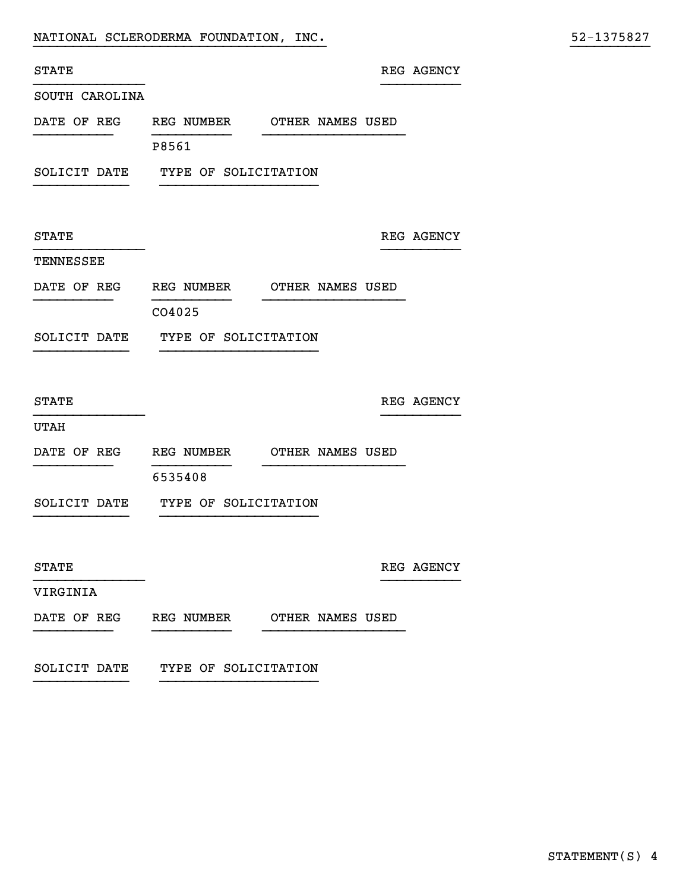NATIONAL SCLERODERMA FOUNDATION, INC. 52-1375827

| STATE | | | REG AGENCY |
|---|---|---|---|
| SOUTH CAROLINA | | | |
| DATE OF REG | REG NUMBER | OTHER NAMES USED | |
| | P8561 | | |
| SOLICIT DATE | TYPE OF SOLICITATION | | |

| STATE | | | REG AGENCY |
|---|---|---|---|
| TENNESSEE | | | |
| DATE OF REG | REG NUMBER | OTHER NAMES USED | |
| | CO4025 | | |
| SOLICIT DATE | TYPE OF SOLICITATION | | |

| STATE | | | REG AGENCY |
|---|---|---|---|
| UTAH | | | |
| DATE OF REG | REG NUMBER | OTHER NAMES USED | |
| | 6535408 | | |
| SOLICIT DATE | TYPE OF SOLICITATION | | |

| STATE | | | REG AGENCY |
|---|---|---|---|
| VIRGINIA | | | |
| DATE OF REG | REG NUMBER | OTHER NAMES USED | |
| SOLICIT DATE | TYPE OF SOLICITATION | | |

STATEMENT(S) 4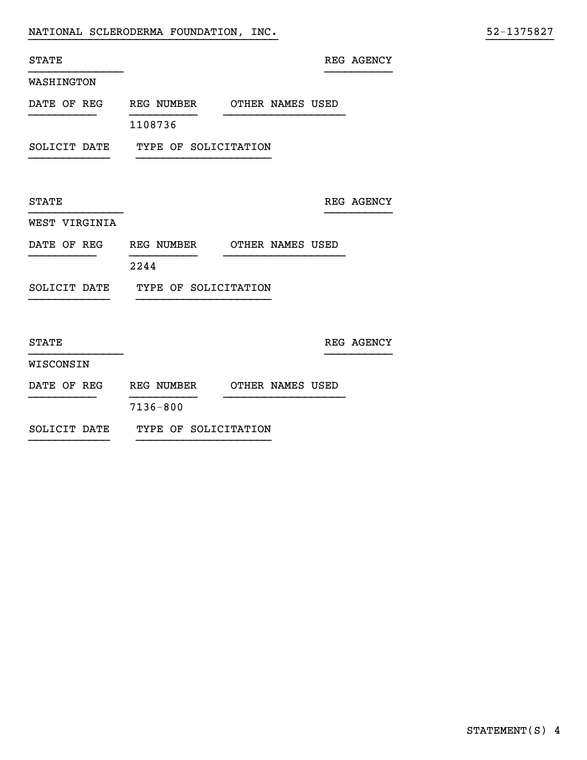NATIONAL SCLERODERMA FOUNDATION, INC. 52-1375827

| STATE | | | REG AGENCY |
|---|---|---|---|
| WASHINGTON | | | |

| DATE OF REG | REG NUMBER | OTHER NAMES USED |
|---|---|---|
| | 1108736 | |

| SOLICIT DATE | TYPE OF SOLICITATION |
|---|---|
| | |

| STATE | | | REG AGENCY |
|---|---|---|---|
| WEST VIRGINIA | | | |

| DATE OF REG | REG NUMBER | OTHER NAMES USED |
|---|---|---|
| | 2244 | |

| SOLICIT DATE | TYPE OF SOLICITATION |
|---|---|
| | |

| STATE | | | REG AGENCY |
|---|---|---|---|
| WISCONSIN | | | |

| DATE OF REG | REG NUMBER | OTHER NAMES USED |
|---|---|---|
| | 7136-800 | |

| SOLICIT DATE | TYPE OF SOLICITATION |
|---|---|
| | |

STATEMENT(S) 4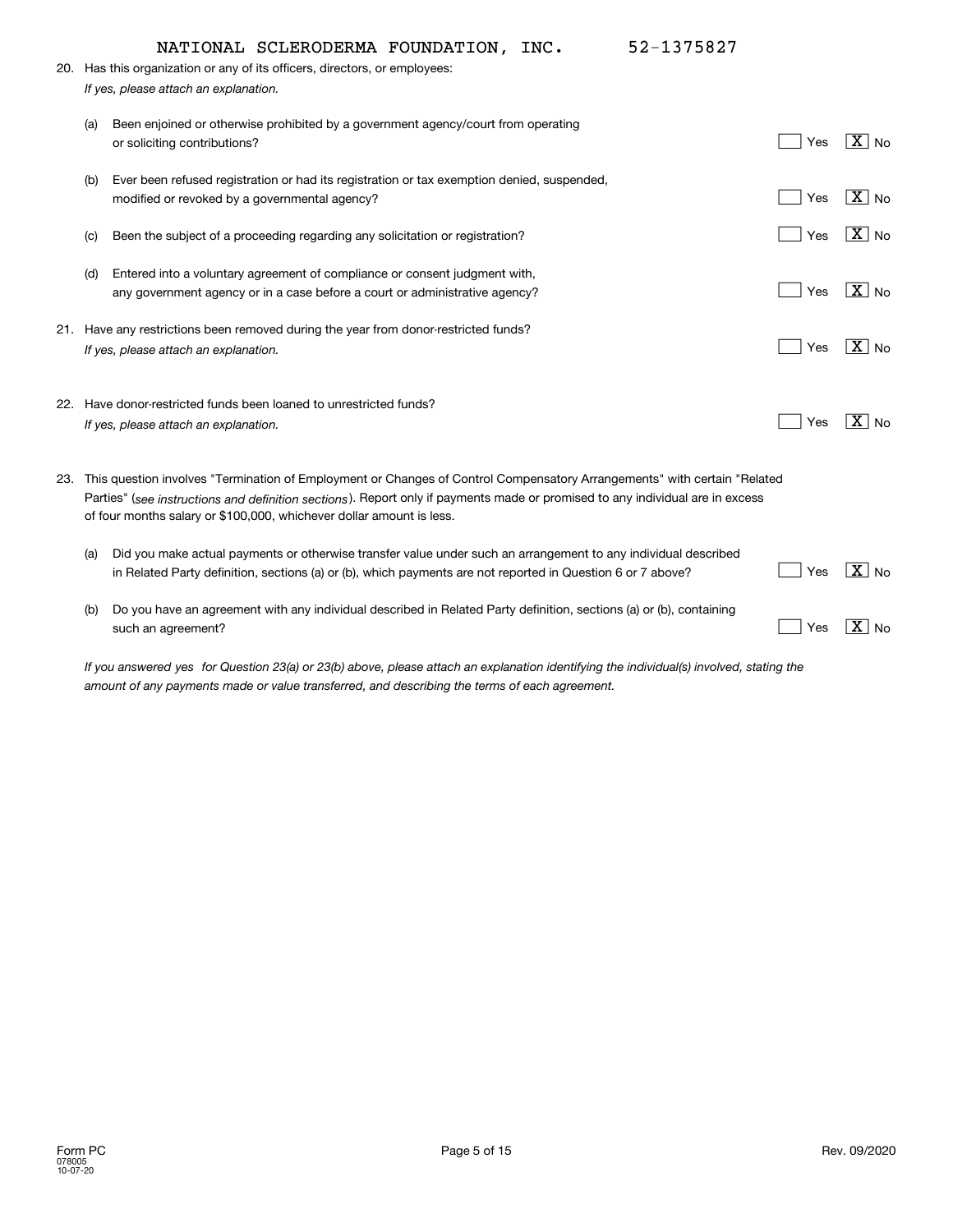NATIONAL SCLERODERMA FOUNDATION, INC. 52-1375827

20. Has this organization or any of its officers, directors, or employees:
    *If yes, please attach an explanation.*

    (a) Been enjoined or otherwise prohibited by a government agency/court from operating or soliciting contributions? [ ] Yes [X] No

    (b) Ever been refused registration or had its registration or tax exemption denied, suspended, modified or revoked by a governmental agency? [ ] Yes [X] No

    (c) Been the subject of a proceeding regarding any solicitation or registration? [ ] Yes [X] No

    (d) Entered into a voluntary agreement of compliance or consent judgment with, any government agency or in a case before a court or administrative agency? [ ] Yes [X] No

21. Have any restrictions been removed during the year from donor-restricted funds?
    *If yes, please attach an explanation.* [ ] Yes [X] No

22. Have donor-restricted funds been loaned to unrestricted funds?
    *If yes, please attach an explanation.* [ ] Yes [X] No

23. This question involves "Termination of Employment or Changes of Control Compensatory Arrangements" with certain "Related Parties" (*see instructions and definition sections*). Report only if payments made or promised to any individual are in excess of four months salary or $100,000, whichever dollar amount is less.

    (a) Did you make actual payments or otherwise transfer value under such an arrangement to any individual described in Related Party definition, sections (a) or (b), which payments are not reported in Question 6 or 7 above? [ ] Yes [X] No

    (b) Do you have an agreement with any individual described in Related Party definition, sections (a) or (b), containing such an agreement? [ ] Yes [X] No

    *If you answered yes for Question 23(a) or 23(b) above, please attach an explanation identifying the individual(s) involved, stating the amount of any payments made or value transferred, and describing the terms of each agreement.*

Form PC
078005
10-07-20

Rev. 09/2020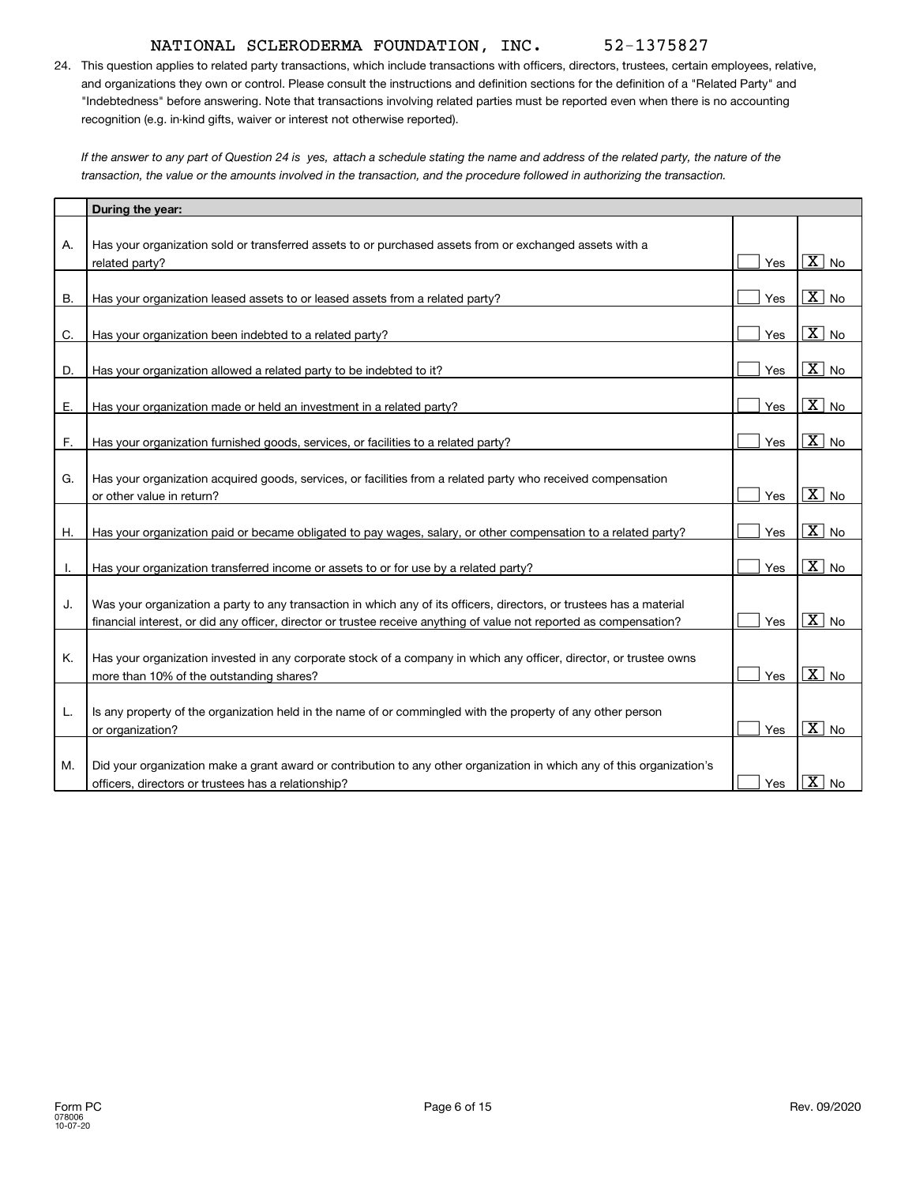NATIONAL SCLERODERMA FOUNDATION, INC. 52-1375827

24. This question applies to related party transactions, which include transactions with officers, directors, trustees, certain employees, relative, and organizations they own or control. Please consult the instructions and definition sections for the definition of a "Related Party" and "Indebtedness" before answering. Note that transactions involving related parties must be reported even when there is no accounting recognition (e.g. in-kind gifts, waiver or interest not otherwise reported).

*If the answer to any part of Question 24 is yes, attach a schedule stating the name and address of the related party, the nature of the transaction, the value or the amounts involved in the transaction, and the procedure followed in authorizing the transaction.*

| | **During the year:** | Yes | No |
|---|---|---|---|
| A. | Has your organization sold or transferred assets to or purchased assets from or exchanged assets with a related party? | | X |
| B. | Has your organization leased assets to or leased assets from a related party? | | X |
| C. | Has your organization been indebted to a related party? | | X |
| D. | Has your organization allowed a related party to be indebted to it? | | X |
| E. | Has your organization made or held an investment in a related party? | | X |
| F. | Has your organization furnished goods, services, or facilities to a related party? | | X |
| G. | Has your organization acquired goods, services, or facilities from a related party who received compensation or other value in return? | | X |
| H. | Has your organization paid or became obligated to pay wages, salary, or other compensation to a related party? | | X |
| I. | Has your organization transferred income or assets to or for use by a related party? | | X |
| J. | Was your organization a party to any transaction in which any of its officers, directors, or trustees has a material financial interest, or did any officer, director or trustee receive anything of value not reported as compensation? | | X |
| K. | Has your organization invested in any corporate stock of a company in which any officer, director, or trustee owns more than 10% of the outstanding shares? | | X |
| L. | Is any property of the organization held in the name of or commingled with the property of any other person or organization? | | X |
| M. | Did your organization make a grant award or contribution to any other organization in which any of this organization's officers, directors or trustees has a relationship? | | X |

Form PC
078006
10-07-20

Rev. 09/2020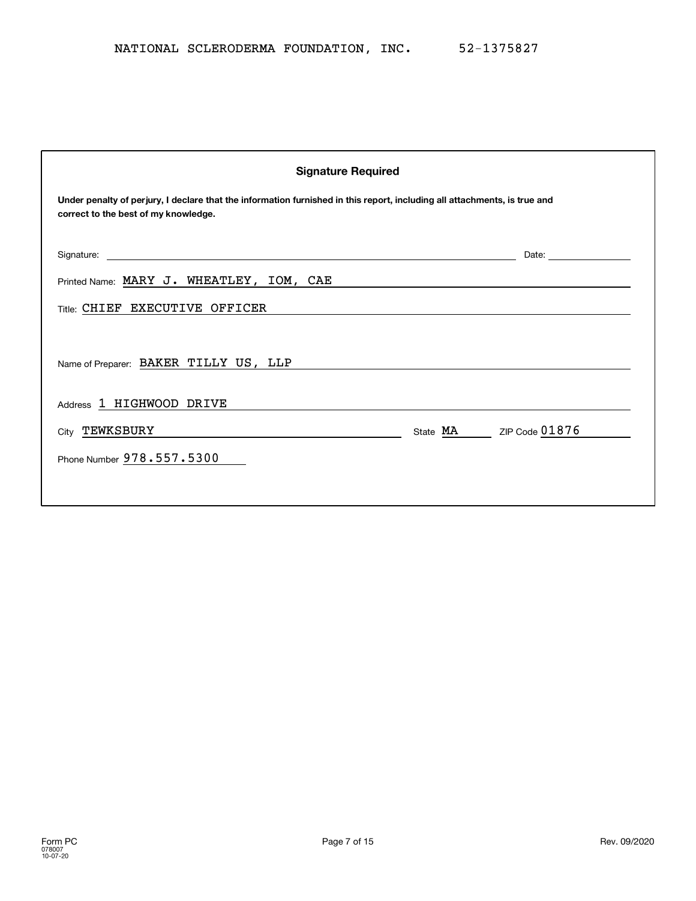NATIONAL SCLERODERMA FOUNDATION, INC. 52-1375827

## Signature Required

**Under penalty of perjury, I declare that the information furnished in this report, including all attachments, is true and correct to the best of my knowledge.**

Signature: ______________________ Date: __________

Printed Name: MARY J. WHEATLEY, IOM, CAE

Title: CHIEF EXECUTIVE OFFICER

Name of Preparer: BAKER TILLY US, LLP

Address 1 HIGHWOOD DRIVE

City TEWKSBURY State MA ZIP Code 01876

Phone Number 978.557.5300

Form PC
078007
10-07-20

Rev. 09/2020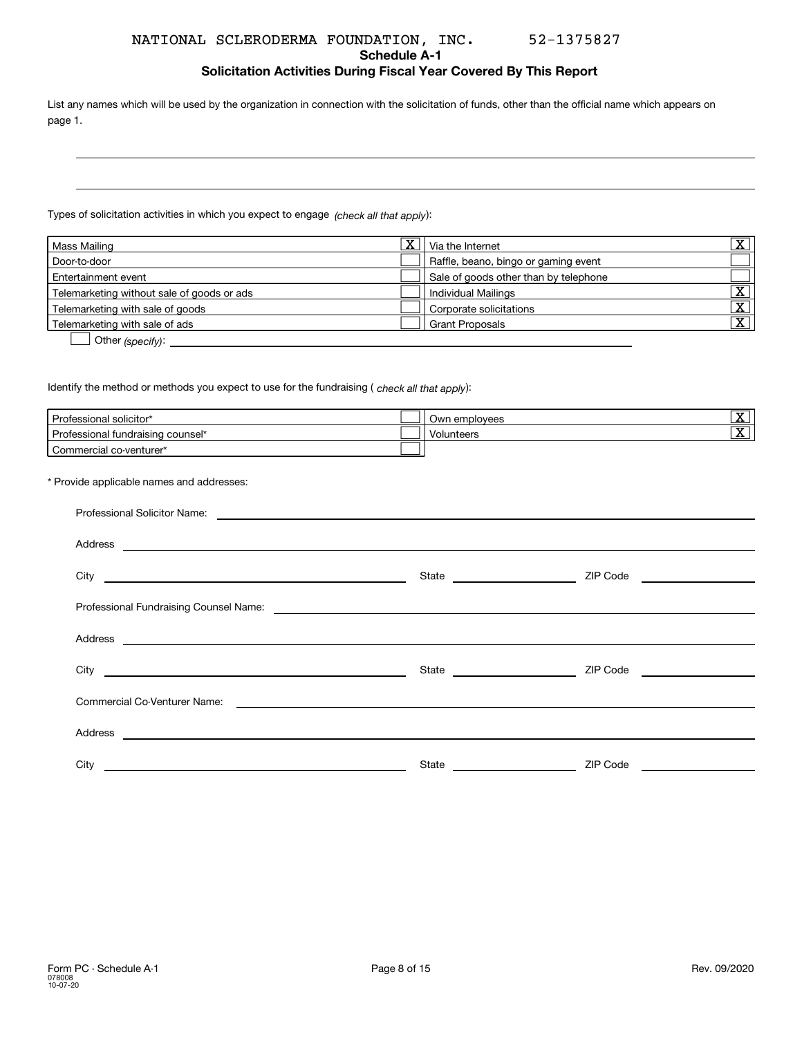NATIONAL SCLERODERMA FOUNDATION, INC. 52-1375827

## Schedule A-1

### Solicitation Activities During Fiscal Year Covered By This Report

List any names which will be used by the organization in connection with the solicitation of funds, other than the official name which appears on page 1.

Types of solicitation activities in which you expect to engage *(check all that apply)*:

| | | | |
|---|---|---|---|
| Mass Mailing | X | Via the Internet | X |
| Door-to-door | | Raffle, beano, bingo or gaming event | |
| Entertainment event | | Sale of goods other than by telephone | |
| Telemarketing without sale of goods or ads | | Individual Mailings | X |
| Telemarketing with sale of goods | | Corporate solicitations | X |
| Telemarketing with sale of ads | | Grant Proposals | X |

☐ Other *(specify)*:

Identify the method or methods you expect to use for the fundraising ( *check all that apply*):

| | | | |
|---|---|---|---|
| Professional solicitor* | | Own employees | X |
| Professional fundraising counsel* | | Volunteers | X |
| Commercial co-venturer* | | | |

\* Provide applicable names and addresses:

Professional Solicitor Name:

Address

City State ZIP Code

Professional Fundraising Counsel Name:

Address

City State ZIP Code

Commercial Co-Venturer Name:

Address

City State ZIP Code

Form PC - Schedule A-1
078008
10-07-20

Rev. 09/2020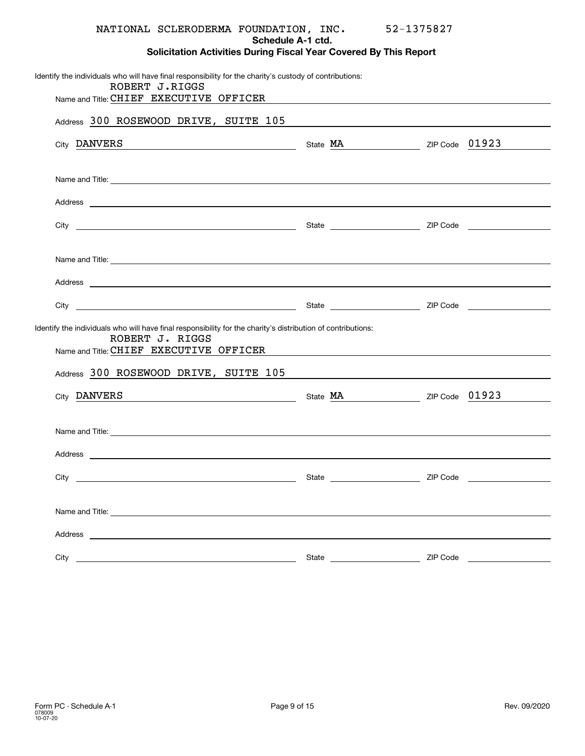NATIONAL SCLERODERMA FOUNDATION, INC. 52-1375827

**Schedule A-1 ctd.**

**Solicitation Activities During Fiscal Year Covered By This Report**

Identify the individuals who will have final responsibility for the charity's custody of contributions:

Name and Title: ROBERT J.RIGGS CHIEF EXECUTIVE OFFICER

Address 300 ROSEWOOD DRIVE, SUITE 105

City DANVERS State MA ZIP Code 01923

Name and Title:

Address

City State ZIP Code

Name and Title:

Address

City State ZIP Code

Identify the individuals who will have final responsibility for the charity's distribution of contributions:

Name and Title: ROBERT J. RIGGS CHIEF EXECUTIVE OFFICER

Address 300 ROSEWOOD DRIVE, SUITE 105

City DANVERS State MA ZIP Code 01923

Name and Title:

Address

City State ZIP Code

Name and Title:

Address

City State ZIP Code

Form PC - Schedule A-1
078009
10-07-20

Rev. 09/2020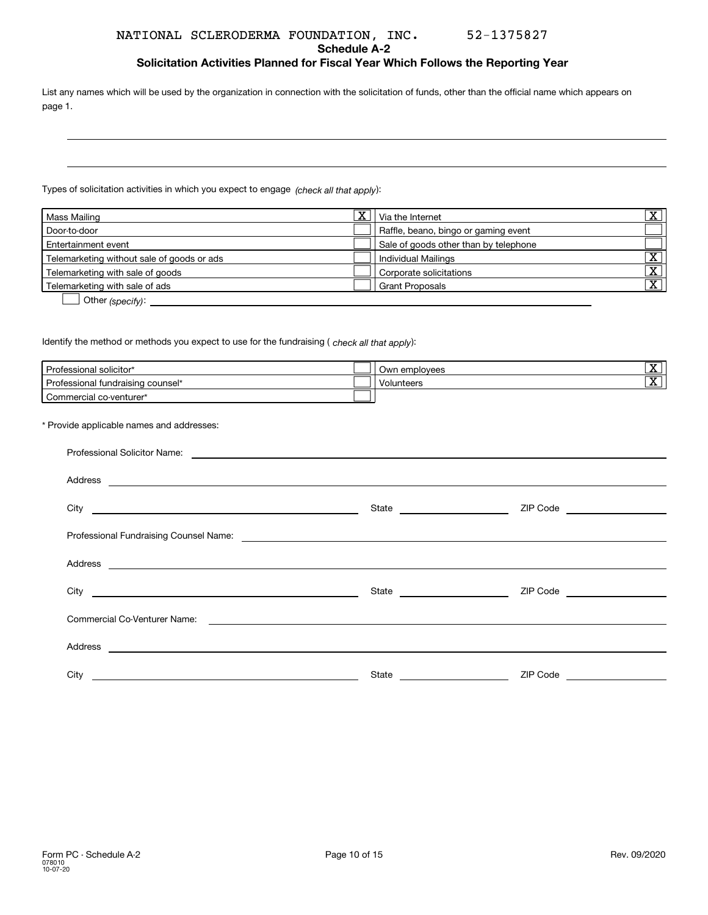NATIONAL SCLERODERMA FOUNDATION, INC. 52-1375827

## Schedule A-2

### Solicitation Activities Planned for Fiscal Year Which Follows the Reporting Year

List any names which will be used by the organization in connection with the solicitation of funds, other than the official name which appears on page 1.

Types of solicitation activities in which you expect to engage *(check all that apply)*:

| Activity | | Activity | |
|---|---|---|---|
| Mass Mailing | X | Via the Internet | X |
| Door-to-door | | Raffle, beano, bingo or gaming event | |
| Entertainment event | | Sale of goods other than by telephone | |
| Telemarketing without sale of goods or ads | | Individual Mailings | X |
| Telemarketing with sale of goods | | Corporate solicitations | X |
| Telemarketing with sale of ads | | Grant Proposals | X |

☐ Other *(specify)*:

Identify the method or methods you expect to use for the fundraising ( *check all that apply*):

| Method | | Method | |
|---|---|---|---|
| Professional solicitor* | | Own employees | X |
| Professional fundraising counsel* | | Volunteers | X |
| Commercial co-venturer* | | | |

\* Provide applicable names and addresses:

Professional Solicitor Name:

Address

City State ZIP Code

Professional Fundraising Counsel Name:

Address

City State ZIP Code

Commercial Co-Venturer Name:

Address

City State ZIP Code

Form PC - Schedule A-2
078010
10-07-20

Rev. 09/2020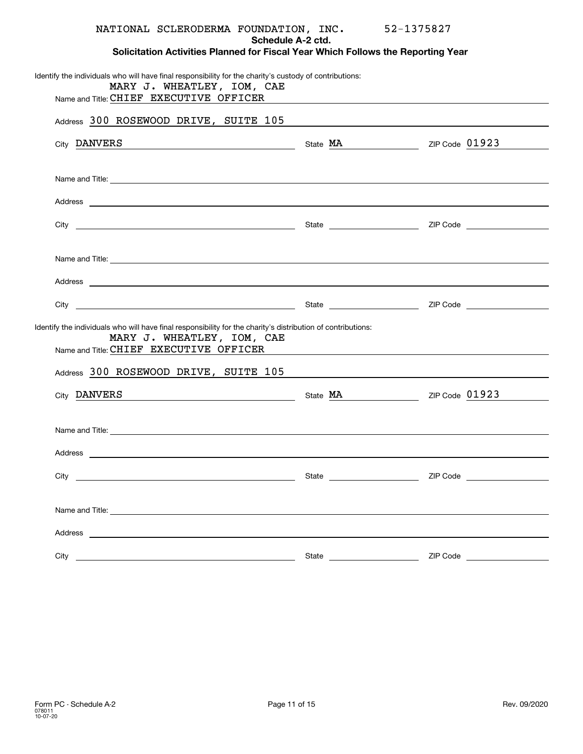NATIONAL SCLERODERMA FOUNDATION, INC. 52-1375827

**Schedule A-2 ctd.**

**Solicitation Activities Planned for Fiscal Year Which Follows the Reporting Year**

Identify the individuals who will have final responsibility for the charity's custody of contributions:

Name and Title: MARY J. WHEATLEY, IOM, CAE CHIEF EXECUTIVE OFFICER

Address 300 ROSEWOOD DRIVE, SUITE 105

City DANVERS State MA ZIP Code 01923

Name and Title:

Address

City State ZIP Code

Name and Title:

Address

City State ZIP Code

Identify the individuals who will have final responsibility for the charity's distribution of contributions:

Name and Title: MARY J. WHEATLEY, IOM, CAE CHIEF EXECUTIVE OFFICER

Address 300 ROSEWOOD DRIVE, SUITE 105

City DANVERS State MA ZIP Code 01923

Name and Title:

Address

City State ZIP Code

Name and Title:

Address

City State ZIP Code

Form PC - Schedule A-2 078011 10-07-20 Rev. 09/2020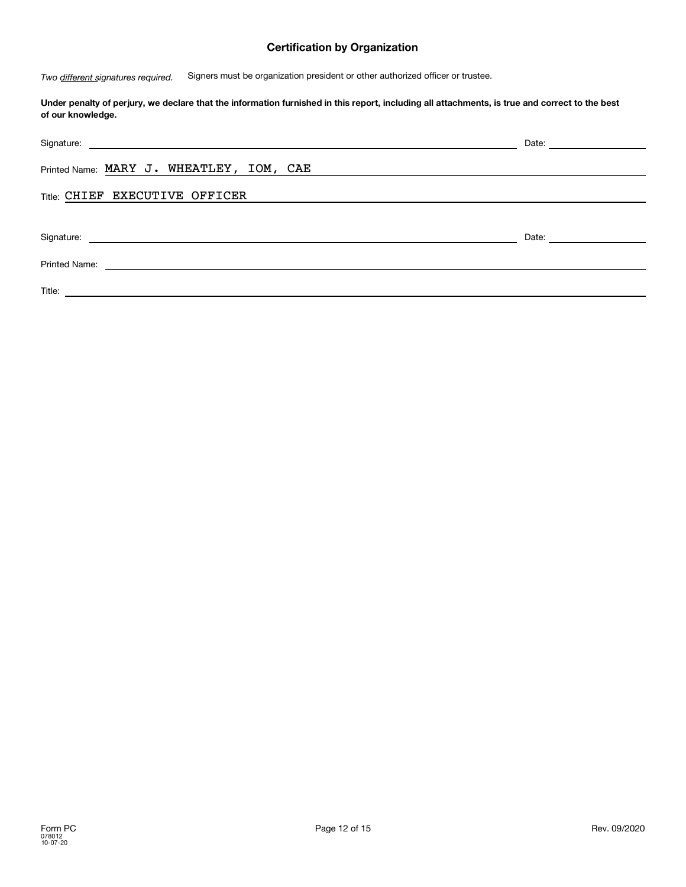## Certification by Organization

*Two different signatures required.* Signers must be organization president or other authorized officer or trustee.

**Under penalty of perjury, we declare that the information furnished in this report, including all attachments, is true and correct to the best of our knowledge.**

Signature: ______________________________ Date: ______________

Printed Name: MARY J. WHEATLEY, IOM, CAE

Title: CHIEF EXECUTIVE OFFICER

Signature: ______________________________ Date: ______________

Printed Name: ______________________________

Title: ______________________________

Form PC
078012
10-07-20

Rev. 09/2020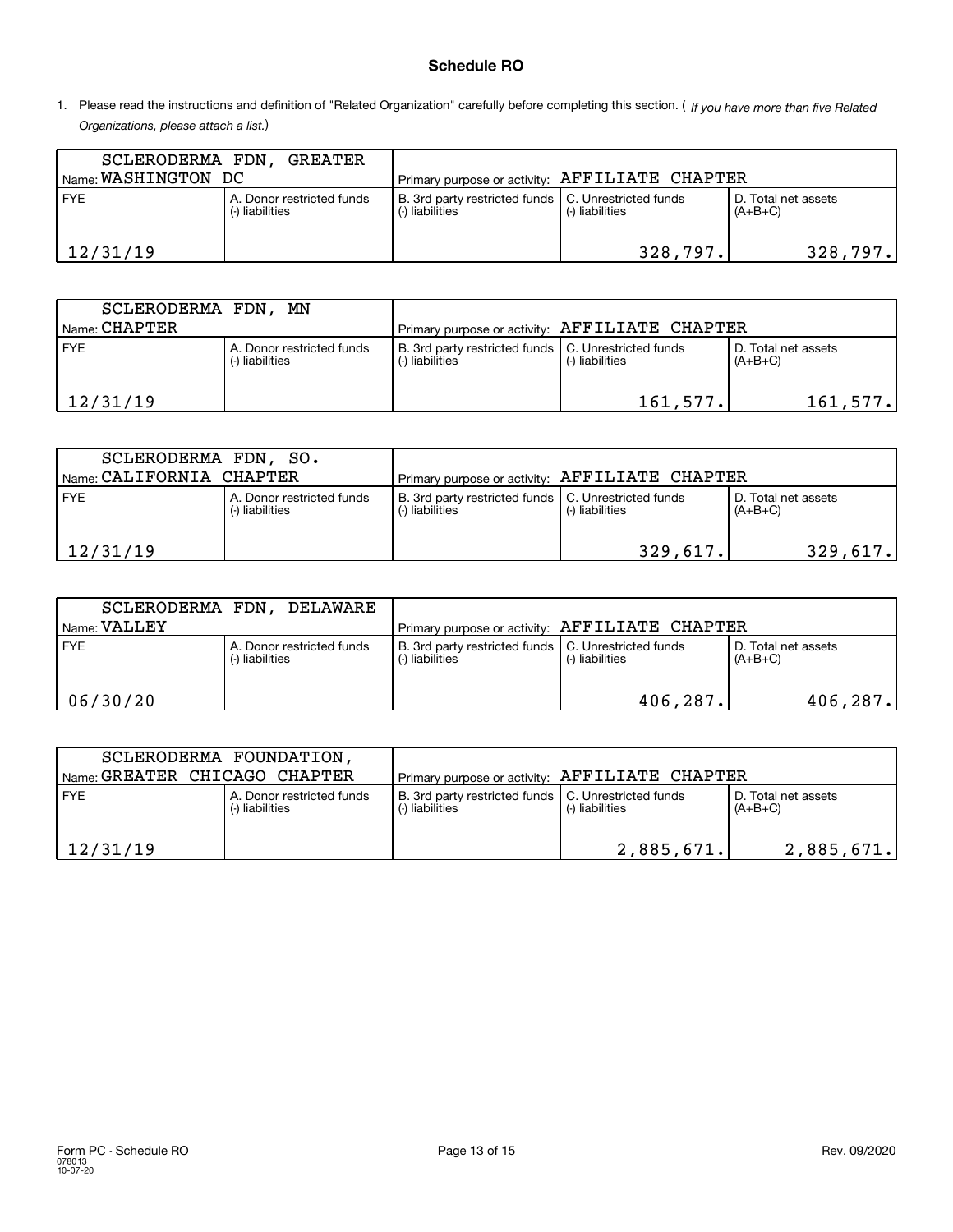## Schedule RO

1. Please read the instructions and definition of "Related Organization" carefully before completing this section. ( *If you have more than five Related Organizations, please attach a list.*)

| Name: SCLERODERMA FDN, GREATER WASHINGTON DC | Primary purpose or activity: AFFILIATE CHAPTER | | | |
|---|---|---|---|---|
| FYE | A. Donor restricted funds (-) liabilities | B. 3rd party restricted funds (-) liabilities | C. Unrestricted funds (-) liabilities | D. Total net assets (A+B+C) |
| 12/31/19 | | | 328,797. | 328,797. |

| Name: SCLERODERMA FDN, MN CHAPTER | Primary purpose or activity: AFFILIATE CHAPTER | | | |
|---|---|---|---|---|
| FYE | A. Donor restricted funds (-) liabilities | B. 3rd party restricted funds (-) liabilities | C. Unrestricted funds (-) liabilities | D. Total net assets (A+B+C) |
| 12/31/19 | | | 161,577. | 161,577. |

| Name: SCLERODERMA FDN, SO. CALIFORNIA CHAPTER | Primary purpose or activity: AFFILIATE CHAPTER | | | |
|---|---|---|---|---|
| FYE | A. Donor restricted funds (-) liabilities | B. 3rd party restricted funds (-) liabilities | C. Unrestricted funds (-) liabilities | D. Total net assets (A+B+C) |
| 12/31/19 | | | 329,617. | 329,617. |

| Name: SCLERODERMA FDN, DELAWARE VALLEY | Primary purpose or activity: AFFILIATE CHAPTER | | | |
|---|---|---|---|---|
| FYE | A. Donor restricted funds (-) liabilities | B. 3rd party restricted funds (-) liabilities | C. Unrestricted funds (-) liabilities | D. Total net assets (A+B+C) |
| 06/30/20 | | | 406,287. | 406,287. |

| Name: SCLERODERMA FOUNDATION, GREATER CHICAGO CHAPTER | Primary purpose or activity: AFFILIATE CHAPTER | | | |
|---|---|---|---|---|
| FYE | A. Donor restricted funds (-) liabilities | B. 3rd party restricted funds (-) liabilities | C. Unrestricted funds (-) liabilities | D. Total net assets (A+B+C) |
| 12/31/19 | | | 2,885,671. | 2,885,671. |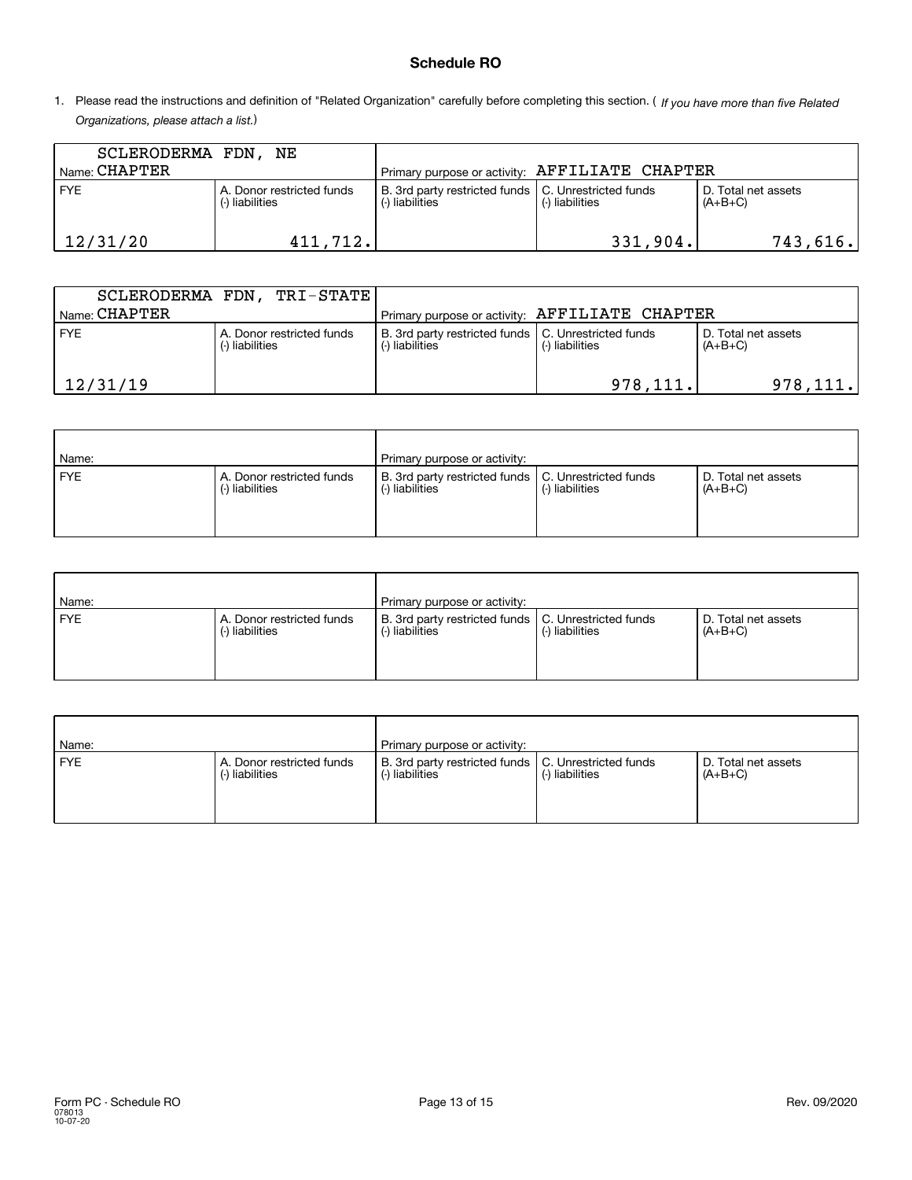## Schedule RO

1. Please read the instructions and definition of "Related Organization" carefully before completing this section. ( *If you have more than five Related Organizations, please attach a list.*)

| Name: SCLERODERMA FDN, NE CHAPTER | | Primary purpose or activity: AFFILIATE CHAPTER | | |
|---|---|---|---|---|
| FYE | A. Donor restricted funds (-) liabilities | B. 3rd party restricted funds (-) liabilities | C. Unrestricted funds (-) liabilities | D. Total net assets (A+B+C) |
| 12/31/20 | 411,712. | | 331,904. | 743,616. |

| Name: SCLERODERMA FDN, TRI-STATE CHAPTER | | Primary purpose or activity: AFFILIATE CHAPTER | | |
|---|---|---|---|---|
| FYE | A. Donor restricted funds (-) liabilities | B. 3rd party restricted funds (-) liabilities | C. Unrestricted funds (-) liabilities | D. Total net assets (A+B+C) |
| 12/31/19 | | | 978,111. | 978,111. |

| Name: | | Primary purpose or activity: | | |
|---|---|---|---|---|
| FYE | A. Donor restricted funds (-) liabilities | B. 3rd party restricted funds (-) liabilities | C. Unrestricted funds (-) liabilities | D. Total net assets (A+B+C) |
| | | | | |

| Name: | | Primary purpose or activity: | | |
|---|---|---|---|---|
| FYE | A. Donor restricted funds (-) liabilities | B. 3rd party restricted funds (-) liabilities | C. Unrestricted funds (-) liabilities | D. Total net assets (A+B+C) |
| | | | | |

| Name: | | Primary purpose or activity: | | |
|---|---|---|---|---|
| FYE | A. Donor restricted funds (-) liabilities | B. 3rd party restricted funds (-) liabilities | C. Unrestricted funds (-) liabilities | D. Total net assets (A+B+C) |
| | | | | |

Form PC - Schedule RO
078013
10-07-20

Rev. 09/2020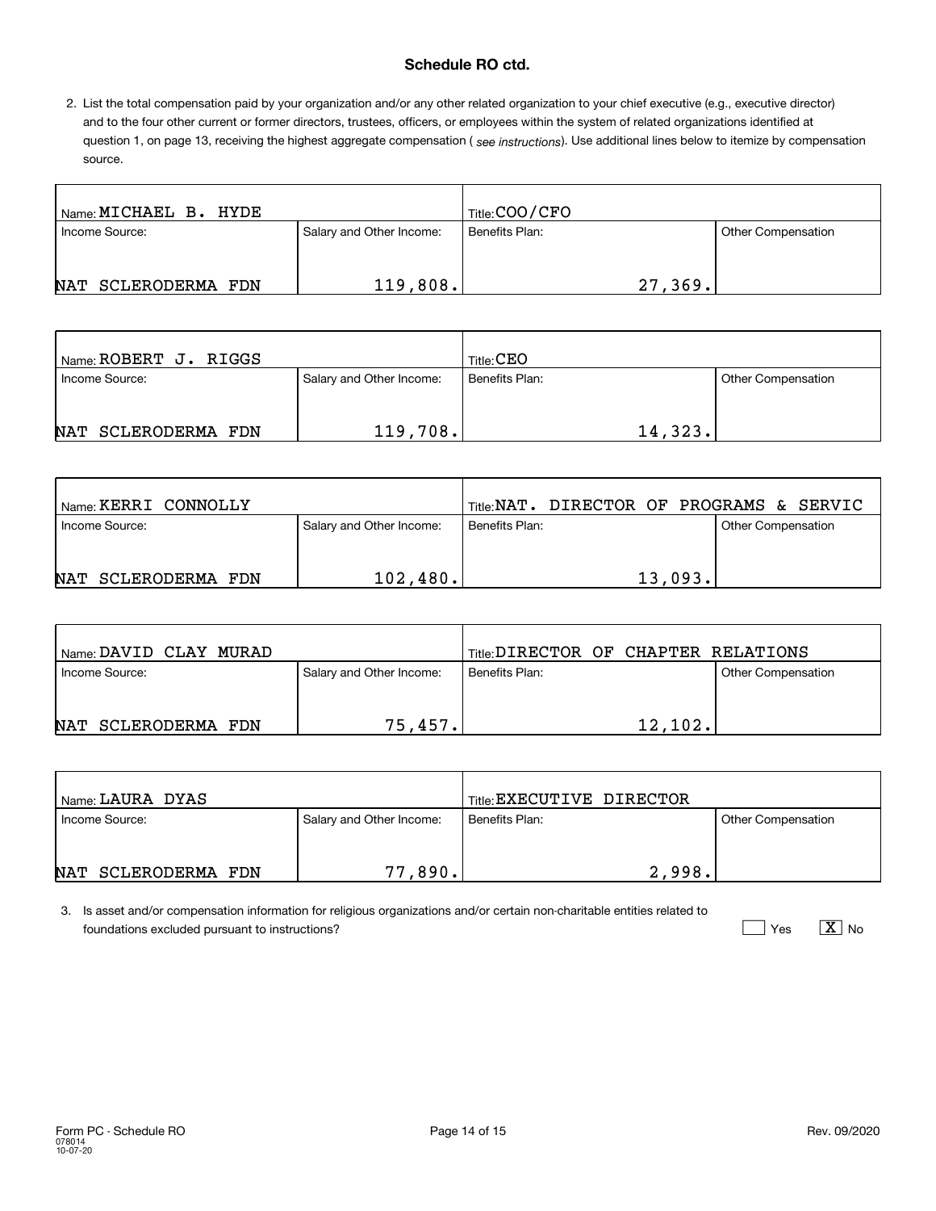## Schedule RO ctd.

2. List the total compensation paid by your organization and/or any other related organization to your chief executive (e.g., executive director) and to the four other current or former directors, trustees, officers, or employees within the system of related organizations identified at question 1, on page 13, receiving the highest aggregate compensation ( *see instructions*). Use additional lines below to itemize by compensation source.

| Name: MICHAEL B. HYDE | | Title: COO/CFO | |
|---|---|---|---|
| Income Source: | Salary and Other Income: | Benefits Plan: | Other Compensation |
| NAT SCLERODERMA FDN | 119,808. | 27,369. | |

| Name: ROBERT J. RIGGS | | Title: CEO | |
|---|---|---|---|
| Income Source: | Salary and Other Income: | Benefits Plan: | Other Compensation |
| NAT SCLERODERMA FDN | 119,708. | 14,323. | |

| Name: KERRI CONNOLLY | | Title: NAT. DIRECTOR OF PROGRAMS & SERVIC | |
|---|---|---|---|
| Income Source: | Salary and Other Income: | Benefits Plan: | Other Compensation |
| NAT SCLERODERMA FDN | 102,480. | 13,093. | |

| Name: DAVID CLAY MURAD | | Title: DIRECTOR OF CHAPTER RELATIONS | |
|---|---|---|---|
| Income Source: | Salary and Other Income: | Benefits Plan: | Other Compensation |
| NAT SCLERODERMA FDN | 75,457. | 12,102. | |

| Name: LAURA DYAS | | Title: EXECUTIVE DIRECTOR | |
|---|---|---|---|
| Income Source: | Salary and Other Income: | Benefits Plan: | Other Compensation |
| NAT SCLERODERMA FDN | 77,890. | 2,998. | |

3. Is asset and/or compensation information for religious organizations and/or certain non-charitable entities related to foundations excluded pursuant to instructions? ☐ Yes ☒ No

Form PC - Schedule RO
078014
10-07-20

Rev. 09/2020